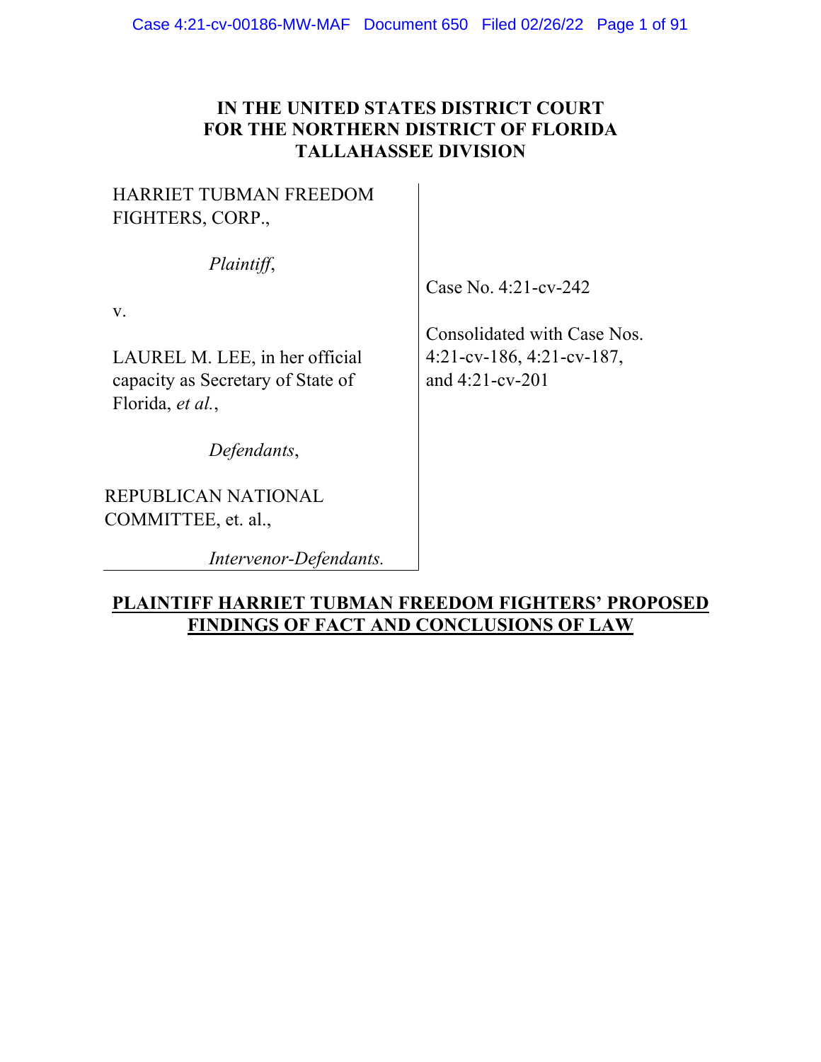**IN THE UNITED STATES DISTRICT COURT**
**FOR THE NORTHERN DISTRICT OF FLORIDA**
**TALLAHASSEE DIVISION**

| | |
|---|---|
| HARRIET TUBMAN FREEDOM FIGHTERS, CORP.,<br><br>*Plaintiff*,<br><br>v.<br><br>LAUREL M. LEE, in her official capacity as Secretary of State of Florida, *et al.*,<br><br>*Defendants*,<br><br>REPUBLICAN NATIONAL COMMITTEE, et. al.,<br><br>*Intervenor-Defendants.* | Case No. 4:21-cv-242<br><br>Consolidated with Case Nos. 4:21-cv-186, 4:21-cv-187, and 4:21-cv-201 |

**PLAINTIFF HARRIET TUBMAN FREEDOM FIGHTERS' PROPOSED FINDINGS OF FACT AND CONCLUSIONS OF LAW**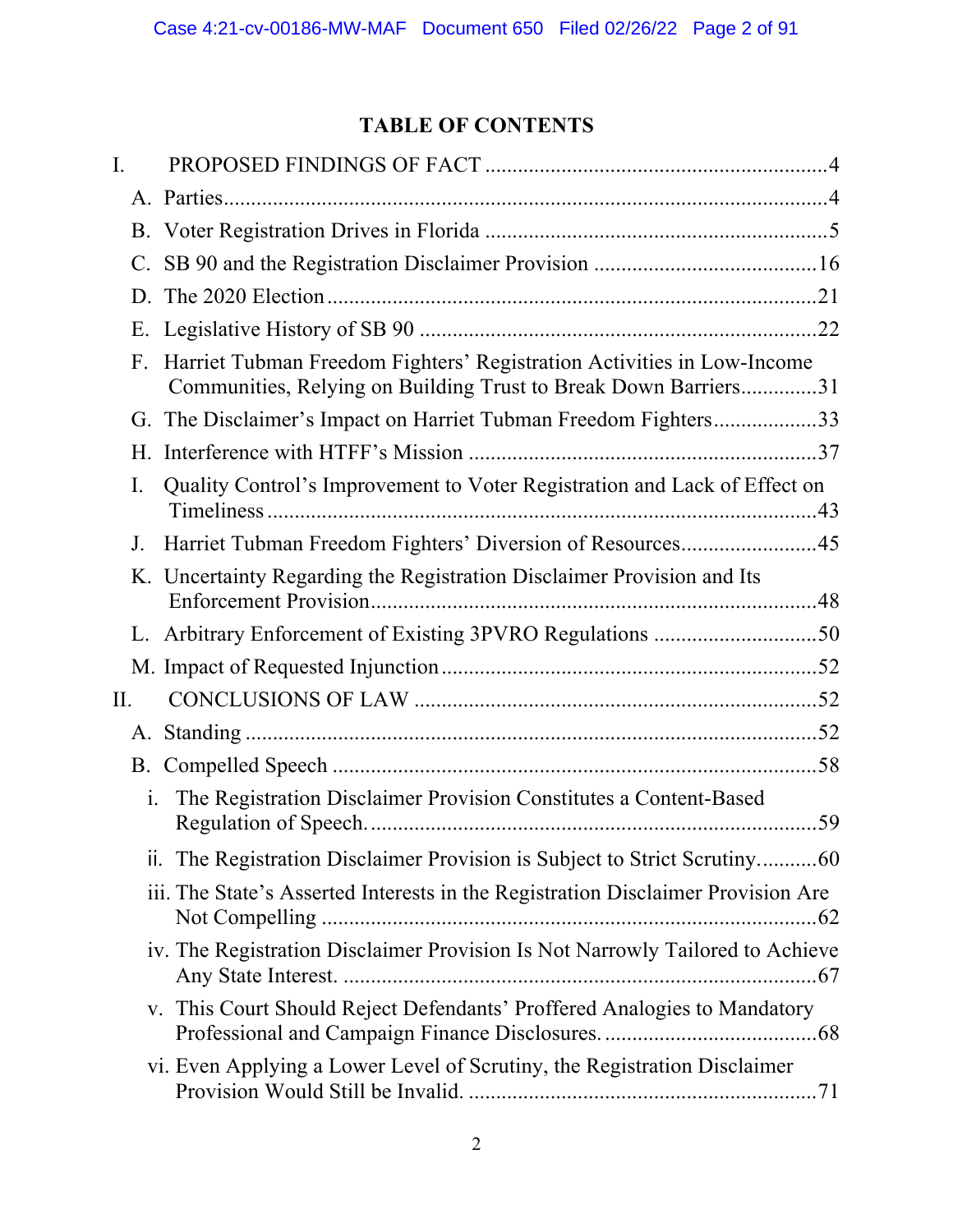# TABLE OF CONTENTS

I. PROPOSED FINDINGS OF FACT .............................................................4

A. Parties.............................................................................................4

B. Voter Registration Drives in Florida .............................................................5

C. SB 90 and the Registration Disclaimer Provision ........................................16

D. The 2020 Election.........................................................................................21

E. Legislative History of SB 90 .......................................................................22

F. Harriet Tubman Freedom Fighters' Registration Activities in Low-Income Communities, Relying on Building Trust to Break Down Barriers.............31

G. The Disclaimer's Impact on Harriet Tubman Freedom Fighters...................33

H. Interference with HTFF's Mission ...............................................................37

I. Quality Control's Improvement to Voter Registration and Lack of Effect on Timeliness....................................................................................................43

J. Harriet Tubman Freedom Fighters' Diversion of Resources.........................45

K. Uncertainty Regarding the Registration Disclaimer Provision and Its Enforcement Provision.................................................................................48

L. Arbitrary Enforcement of Existing 3PVRO Regulations ..............................50

M. Impact of Requested Injunction....................................................................52

II. CONCLUSIONS OF LAW .........................................................................52

A. Standing .......................................................................................................52

B. Compelled Speech ........................................................................................58

i. The Registration Disclaimer Provision Constitutes a Content-Based Regulation of Speech. ................................................................................59

ii. The Registration Disclaimer Provision is Subject to Strict Scrutiny...........60

iii. The State's Asserted Interests in the Registration Disclaimer Provision Are Not Compelling ........................................................................................62

iv. The Registration Disclaimer Provision Is Not Narrowly Tailored to Achieve Any State Interest. .......................................................................................67

v. This Court Should Reject Defendants' Proffered Analogies to Mandatory Professional and Campaign Finance Disclosures. .......................................68

vi. Even Applying a Lower Level of Scrutiny, the Registration Disclaimer Provision Would Still be Invalid. ...............................................................71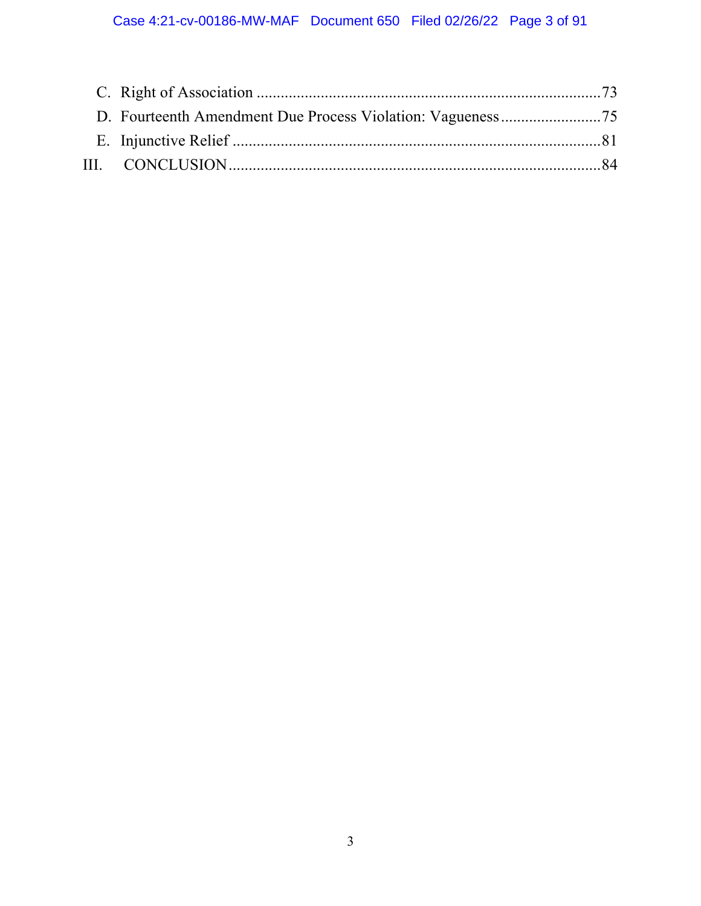C. Right of Association .....................................................................................73

D. Fourteenth Amendment Due Process Violation: Vagueness .........................75

E. Injunctive Relief ............................................................................................81

III. CONCLUSION .............................................................................................84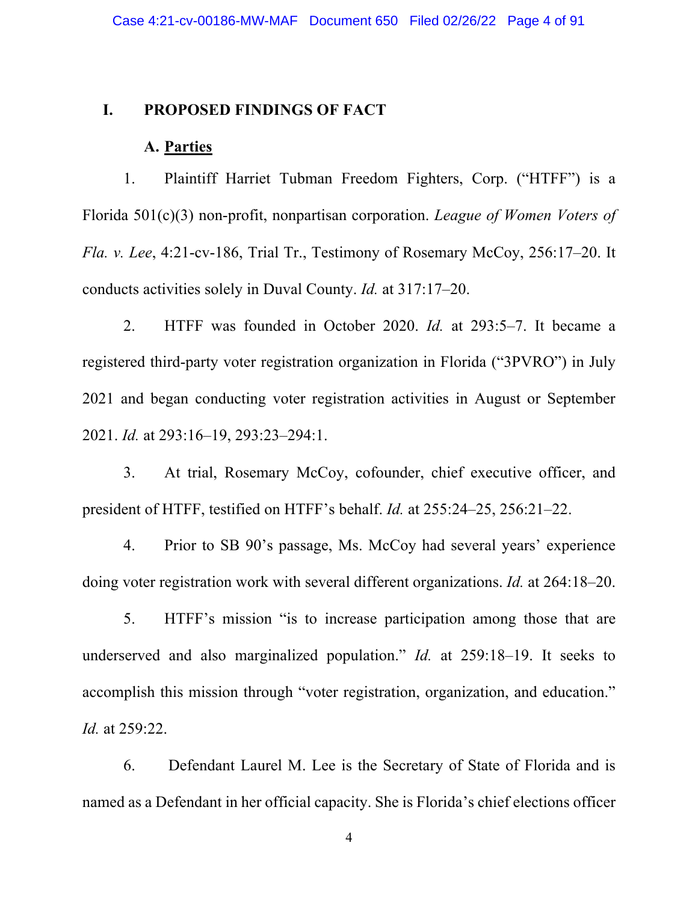## I. PROPOSED FINDINGS OF FACT

### A. Parties

1. Plaintiff Harriet Tubman Freedom Fighters, Corp. ("HTFF") is a Florida 501(c)(3) non-profit, nonpartisan corporation. *League of Women Voters of Fla. v. Lee*, 4:21-cv-186, Trial Tr., Testimony of Rosemary McCoy, 256:17–20. It conducts activities solely in Duval County. *Id.* at 317:17–20.

2. HTFF was founded in October 2020. *Id.* at 293:5–7. It became a registered third-party voter registration organization in Florida ("3PVRO") in July 2021 and began conducting voter registration activities in August or September 2021. *Id.* at 293:16–19, 293:23–294:1.

3. At trial, Rosemary McCoy, cofounder, chief executive officer, and president of HTFF, testified on HTFF's behalf. *Id.* at 255:24–25, 256:21–22.

4. Prior to SB 90's passage, Ms. McCoy had several years' experience doing voter registration work with several different organizations. *Id.* at 264:18–20.

5. HTFF's mission "is to increase participation among those that are underserved and also marginalized population." *Id.* at 259:18–19. It seeks to accomplish this mission through "voter registration, organization, and education." *Id.* at 259:22.

6. Defendant Laurel M. Lee is the Secretary of State of Florida and is named as a Defendant in her official capacity. She is Florida's chief elections officer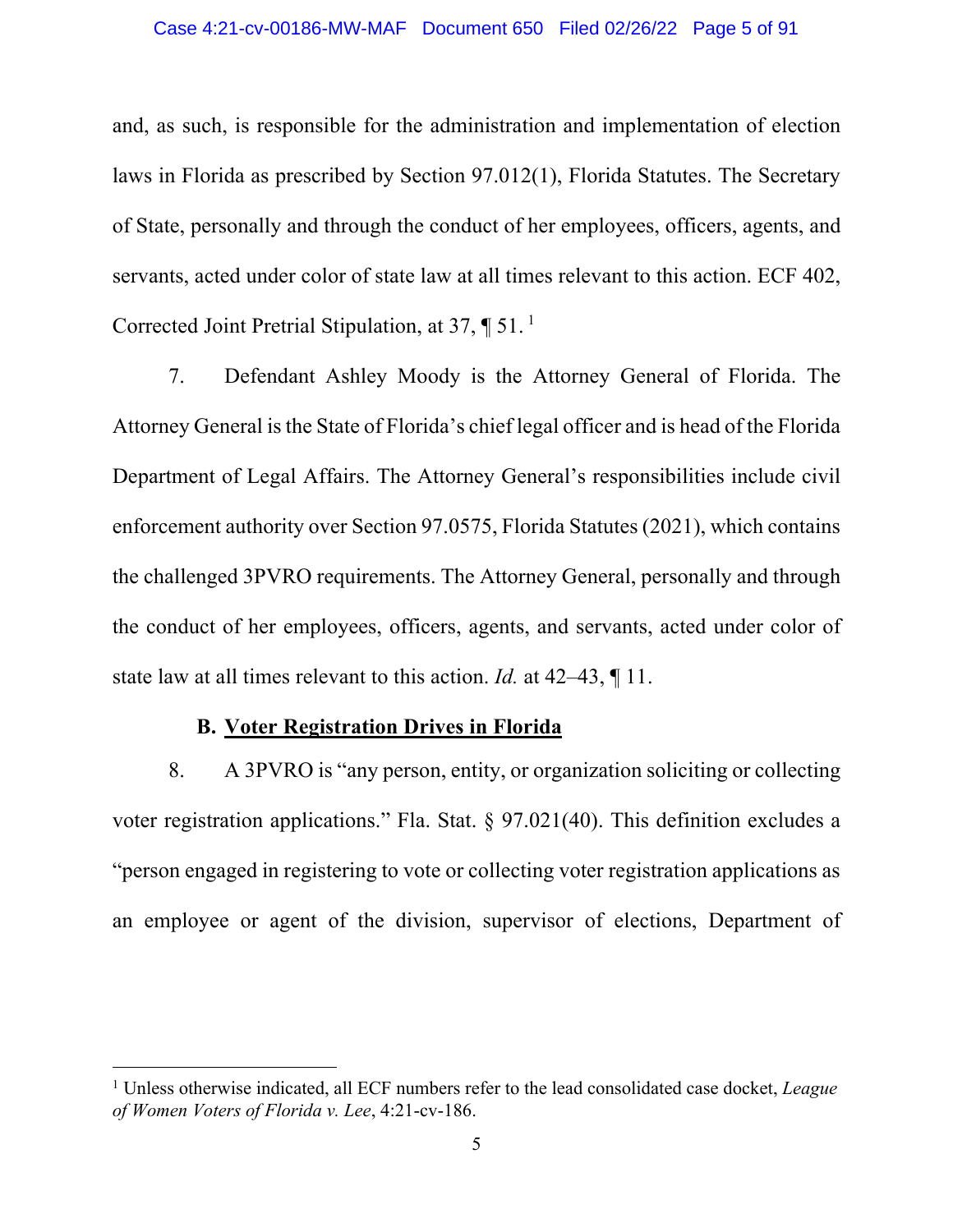and, as such, is responsible for the administration and implementation of election laws in Florida as prescribed by Section 97.012(1), Florida Statutes. The Secretary of State, personally and through the conduct of her employees, officers, agents, and servants, acted under color of state law at all times relevant to this action. ECF 402, Corrected Joint Pretrial Stipulation, at 37, ¶ 51. [1]

7. Defendant Ashley Moody is the Attorney General of Florida. The Attorney General is the State of Florida's chief legal officer and is head of the Florida Department of Legal Affairs. The Attorney General's responsibilities include civil enforcement authority over Section 97.0575, Florida Statutes (2021), which contains the challenged 3PVRO requirements. The Attorney General, personally and through the conduct of her employees, officers, agents, and servants, acted under color of state law at all times relevant to this action. *Id.* at 42–43, ¶ 11.

### B. Voter Registration Drives in Florida

8. A 3PVRO is "any person, entity, or organization soliciting or collecting voter registration applications." Fla. Stat. § 97.021(40). This definition excludes a "person engaged in registering to vote or collecting voter registration applications as an employee or agent of the division, supervisor of elections, Department of

---

[1] Unless otherwise indicated, all ECF numbers refer to the lead consolidated case docket, *League of Women Voters of Florida v. Lee*, 4:21-cv-186.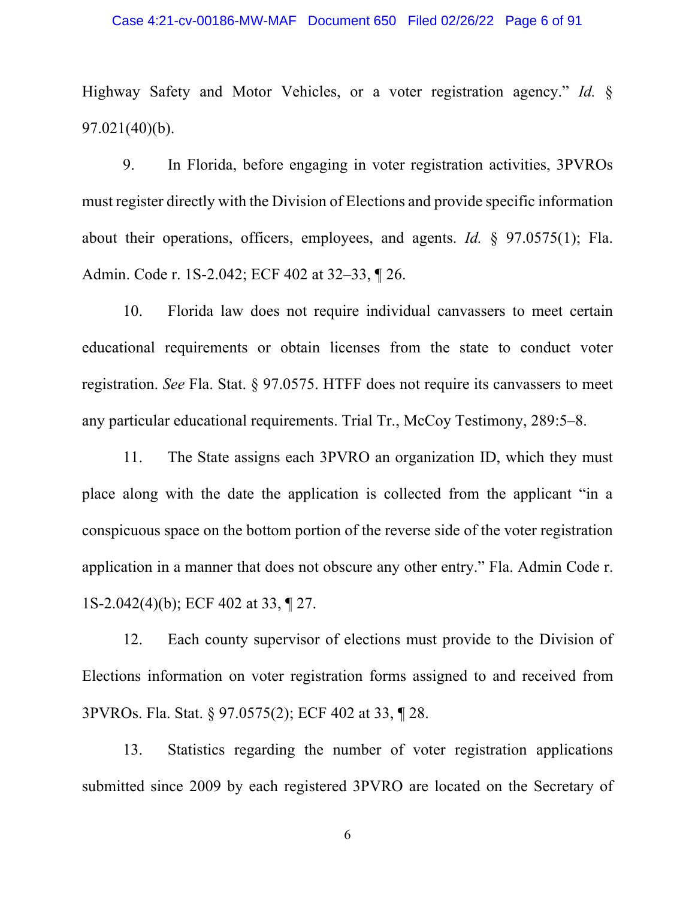Highway Safety and Motor Vehicles, or a voter registration agency." *Id.* § 97.021(40)(b).

9. In Florida, before engaging in voter registration activities, 3PVROs must register directly with the Division of Elections and provide specific information about their operations, officers, employees, and agents. *Id.* § 97.0575(1); Fla. Admin. Code r. 1S-2.042; ECF 402 at 32–33, ¶ 26.

10. Florida law does not require individual canvassers to meet certain educational requirements or obtain licenses from the state to conduct voter registration. *See* Fla. Stat. § 97.0575. HTFF does not require its canvassers to meet any particular educational requirements. Trial Tr., McCoy Testimony, 289:5–8.

11. The State assigns each 3PVRO an organization ID, which they must place along with the date the application is collected from the applicant "in a conspicuous space on the bottom portion of the reverse side of the voter registration application in a manner that does not obscure any other entry." Fla. Admin Code r. 1S-2.042(4)(b); ECF 402 at 33, ¶ 27.

12. Each county supervisor of elections must provide to the Division of Elections information on voter registration forms assigned to and received from 3PVROs. Fla. Stat. § 97.0575(2); ECF 402 at 33, ¶ 28.

13. Statistics regarding the number of voter registration applications submitted since 2009 by each registered 3PVRO are located on the Secretary of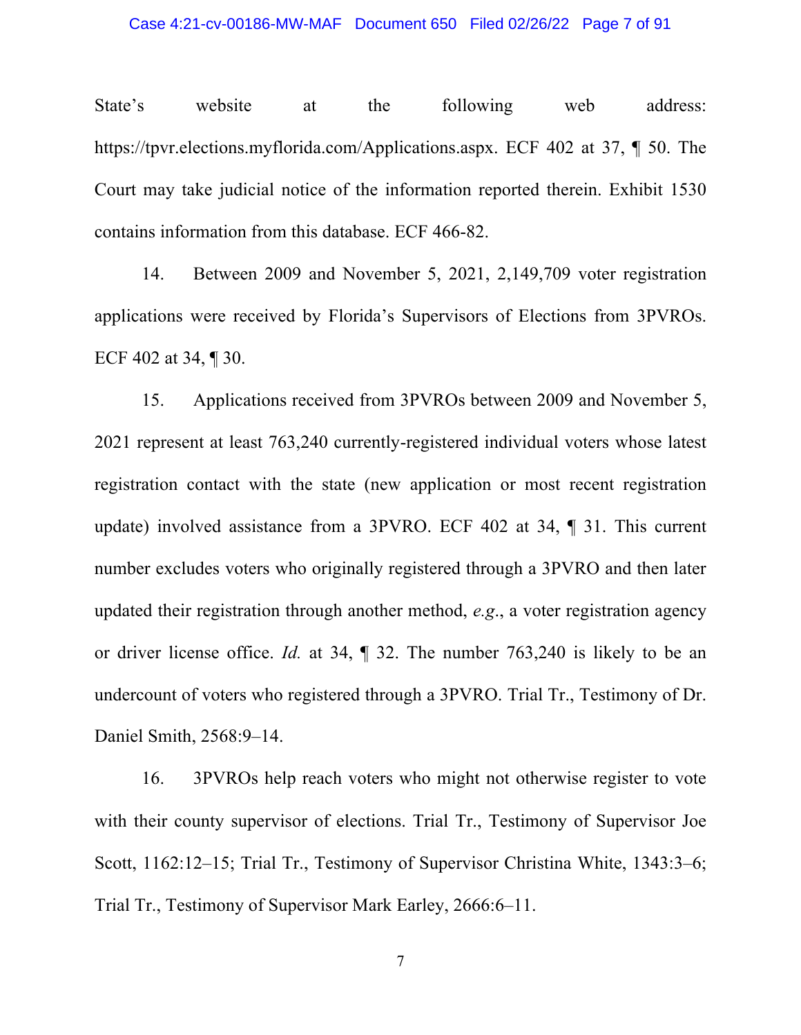State's website at the following web address: https://tpvr.elections.myflorida.com/Applications.aspx. ECF 402 at 37, ¶ 50. The Court may take judicial notice of the information reported therein. Exhibit 1530 contains information from this database. ECF 466-82.

14. Between 2009 and November 5, 2021, 2,149,709 voter registration applications were received by Florida's Supervisors of Elections from 3PVROs. ECF 402 at 34, ¶ 30.

15. Applications received from 3PVROs between 2009 and November 5, 2021 represent at least 763,240 currently-registered individual voters whose latest registration contact with the state (new application or most recent registration update) involved assistance from a 3PVRO. ECF 402 at 34, ¶ 31. This current number excludes voters who originally registered through a 3PVRO and then later updated their registration through another method, *e.g.*, a voter registration agency or driver license office. *Id.* at 34, ¶ 32. The number 763,240 is likely to be an undercount of voters who registered through a 3PVRO. Trial Tr., Testimony of Dr. Daniel Smith, 2568:9–14.

16. 3PVROs help reach voters who might not otherwise register to vote with their county supervisor of elections. Trial Tr., Testimony of Supervisor Joe Scott, 1162:12–15; Trial Tr., Testimony of Supervisor Christina White, 1343:3–6; Trial Tr., Testimony of Supervisor Mark Earley, 2666:6–11.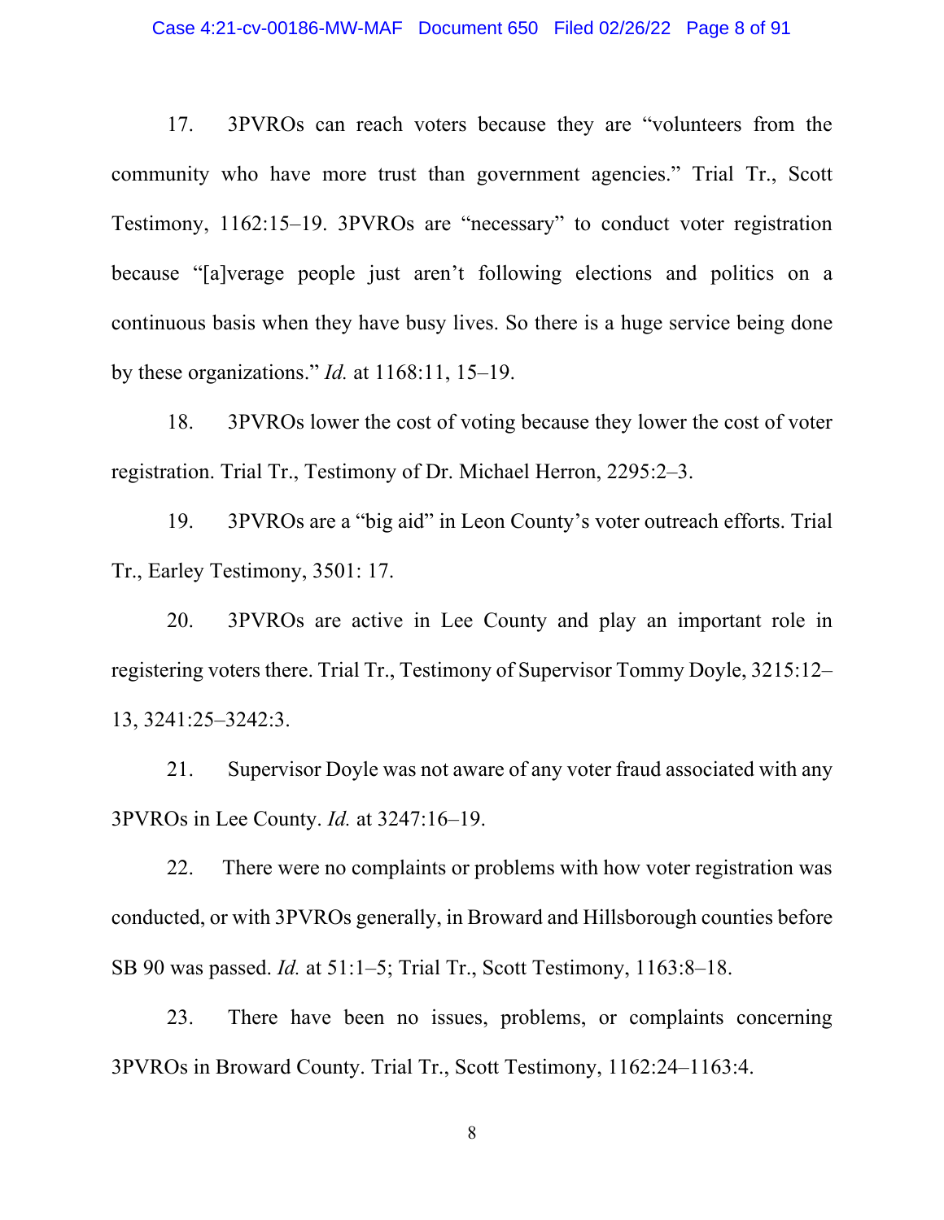17. 3PVROs can reach voters because they are "volunteers from the community who have more trust than government agencies." Trial Tr., Scott Testimony, 1162:15–19. 3PVROs are "necessary" to conduct voter registration because "[a]verage people just aren't following elections and politics on a continuous basis when they have busy lives. So there is a huge service being done by these organizations." *Id.* at 1168:11, 15–19.

18. 3PVROs lower the cost of voting because they lower the cost of voter registration. Trial Tr., Testimony of Dr. Michael Herron, 2295:2–3.

19. 3PVROs are a "big aid" in Leon County's voter outreach efforts. Trial Tr., Earley Testimony, 3501: 17.

20. 3PVROs are active in Lee County and play an important role in registering voters there. Trial Tr., Testimony of Supervisor Tommy Doyle, 3215:12–13, 3241:25–3242:3.

21. Supervisor Doyle was not aware of any voter fraud associated with any 3PVROs in Lee County. *Id.* at 3247:16–19.

22. There were no complaints or problems with how voter registration was conducted, or with 3PVROs generally, in Broward and Hillsborough counties before SB 90 was passed. *Id.* at 51:1–5; Trial Tr., Scott Testimony, 1163:8–18.

23. There have been no issues, problems, or complaints concerning 3PVROs in Broward County. Trial Tr., Scott Testimony, 1162:24–1163:4.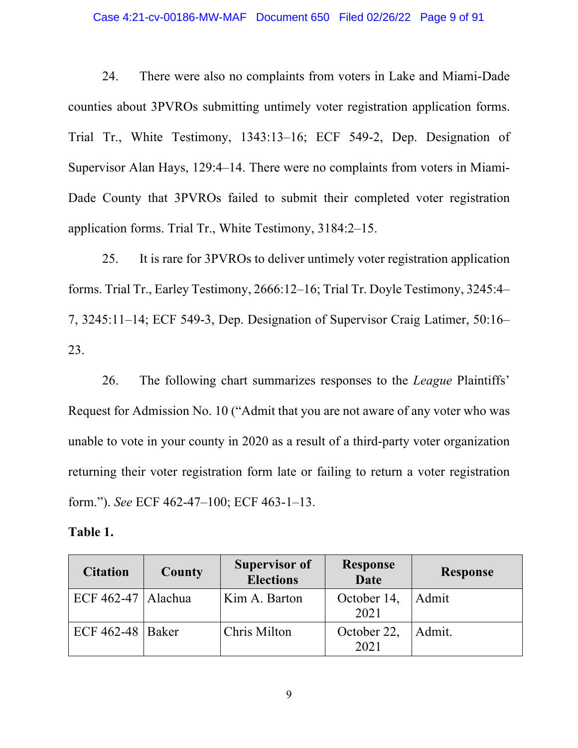24. There were also no complaints from voters in Lake and Miami-Dade counties about 3PVROs submitting untimely voter registration application forms. Trial Tr., White Testimony, 1343:13–16; ECF 549-2, Dep. Designation of Supervisor Alan Hays, 129:4–14. There were no complaints from voters in Miami-Dade County that 3PVROs failed to submit their completed voter registration application forms. Trial Tr., White Testimony, 3184:2–15.

25. It is rare for 3PVROs to deliver untimely voter registration application forms. Trial Tr., Earley Testimony, 2666:12–16; Trial Tr. Doyle Testimony, 3245:4–7, 3245:11–14; ECF 549-3, Dep. Designation of Supervisor Craig Latimer, 50:16–23.

26. The following chart summarizes responses to the *League* Plaintiffs' Request for Admission No. 10 ("Admit that you are not aware of any voter who was unable to vote in your county in 2020 as a result of a third-party voter organization returning their voter registration form late or failing to return a voter registration form."). *See* ECF 462-47–100; ECF 463-1–13.

**Table 1.**

| Citation | County | Supervisor of Elections | Response Date | Response |
|---|---|---|---|---|
| ECF 462-47 | Alachua | Kim A. Barton | October 14, 2021 | Admit |
| ECF 462-48 | Baker | Chris Milton | October 22, 2021 | Admit. |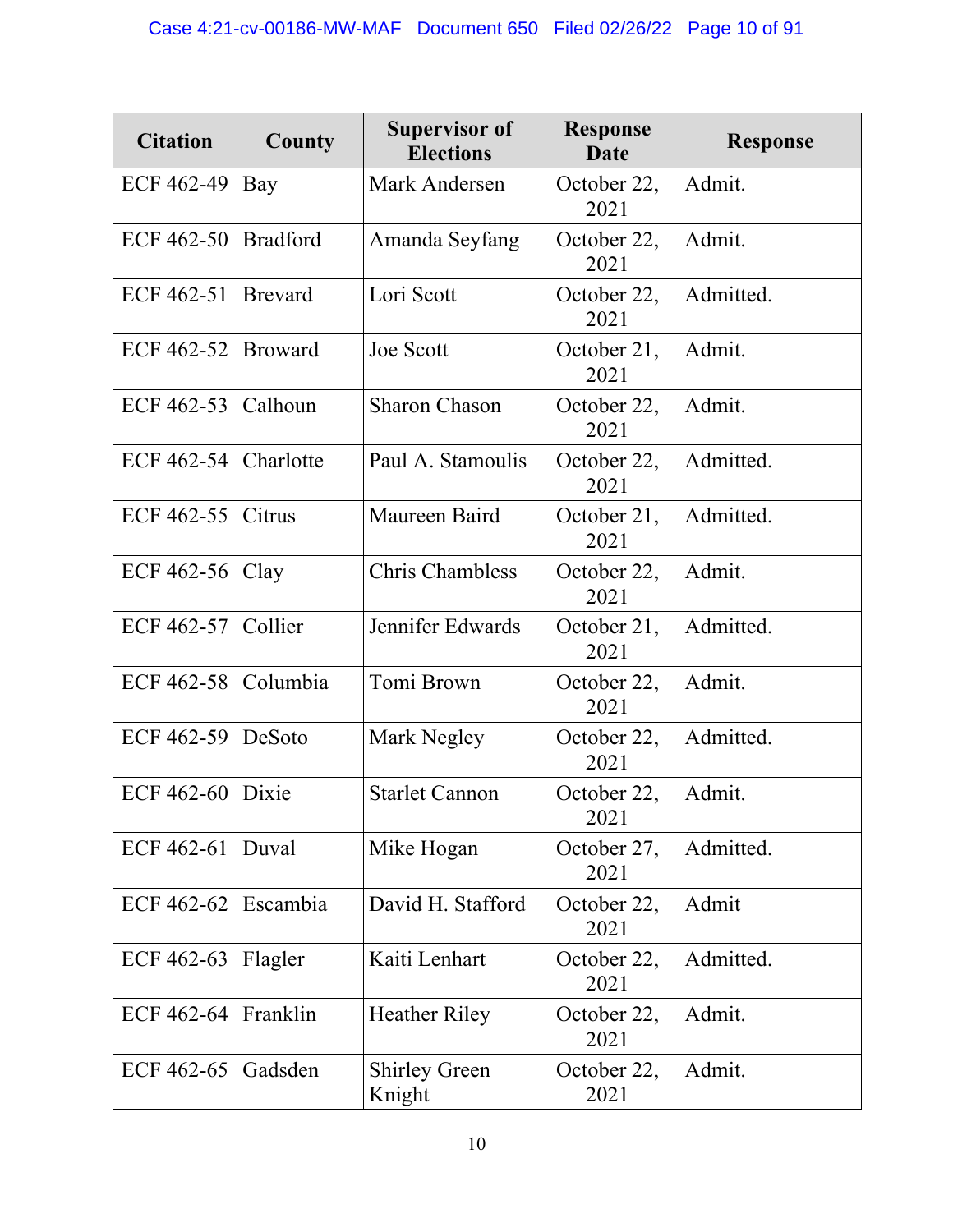| Citation | County | Supervisor of Elections | Response Date | Response |
|---|---|---|---|---|
| ECF 462-49 | Bay | Mark Andersen | October 22, 2021 | Admit. |
| ECF 462-50 | Bradford | Amanda Seyfang | October 22, 2021 | Admit. |
| ECF 462-51 | Brevard | Lori Scott | October 22, 2021 | Admitted. |
| ECF 462-52 | Broward | Joe Scott | October 21, 2021 | Admit. |
| ECF 462-53 | Calhoun | Sharon Chason | October 22, 2021 | Admit. |
| ECF 462-54 | Charlotte | Paul A. Stamoulis | October 22, 2021 | Admitted. |
| ECF 462-55 | Citrus | Maureen Baird | October 21, 2021 | Admitted. |
| ECF 462-56 | Clay | Chris Chambless | October 22, 2021 | Admit. |
| ECF 462-57 | Collier | Jennifer Edwards | October 21, 2021 | Admitted. |
| ECF 462-58 | Columbia | Tomi Brown | October 22, 2021 | Admit. |
| ECF 462-59 | DeSoto | Mark Negley | October 22, 2021 | Admitted. |
| ECF 462-60 | Dixie | Starlet Cannon | October 22, 2021 | Admit. |
| ECF 462-61 | Duval | Mike Hogan | October 27, 2021 | Admitted. |
| ECF 462-62 | Escambia | David H. Stafford | October 22, 2021 | Admit |
| ECF 462-63 | Flagler | Kaiti Lenhart | October 22, 2021 | Admitted. |
| ECF 462-64 | Franklin | Heather Riley | October 22, 2021 | Admit. |
| ECF 462-65 | Gadsden | Shirley Green Knight | October 22, 2021 | Admit. |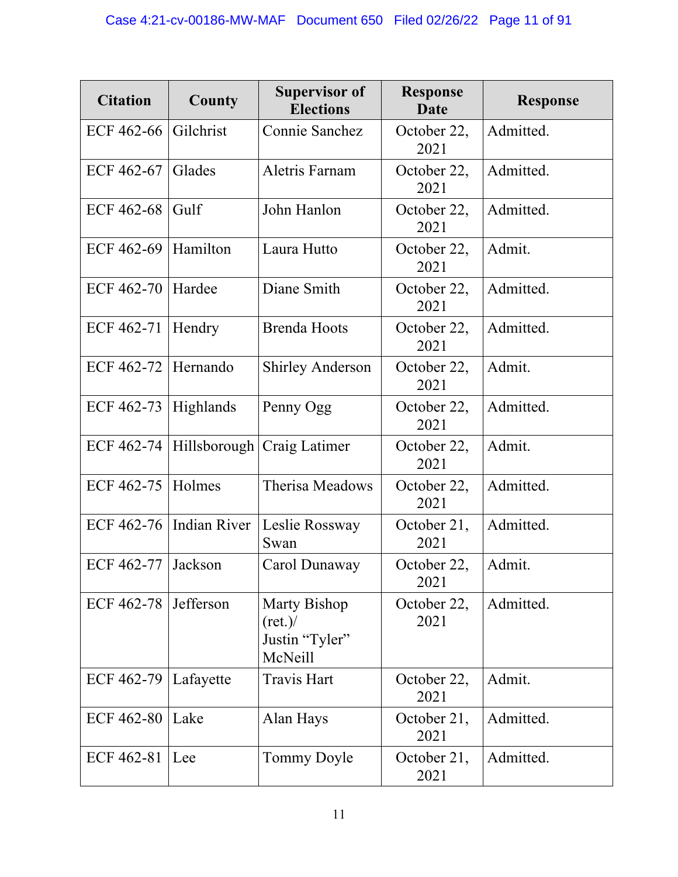| Citation | County | Supervisor of Elections | Response Date | Response |
|---|---|---|---|---|
| ECF 462-66 | Gilchrist | Connie Sanchez | October 22, 2021 | Admitted. |
| ECF 462-67 | Glades | Aletris Farnam | October 22, 2021 | Admitted. |
| ECF 462-68 | Gulf | John Hanlon | October 22, 2021 | Admitted. |
| ECF 462-69 | Hamilton | Laura Hutto | October 22, 2021 | Admit. |
| ECF 462-70 | Hardee | Diane Smith | October 22, 2021 | Admitted. |
| ECF 462-71 | Hendry | Brenda Hoots | October 22, 2021 | Admitted. |
| ECF 462-72 | Hernando | Shirley Anderson | October 22, 2021 | Admit. |
| ECF 462-73 | Highlands | Penny Ogg | October 22, 2021 | Admitted. |
| ECF 462-74 | Hillsborough | Craig Latimer | October 22, 2021 | Admit. |
| ECF 462-75 | Holmes | Therisa Meadows | October 22, 2021 | Admitted. |
| ECF 462-76 | Indian River | Leslie Rossway Swan | October 21, 2021 | Admitted. |
| ECF 462-77 | Jackson | Carol Dunaway | October 22, 2021 | Admit. |
| ECF 462-78 | Jefferson | Marty Bishop (ret.)/ Justin "Tyler" McNeill | October 22, 2021 | Admitted. |
| ECF 462-79 | Lafayette | Travis Hart | October 22, 2021 | Admit. |
| ECF 462-80 | Lake | Alan Hays | October 21, 2021 | Admitted. |
| ECF 462-81 | Lee | Tommy Doyle | October 21, 2021 | Admitted. |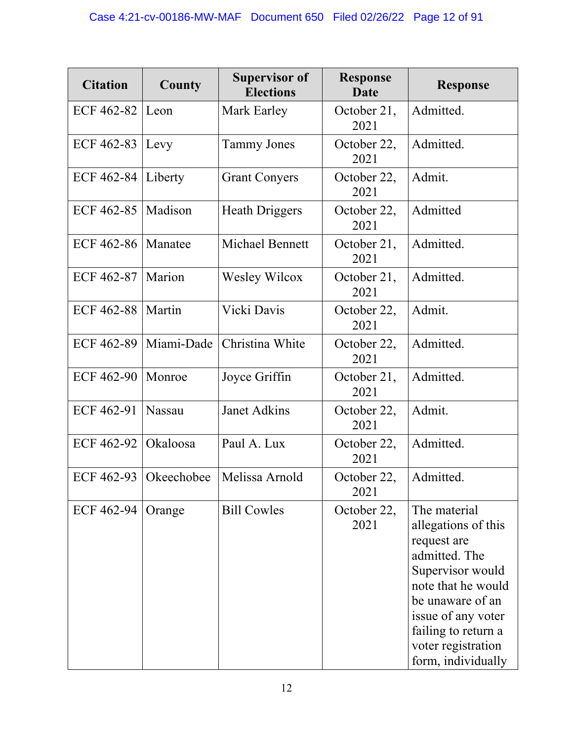| Citation | County | Supervisor of Elections | Response Date | Response |
|---|---|---|---|---|
| ECF 462-82 | Leon | Mark Earley | October 21, 2021 | Admitted. |
| ECF 462-83 | Levy | Tammy Jones | October 22, 2021 | Admitted. |
| ECF 462-84 | Liberty | Grant Conyers | October 22, 2021 | Admit. |
| ECF 462-85 | Madison | Heath Driggers | October 22, 2021 | Admitted |
| ECF 462-86 | Manatee | Michael Bennett | October 21, 2021 | Admitted. |
| ECF 462-87 | Marion | Wesley Wilcox | October 21, 2021 | Admitted. |
| ECF 462-88 | Martin | Vicki Davis | October 22, 2021 | Admit. |
| ECF 462-89 | Miami-Dade | Christina White | October 22, 2021 | Admitted. |
| ECF 462-90 | Monroe | Joyce Griffin | October 21, 2021 | Admitted. |
| ECF 462-91 | Nassau | Janet Adkins | October 22, 2021 | Admit. |
| ECF 462-92 | Okaloosa | Paul A. Lux | October 22, 2021 | Admitted. |
| ECF 462-93 | Okeechobee | Melissa Arnold | October 22, 2021 | Admitted. |
| ECF 462-94 | Orange | Bill Cowles | October 22, 2021 | The material allegations of this request are admitted. The Supervisor would note that he would be unaware of an issue of any voter failing to return a voter registration form, individually |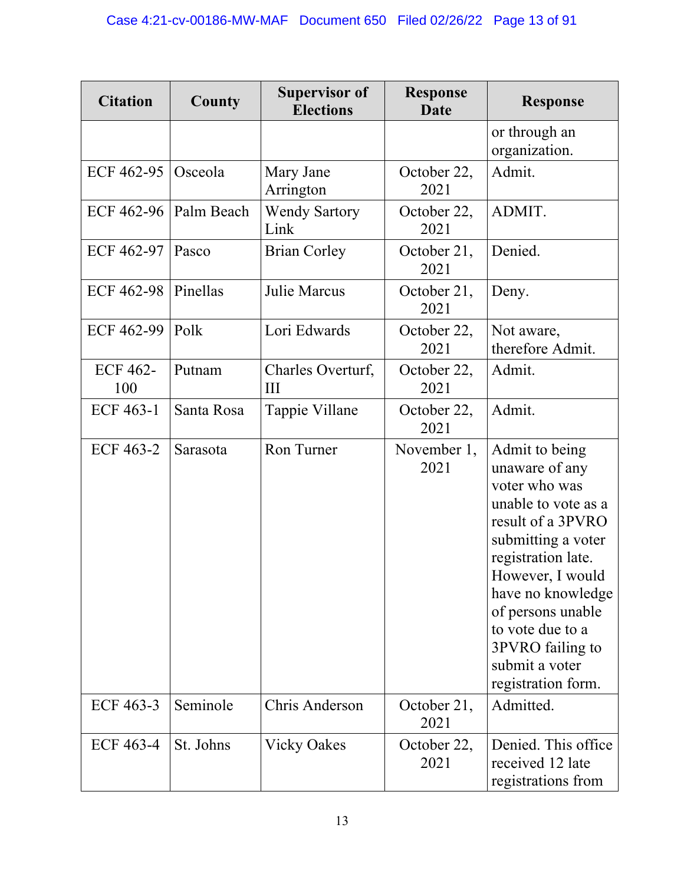| Citation | County | Supervisor of Elections | Response Date | Response |
|---|---|---|---|---|
| | | | | or through an organization. |
| ECF 462-95 | Osceola | Mary Jane Arrington | October 22, 2021 | Admit. |
| ECF 462-96 | Palm Beach | Wendy Sartory Link | October 22, 2021 | ADMIT. |
| ECF 462-97 | Pasco | Brian Corley | October 21, 2021 | Denied. |
| ECF 462-98 | Pinellas | Julie Marcus | October 21, 2021 | Deny. |
| ECF 462-99 | Polk | Lori Edwards | October 22, 2021 | Not aware, therefore Admit. |
| ECF 462-100 | Putnam | Charles Overturf, III | October 22, 2021 | Admit. |
| ECF 463-1 | Santa Rosa | Tappie Villane | October 22, 2021 | Admit. |
| ECF 463-2 | Sarasota | Ron Turner | November 1, 2021 | Admit to being unaware of any voter who was unable to vote as a result of a 3PVRO submitting a voter registration late. However, I would have no knowledge of persons unable to vote due to a 3PVRO failing to submit a voter registration form. |
| ECF 463-3 | Seminole | Chris Anderson | October 21, 2021 | Admitted. |
| ECF 463-4 | St. Johns | Vicky Oakes | October 22, 2021 | Denied. This office received 12 late registrations from |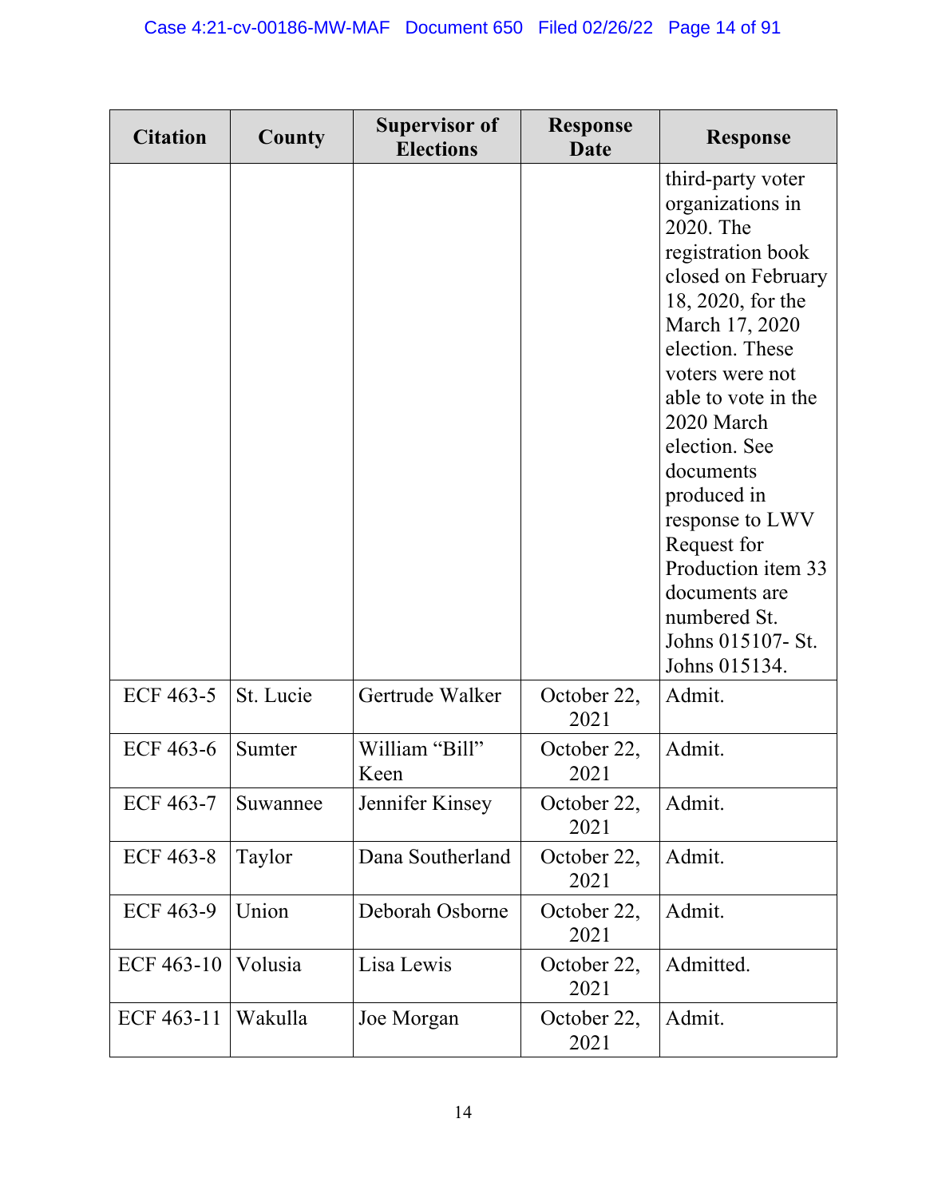| Citation | County | Supervisor of Elections | Response Date | Response |
|---|---|---|---|---|
| | | | | third-party voter organizations in 2020. The registration book closed on February 18, 2020, for the March 17, 2020 election. These voters were not able to vote in the 2020 March election. See documents produced in response to LWV Request for Production item 33 documents are numbered St. Johns 015107- St. Johns 015134. |
| ECF 463-5 | St. Lucie | Gertrude Walker | October 22, 2021 | Admit. |
| ECF 463-6 | Sumter | William "Bill" Keen | October 22, 2021 | Admit. |
| ECF 463-7 | Suwannee | Jennifer Kinsey | October 22, 2021 | Admit. |
| ECF 463-8 | Taylor | Dana Southerland | October 22, 2021 | Admit. |
| ECF 463-9 | Union | Deborah Osborne | October 22, 2021 | Admit. |
| ECF 463-10 | Volusia | Lisa Lewis | October 22, 2021 | Admitted. |
| ECF 463-11 | Wakulla | Joe Morgan | October 22, 2021 | Admit. |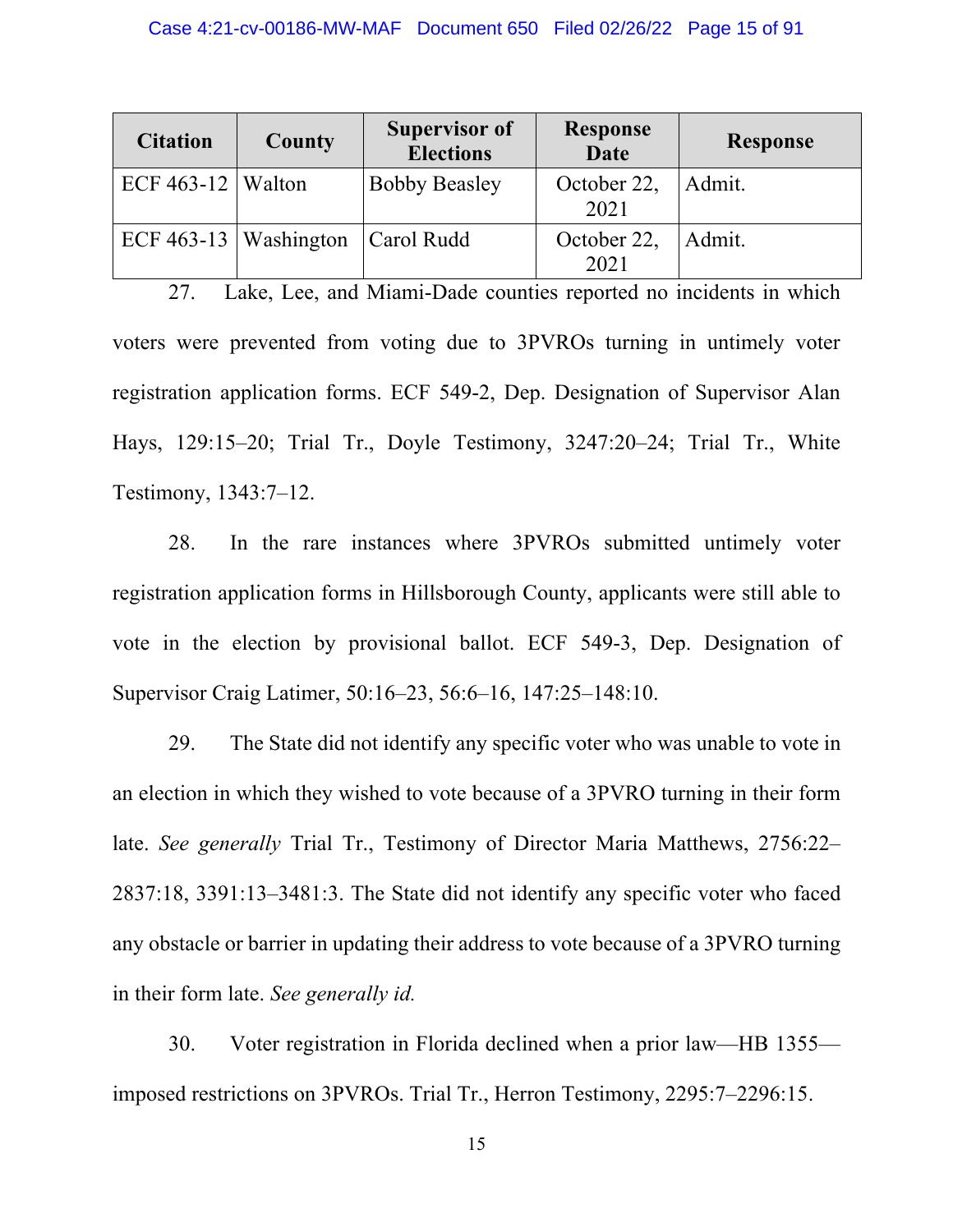| Citation | County | Supervisor of Elections | Response Date | Response |
|---|---|---|---|---|
| ECF 463-12 | Walton | Bobby Beasley | October 22, 2021 | Admit. |
| ECF 463-13 | Washington | Carol Rudd | October 22, 2021 | Admit. |

27. Lake, Lee, and Miami-Dade counties reported no incidents in which voters were prevented from voting due to 3PVROs turning in untimely voter registration application forms. ECF 549-2, Dep. Designation of Supervisor Alan Hays, 129:15–20; Trial Tr., Doyle Testimony, 3247:20–24; Trial Tr., White Testimony, 1343:7–12.

28. In the rare instances where 3PVROs submitted untimely voter registration application forms in Hillsborough County, applicants were still able to vote in the election by provisional ballot. ECF 549-3, Dep. Designation of Supervisor Craig Latimer, 50:16–23, 56:6–16, 147:25–148:10.

29. The State did not identify any specific voter who was unable to vote in an election in which they wished to vote because of a 3PVRO turning in their form late. *See generally* Trial Tr., Testimony of Director Maria Matthews, 2756:22–2837:18, 3391:13–3481:3. The State did not identify any specific voter who faced any obstacle or barrier in updating their address to vote because of a 3PVRO turning in their form late. *See generally id.*

30. Voter registration in Florida declined when a prior law—HB 1355—imposed restrictions on 3PVROs. Trial Tr., Herron Testimony, 2295:7–2296:15.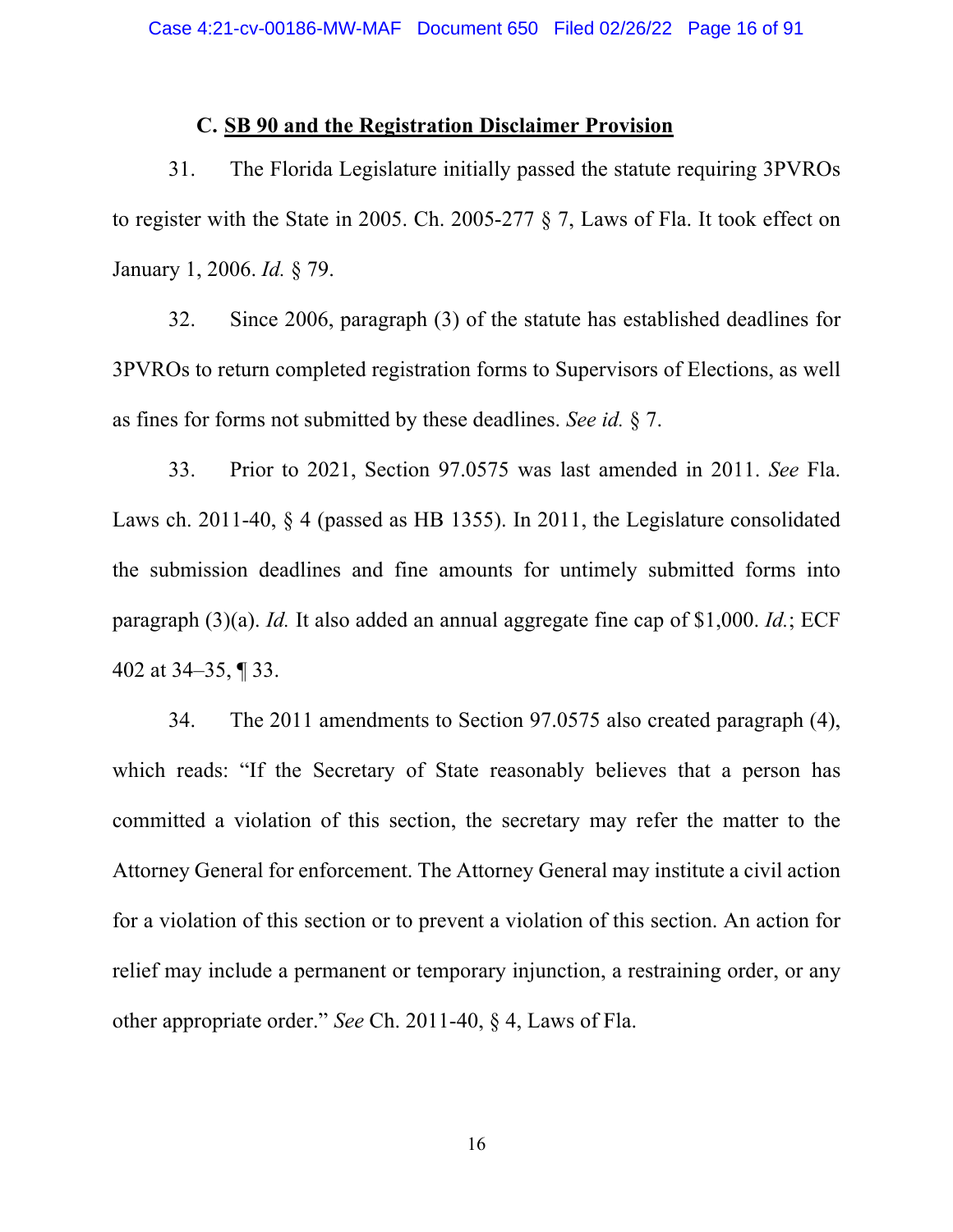### C. SB 90 and the Registration Disclaimer Provision

31. The Florida Legislature initially passed the statute requiring 3PVROs to register with the State in 2005. Ch. 2005-277 § 7, Laws of Fla. It took effect on January 1, 2006. *Id.* § 79.

32. Since 2006, paragraph (3) of the statute has established deadlines for 3PVROs to return completed registration forms to Supervisors of Elections, as well as fines for forms not submitted by these deadlines. *See id.* § 7.

33. Prior to 2021, Section 97.0575 was last amended in 2011. *See* Fla. Laws ch. 2011-40, § 4 (passed as HB 1355). In 2011, the Legislature consolidated the submission deadlines and fine amounts for untimely submitted forms into paragraph (3)(a). *Id.* It also added an annual aggregate fine cap of $1,000. *Id.*; ECF 402 at 34–35, ¶ 33.

34. The 2011 amendments to Section 97.0575 also created paragraph (4), which reads: "If the Secretary of State reasonably believes that a person has committed a violation of this section, the secretary may refer the matter to the Attorney General for enforcement. The Attorney General may institute a civil action for a violation of this section or to prevent a violation of this section. An action for relief may include a permanent or temporary injunction, a restraining order, or any other appropriate order." *See* Ch. 2011-40, § 4, Laws of Fla.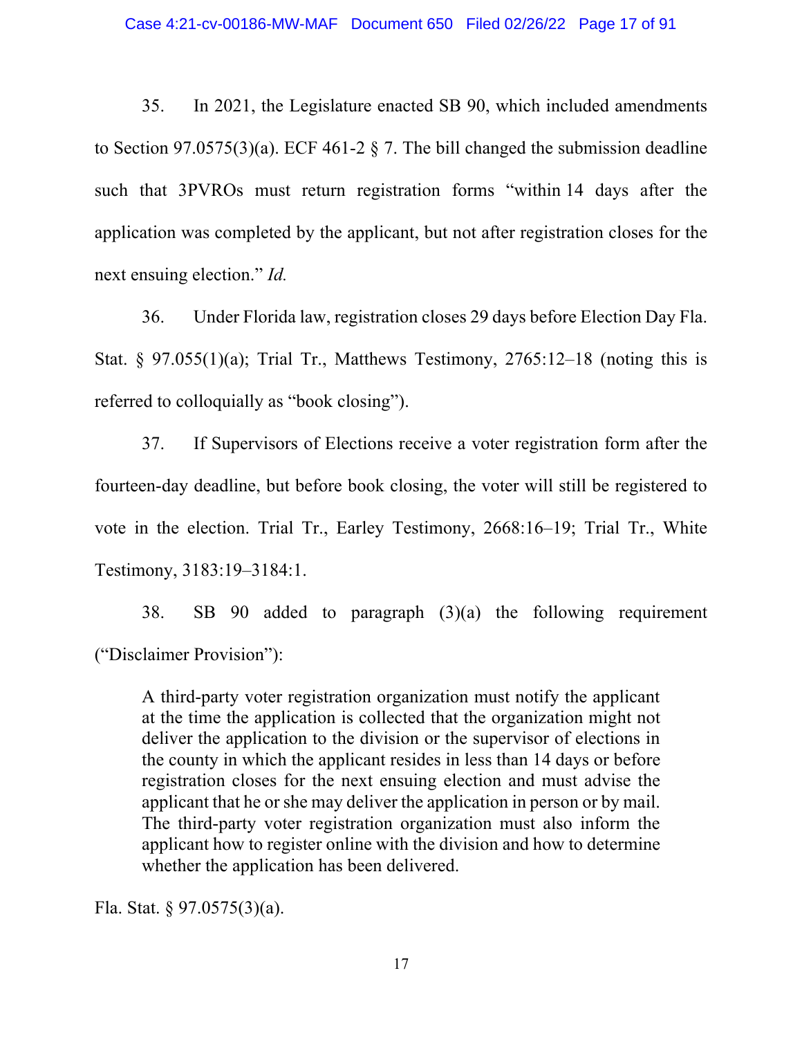35. In 2021, the Legislature enacted SB 90, which included amendments to Section 97.0575(3)(a). ECF 461-2 § 7. The bill changed the submission deadline such that 3PVROs must return registration forms "within 14 days after the application was completed by the applicant, but not after registration closes for the next ensuing election." *Id.*

36. Under Florida law, registration closes 29 days before Election Day Fla. Stat. § 97.055(1)(a); Trial Tr., Matthews Testimony, 2765:12–18 (noting this is referred to colloquially as "book closing").

37. If Supervisors of Elections receive a voter registration form after the fourteen-day deadline, but before book closing, the voter will still be registered to vote in the election. Trial Tr., Earley Testimony, 2668:16–19; Trial Tr., White Testimony, 3183:19–3184:1.

38. SB 90 added to paragraph (3)(a) the following requirement ("Disclaimer Provision"):

> A third-party voter registration organization must notify the applicant at the time the application is collected that the organization might not deliver the application to the division or the supervisor of elections in the county in which the applicant resides in less than 14 days or before registration closes for the next ensuing election and must advise the applicant that he or she may deliver the application in person or by mail. The third-party voter registration organization must also inform the applicant how to register online with the division and how to determine whether the application has been delivered.

Fla. Stat. § 97.0575(3)(a).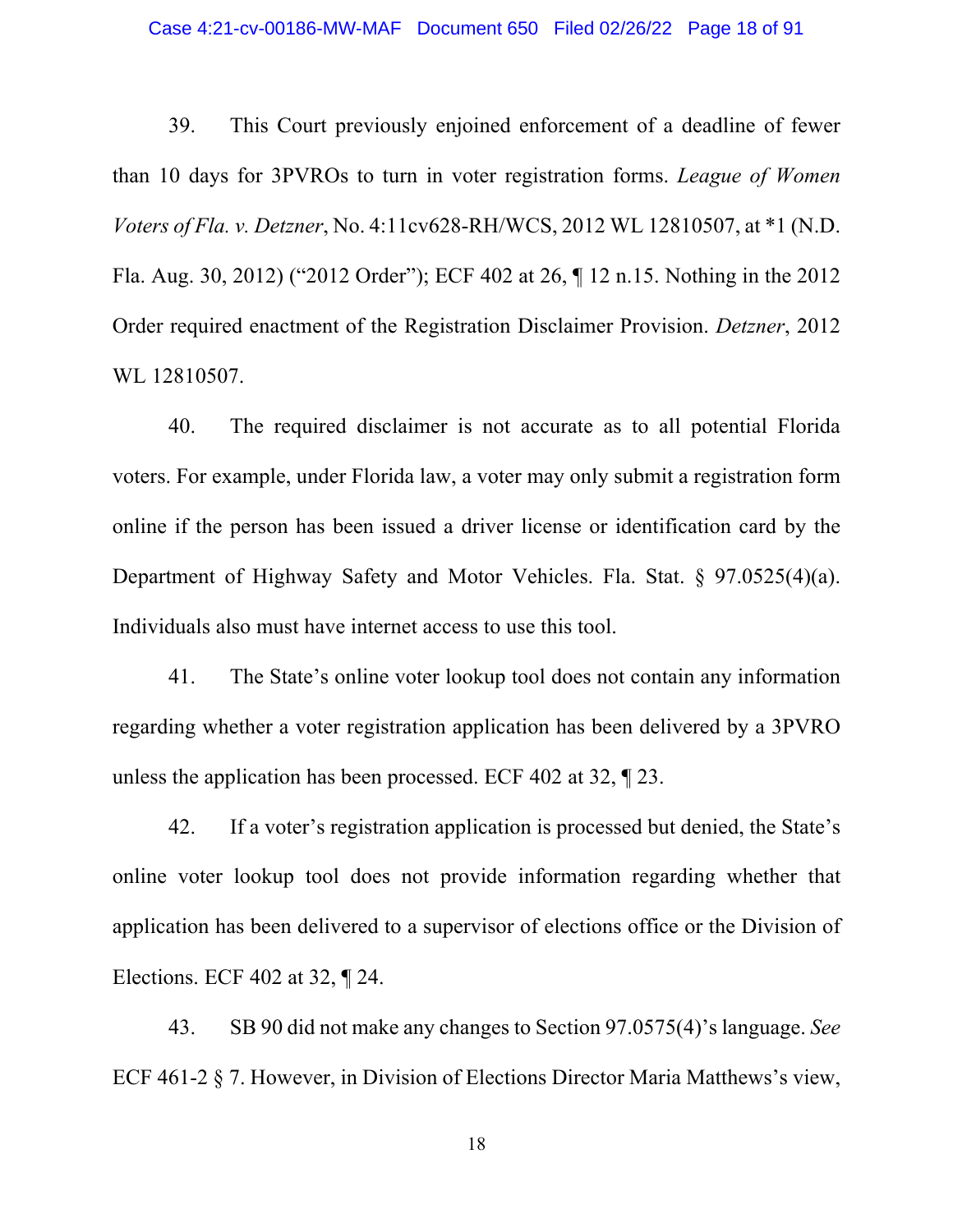39. This Court previously enjoined enforcement of a deadline of fewer than 10 days for 3PVROs to turn in voter registration forms. *League of Women Voters of Fla. v. Detzner*, No. 4:11cv628-RH/WCS, 2012 WL 12810507, at *1 (N.D. Fla. Aug. 30, 2012) ("2012 Order"); ECF 402 at 26, ¶ 12 n.15. Nothing in the 2012 Order required enactment of the Registration Disclaimer Provision. *Detzner*, 2012 WL 12810507.

40. The required disclaimer is not accurate as to all potential Florida voters. For example, under Florida law, a voter may only submit a registration form online if the person has been issued a driver license or identification card by the Department of Highway Safety and Motor Vehicles. Fla. Stat. § 97.0525(4)(a). Individuals also must have internet access to use this tool.

41. The State's online voter lookup tool does not contain any information regarding whether a voter registration application has been delivered by a 3PVRO unless the application has been processed. ECF 402 at 32, ¶ 23.

42. If a voter's registration application is processed but denied, the State's online voter lookup tool does not provide information regarding whether that application has been delivered to a supervisor of elections office or the Division of Elections. ECF 402 at 32, ¶ 24.

43. SB 90 did not make any changes to Section 97.0575(4)'s language. *See* ECF 461-2 § 7. However, in Division of Elections Director Maria Matthews's view,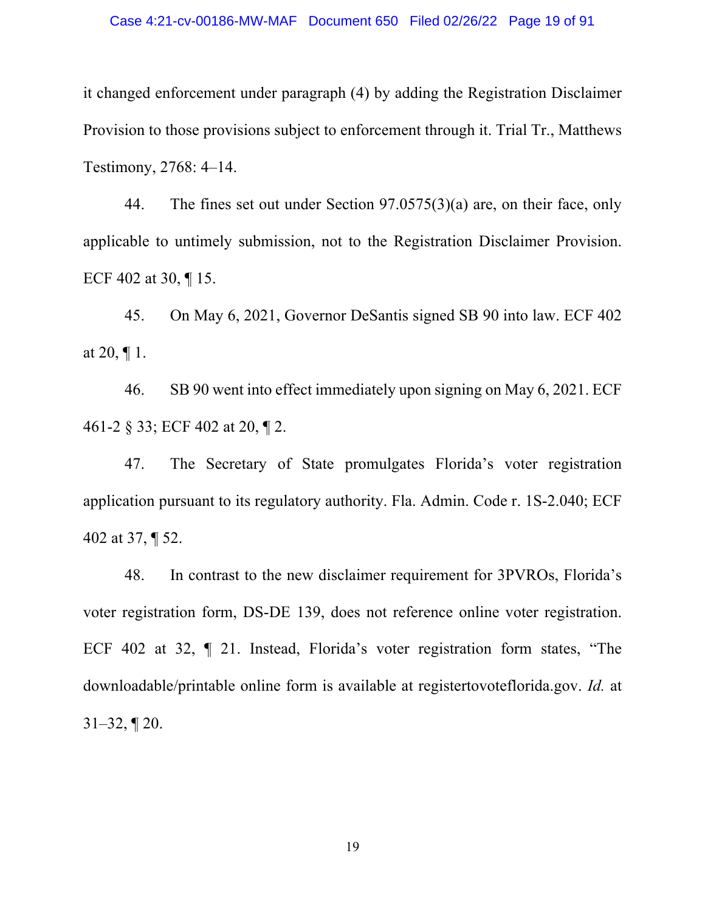it changed enforcement under paragraph (4) by adding the Registration Disclaimer Provision to those provisions subject to enforcement through it. Trial Tr., Matthews Testimony, 2768: 4–14.

44. The fines set out under Section 97.0575(3)(a) are, on their face, only applicable to untimely submission, not to the Registration Disclaimer Provision. ECF 402 at 30, ¶ 15.

45. On May 6, 2021, Governor DeSantis signed SB 90 into law. ECF 402 at 20, ¶ 1.

46. SB 90 went into effect immediately upon signing on May 6, 2021. ECF 461-2 § 33; ECF 402 at 20, ¶ 2.

47. The Secretary of State promulgates Florida's voter registration application pursuant to its regulatory authority. Fla. Admin. Code r. 1S-2.040; ECF 402 at 37, ¶ 52.

48. In contrast to the new disclaimer requirement for 3PVROs, Florida's voter registration form, DS-DE 139, does not reference online voter registration. ECF 402 at 32, ¶ 21. Instead, Florida's voter registration form states, "The downloadable/printable online form is available at registertovoteflorida.gov. *Id.* at 31–32, ¶ 20.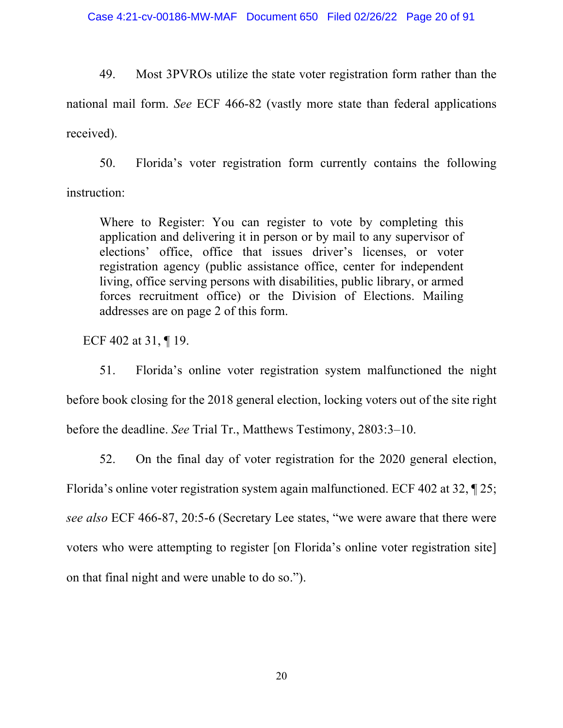49. Most 3PVROs utilize the state voter registration form rather than the national mail form. *See* ECF 466-82 (vastly more state than federal applications received).

50. Florida's voter registration form currently contains the following instruction:

> Where to Register: You can register to vote by completing this application and delivering it in person or by mail to any supervisor of elections' office, office that issues driver's licenses, or voter registration agency (public assistance office, center for independent living, office serving persons with disabilities, public library, or armed forces recruitment office) or the Division of Elections. Mailing addresses are on page 2 of this form.

ECF 402 at 31, ¶ 19.

51. Florida's online voter registration system malfunctioned the night before book closing for the 2018 general election, locking voters out of the site right before the deadline. *See* Trial Tr., Matthews Testimony, 2803:3–10.

52. On the final day of voter registration for the 2020 general election, Florida's online voter registration system again malfunctioned. ECF 402 at 32, ¶ 25; *see also* ECF 466-87, 20:5-6 (Secretary Lee states, "we were aware that there were voters who were attempting to register [on Florida's online voter registration site] on that final night and were unable to do so.").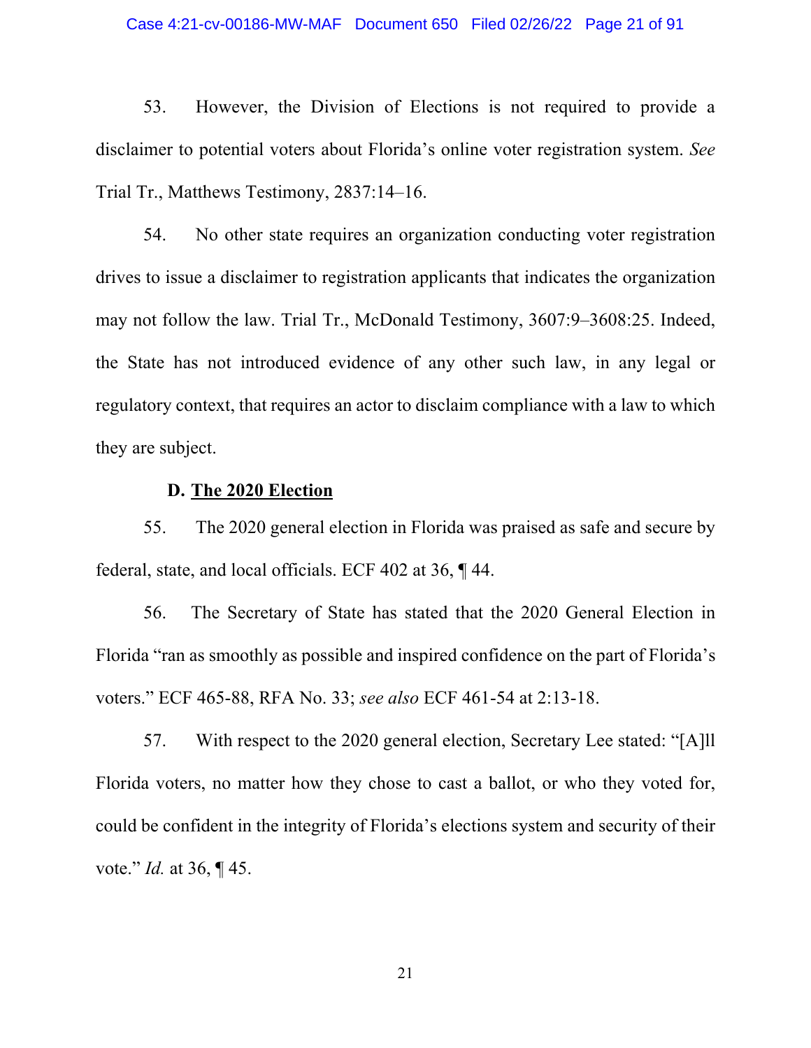53. However, the Division of Elections is not required to provide a disclaimer to potential voters about Florida's online voter registration system. *See* Trial Tr., Matthews Testimony, 2837:14–16.

54. No other state requires an organization conducting voter registration drives to issue a disclaimer to registration applicants that indicates the organization may not follow the law. Trial Tr., McDonald Testimony, 3607:9–3608:25. Indeed, the State has not introduced evidence of any other such law, in any legal or regulatory context, that requires an actor to disclaim compliance with a law to which they are subject.

### D. <u>The 2020 Election</u>

55. The 2020 general election in Florida was praised as safe and secure by federal, state, and local officials. ECF 402 at 36, ¶ 44.

56. The Secretary of State has stated that the 2020 General Election in Florida "ran as smoothly as possible and inspired confidence on the part of Florida's voters." ECF 465-88, RFA No. 33; *see also* ECF 461-54 at 2:13-18.

57. With respect to the 2020 general election, Secretary Lee stated: "[A]ll Florida voters, no matter how they chose to cast a ballot, or who they voted for, could be confident in the integrity of Florida's elections system and security of their vote." *Id.* at 36, ¶ 45.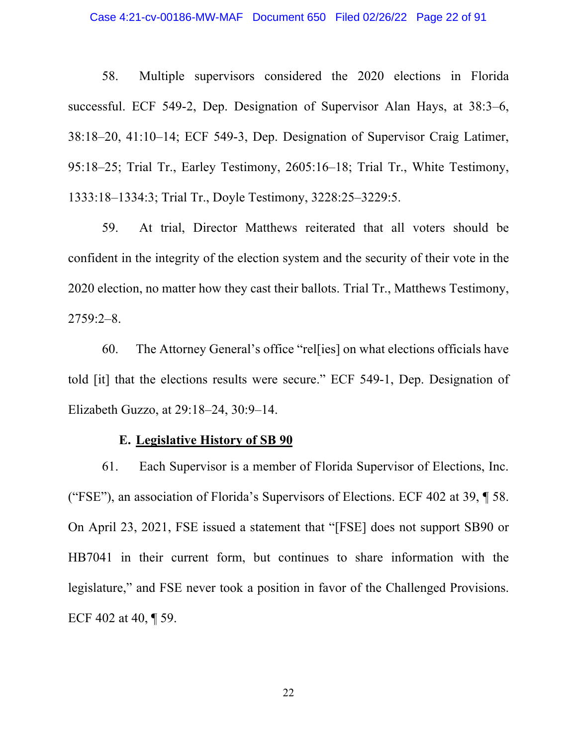58. Multiple supervisors considered the 2020 elections in Florida successful. ECF 549-2, Dep. Designation of Supervisor Alan Hays, at 38:3–6, 38:18–20, 41:10–14; ECF 549-3, Dep. Designation of Supervisor Craig Latimer, 95:18–25; Trial Tr., Earley Testimony, 2605:16–18; Trial Tr., White Testimony, 1333:18–1334:3; Trial Tr., Doyle Testimony, 3228:25–3229:5.

59. At trial, Director Matthews reiterated that all voters should be confident in the integrity of the election system and the security of their vote in the 2020 election, no matter how they cast their ballots. Trial Tr., Matthews Testimony, 2759:2–8.

60. The Attorney General's office "rel[ies] on what elections officials have told [it] that the elections results were secure." ECF 549-1, Dep. Designation of Elizabeth Guzzo, at 29:18–24, 30:9–14.

### E. <u>Legislative History of SB 90</u>

61. Each Supervisor is a member of Florida Supervisor of Elections, Inc. ("FSE"), an association of Florida's Supervisors of Elections. ECF 402 at 39, ¶ 58. On April 23, 2021, FSE issued a statement that "[FSE] does not support SB90 or HB7041 in their current form, but continues to share information with the legislature," and FSE never took a position in favor of the Challenged Provisions. ECF 402 at 40, ¶ 59.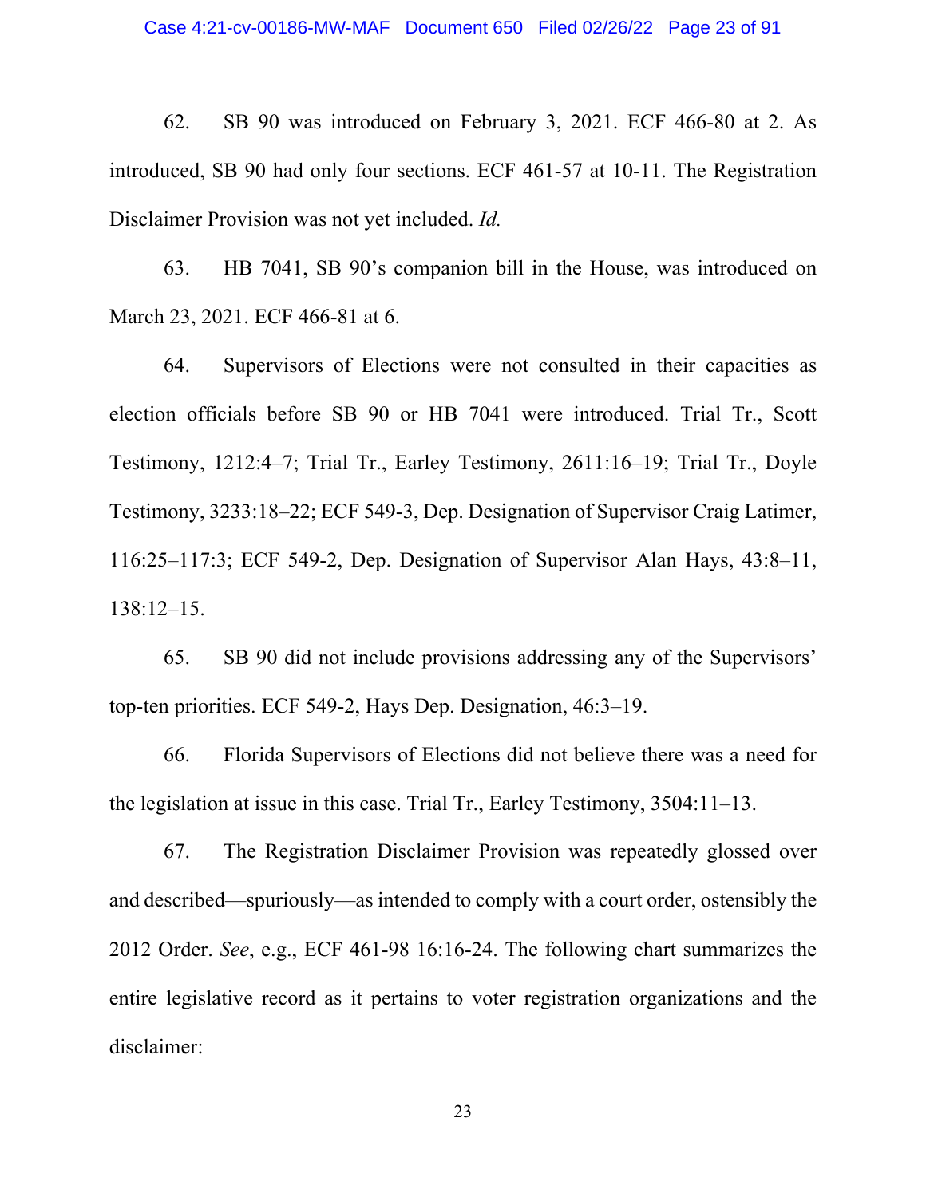62. SB 90 was introduced on February 3, 2021. ECF 466-80 at 2. As introduced, SB 90 had only four sections. ECF 461-57 at 10-11. The Registration Disclaimer Provision was not yet included. *Id.*

63. HB 7041, SB 90's companion bill in the House, was introduced on March 23, 2021. ECF 466-81 at 6.

64. Supervisors of Elections were not consulted in their capacities as election officials before SB 90 or HB 7041 were introduced. Trial Tr., Scott Testimony, 1212:4–7; Trial Tr., Earley Testimony, 2611:16–19; Trial Tr., Doyle Testimony, 3233:18–22; ECF 549-3, Dep. Designation of Supervisor Craig Latimer, 116:25–117:3; ECF 549-2, Dep. Designation of Supervisor Alan Hays, 43:8–11, 138:12–15.

65. SB 90 did not include provisions addressing any of the Supervisors' top-ten priorities. ECF 549-2, Hays Dep. Designation, 46:3–19.

66. Florida Supervisors of Elections did not believe there was a need for the legislation at issue in this case. Trial Tr., Earley Testimony, 3504:11–13.

67. The Registration Disclaimer Provision was repeatedly glossed over and described—spuriously—as intended to comply with a court order, ostensibly the 2012 Order. *See*, e.g., ECF 461-98 16:16-24. The following chart summarizes the entire legislative record as it pertains to voter registration organizations and the disclaimer: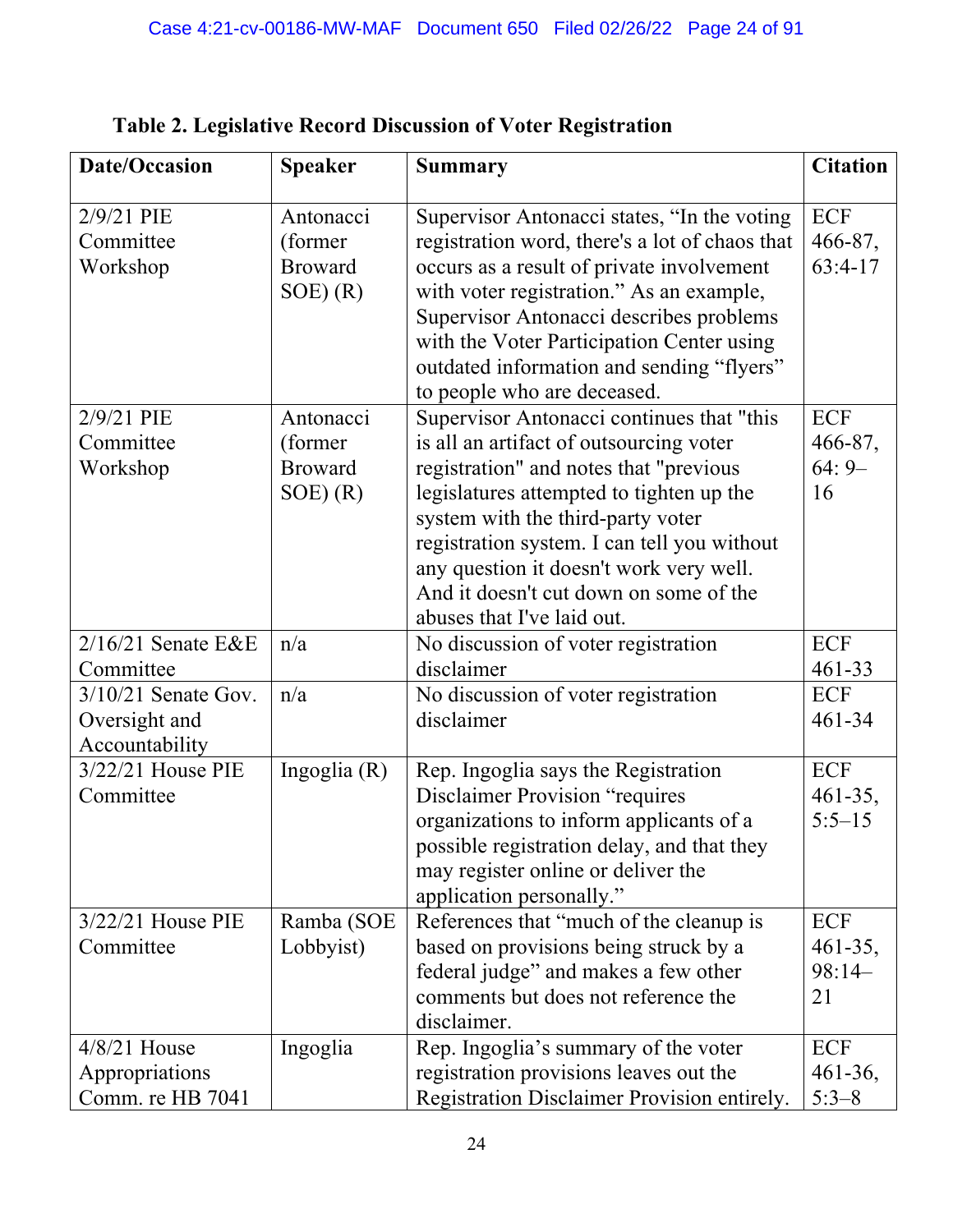**Table 2. Legislative Record Discussion of Voter Registration**

| Date/Occasion | Speaker | Summary | Citation |
|---|---|---|---|
| 2/9/21 PIE Committee Workshop | Antonacci (former Broward SOE) (R) | Supervisor Antonacci states, "In the voting registration word, there's a lot of chaos that occurs as a result of private involvement with voter registration." As an example, Supervisor Antonacci describes problems with the Voter Participation Center using outdated information and sending "flyers" to people who are deceased. | ECF 466-87, 63:4-17 |
| 2/9/21 PIE Committee Workshop | Antonacci (former Broward SOE) (R) | Supervisor Antonacci continues that "this is all an artifact of outsourcing voter registration" and notes that "previous legislatures attempted to tighten up the system with the third-party voter registration system. I can tell you without any question it doesn't work very well. And it doesn't cut down on some of the abuses that I've laid out. | ECF 466-87, 64: 9–16 |
| 2/16/21 Senate E&E Committee | n/a | No discussion of voter registration disclaimer | ECF 461-33 |
| 3/10/21 Senate Gov. Oversight and Accountability | n/a | No discussion of voter registration disclaimer | ECF 461-34 |
| 3/22/21 House PIE Committee | Ingoglia (R) | Rep. Ingoglia says the Registration Disclaimer Provision "requires organizations to inform applicants of a possible registration delay, and that they may register online or deliver the application personally." | ECF 461-35, 5:5–15 |
| 3/22/21 House PIE Committee | Ramba (SOE Lobbyist) | References that "much of the cleanup is based on provisions being struck by a federal judge" and makes a few other comments but does not reference the disclaimer. | ECF 461-35, 98:14–21 |
| 4/8/21 House Appropriations Comm. re HB 7041 | Ingoglia | Rep. Ingoglia's summary of the voter registration provisions leaves out the Registration Disclaimer Provision entirely. | ECF 461-36, 5:3–8 |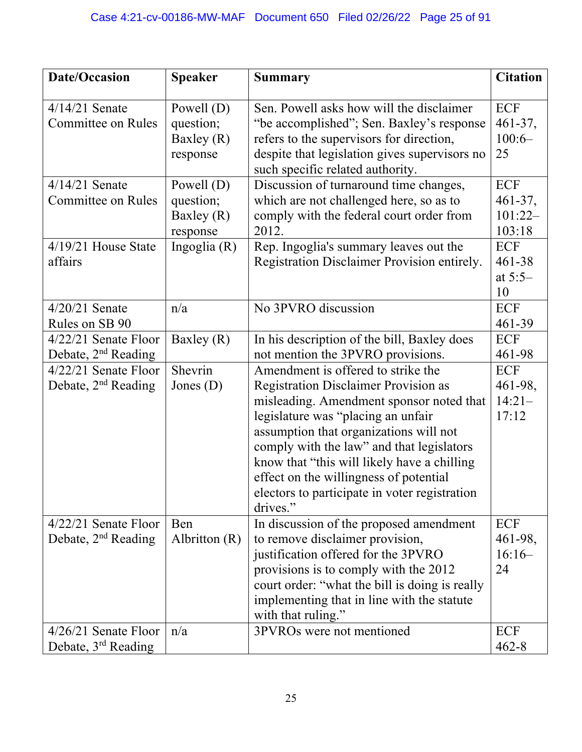| Date/Occasion | Speaker | Summary | Citation |
|---|---|---|---|
| 4/14/21 Senate Committee on Rules | Powell (D) question; Baxley (R) response | Sen. Powell asks how will the disclaimer "be accomplished"; Sen. Baxley's response refers to the supervisors for direction, despite that legislation gives supervisors no such specific related authority. | ECF 461-37, 100:6–25 |
| 4/14/21 Senate Committee on Rules | Powell (D) question; Baxley (R) response | Discussion of turnaround time changes, which are not challenged here, so as to comply with the federal court order from 2012. | ECF 461-37, 101:22–103:18 |
| 4/19/21 House State affairs | Ingoglia (R) | Rep. Ingoglia's summary leaves out the Registration Disclaimer Provision entirely. | ECF 461-38 at 5:5–10 |
| 4/20/21 Senate Rules on SB 90 | n/a | No 3PVRO discussion | ECF 461-39 |
| 4/22/21 Senate Floor Debate, 2nd Reading | Baxley (R) | In his description of the bill, Baxley does not mention the 3PVRO provisions. | ECF 461-98 |
| 4/22/21 Senate Floor Debate, 2nd Reading | Shevrin Jones (D) | Amendment is offered to strike the Registration Disclaimer Provision as misleading. Amendment sponsor noted that legislature was "placing an unfair assumption that organizations will not comply with the law" and that legislators know that "this will likely have a chilling effect on the willingness of potential electors to participate in voter registration drives." | ECF 461-98, 14:21–17:12 |
| 4/22/21 Senate Floor Debate, 2nd Reading | Ben Albritton (R) | In discussion of the proposed amendment to remove disclaimer provision, justification offered for the 3PVRO provisions is to comply with the 2012 court order: "what the bill is doing is really implementing that in line with the statute with that ruling." | ECF 461-98, 16:16–24 |
| 4/26/21 Senate Floor Debate, 3rd Reading | n/a | 3PVROs were not mentioned | ECF 462-8 |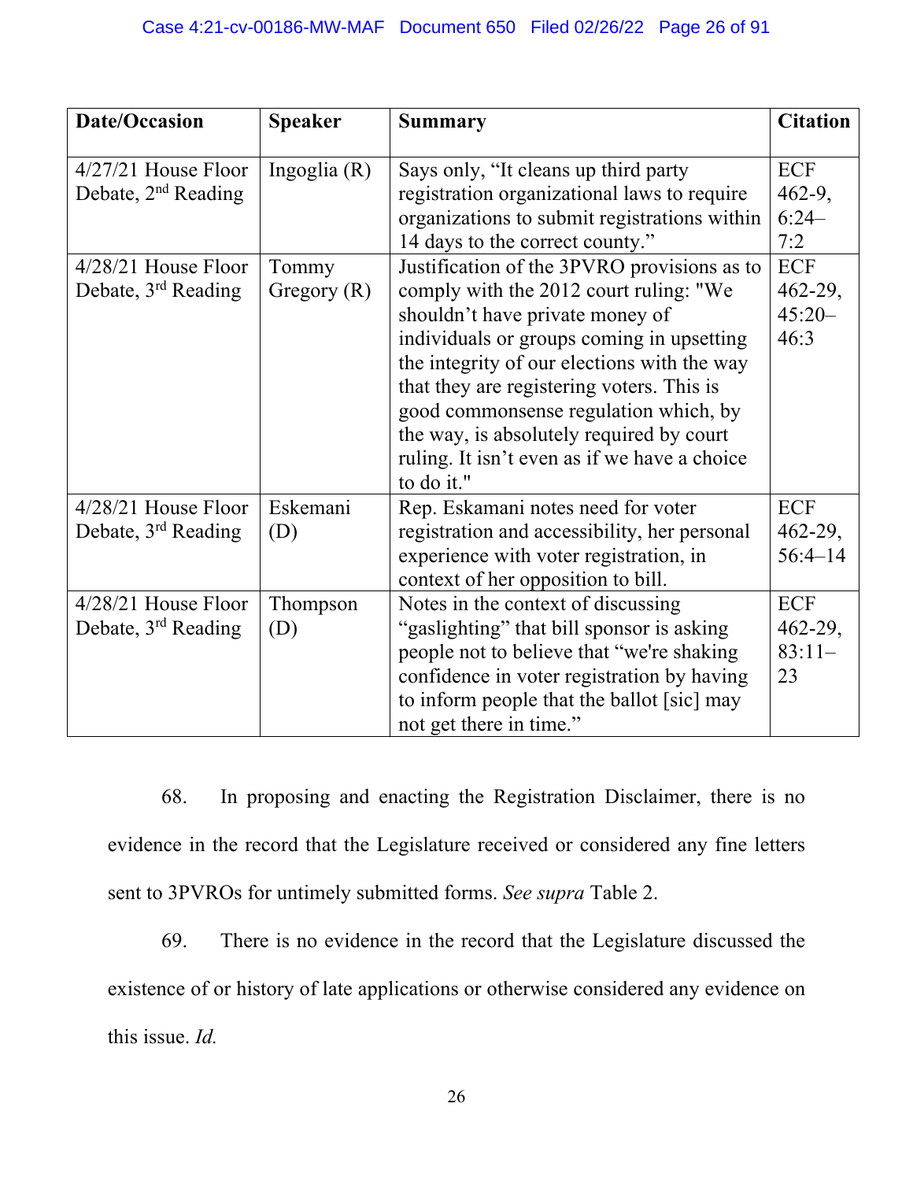| Date/Occasion | Speaker | Summary | Citation |
|---|---|---|---|
| 4/27/21 House Floor Debate, 2nd Reading | Ingoglia (R) | Says only, "It cleans up third party registration organizational laws to require organizations to submit registrations within 14 days to the correct county." | ECF 462-9, 6:24–7:2 |
| 4/28/21 House Floor Debate, 3rd Reading | Tommy Gregory (R) | Justification of the 3PVRO provisions as to comply with the 2012 court ruling: "We shouldn't have private money of individuals or groups coming in upsetting the integrity of our elections with the way that they are registering voters. This is good commonsense regulation which, by the way, is absolutely required by court ruling. It isn't even as if we have a choice to do it." | ECF 462-29, 45:20–46:3 |
| 4/28/21 House Floor Debate, 3rd Reading | Eskemani (D) | Rep. Eskamani notes need for voter registration and accessibility, her personal experience with voter registration, in context of her opposition to bill. | ECF 462-29, 56:4–14 |
| 4/28/21 House Floor Debate, 3rd Reading | Thompson (D) | Notes in the context of discussing "gaslighting" that bill sponsor is asking people not to believe that "we're shaking confidence in voter registration by having to inform people that the ballot [sic] may not get there in time." | ECF 462-29, 83:11–23 |

68. In proposing and enacting the Registration Disclaimer, there is no evidence in the record that the Legislature received or considered any fine letters sent to 3PVROs for untimely submitted forms. *See supra* Table 2.

69. There is no evidence in the record that the Legislature discussed the existence of or history of late applications or otherwise considered any evidence on this issue. *Id.*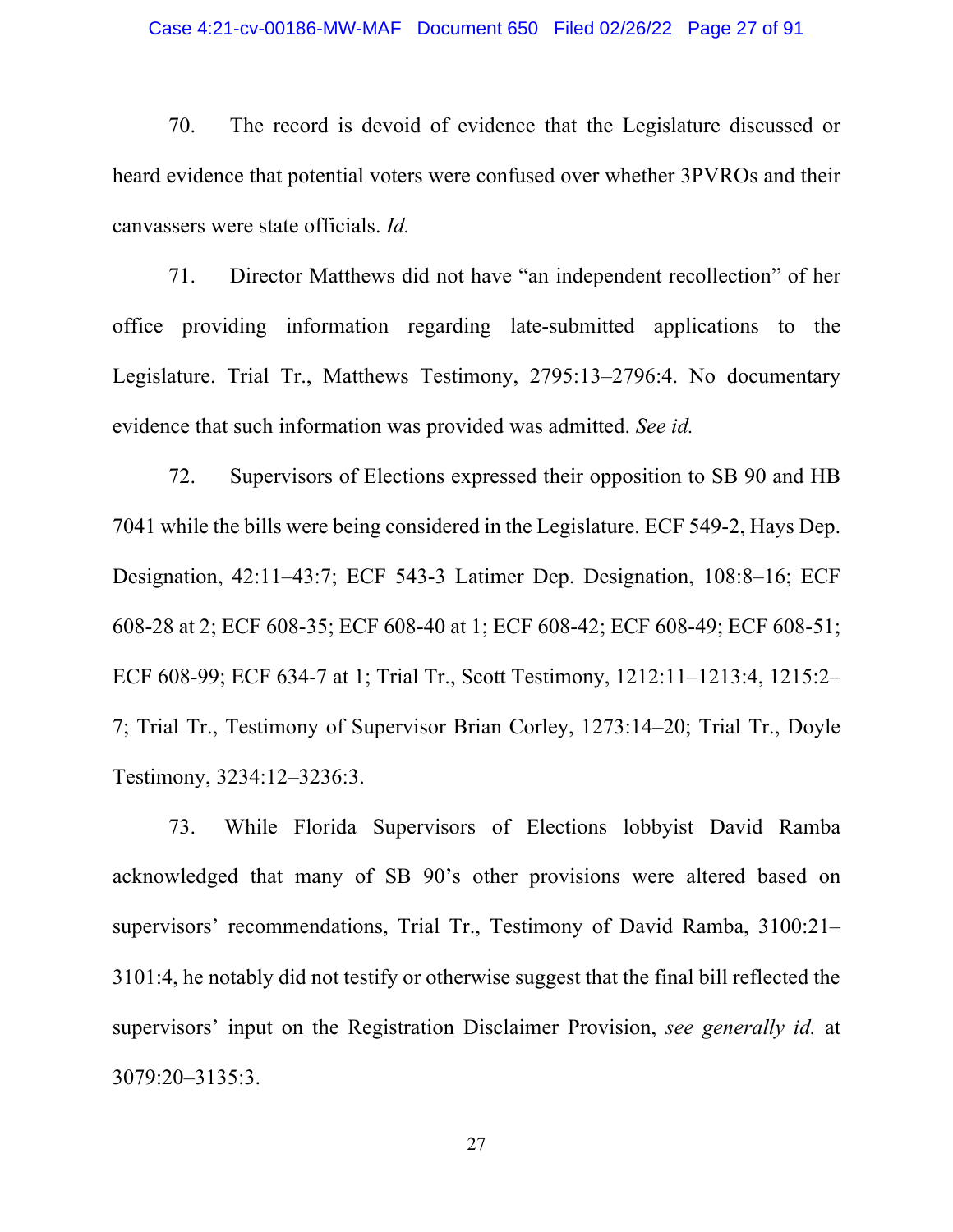70. The record is devoid of evidence that the Legislature discussed or heard evidence that potential voters were confused over whether 3PVROs and their canvassers were state officials. *Id.*

71. Director Matthews did not have "an independent recollection" of her office providing information regarding late-submitted applications to the Legislature. Trial Tr., Matthews Testimony, 2795:13–2796:4. No documentary evidence that such information was provided was admitted. *See id.*

72. Supervisors of Elections expressed their opposition to SB 90 and HB 7041 while the bills were being considered in the Legislature. ECF 549-2, Hays Dep. Designation, 42:11–43:7; ECF 543-3 Latimer Dep. Designation, 108:8–16; ECF 608-28 at 2; ECF 608-35; ECF 608-40 at 1; ECF 608-42; ECF 608-49; ECF 608-51; ECF 608-99; ECF 634-7 at 1; Trial Tr., Scott Testimony, 1212:11–1213:4, 1215:2–7; Trial Tr., Testimony of Supervisor Brian Corley, 1273:14–20; Trial Tr., Doyle Testimony, 3234:12–3236:3.

73. While Florida Supervisors of Elections lobbyist David Ramba acknowledged that many of SB 90's other provisions were altered based on supervisors' recommendations, Trial Tr., Testimony of David Ramba, 3100:21–3101:4, he notably did not testify or otherwise suggest that the final bill reflected the supervisors' input on the Registration Disclaimer Provision, *see generally id.* at 3079:20–3135:3.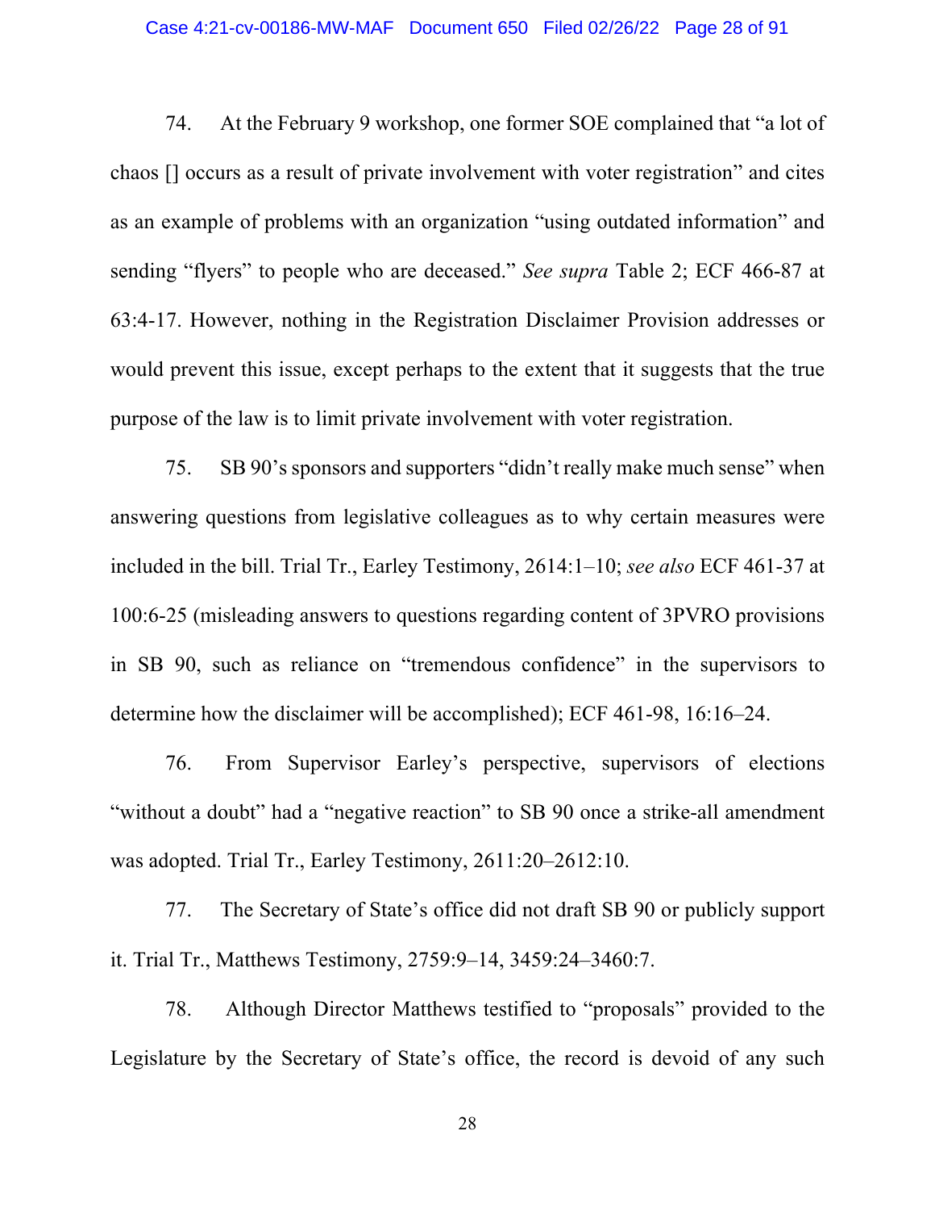74. At the February 9 workshop, one former SOE complained that "a lot of chaos [] occurs as a result of private involvement with voter registration" and cites as an example of problems with an organization "using outdated information" and sending "flyers" to people who are deceased." *See supra* Table 2; ECF 466-87 at 63:4-17. However, nothing in the Registration Disclaimer Provision addresses or would prevent this issue, except perhaps to the extent that it suggests that the true purpose of the law is to limit private involvement with voter registration.

75. SB 90's sponsors and supporters "didn't really make much sense" when answering questions from legislative colleagues as to why certain measures were included in the bill. Trial Tr., Earley Testimony, 2614:1–10; *see also* ECF 461-37 at 100:6-25 (misleading answers to questions regarding content of 3PVRO provisions in SB 90, such as reliance on "tremendous confidence" in the supervisors to determine how the disclaimer will be accomplished); ECF 461-98, 16:16–24.

76. From Supervisor Earley's perspective, supervisors of elections "without a doubt" had a "negative reaction" to SB 90 once a strike-all amendment was adopted. Trial Tr., Earley Testimony, 2611:20–2612:10.

77. The Secretary of State's office did not draft SB 90 or publicly support it. Trial Tr., Matthews Testimony, 2759:9–14, 3459:24–3460:7.

78. Although Director Matthews testified to "proposals" provided to the Legislature by the Secretary of State's office, the record is devoid of any such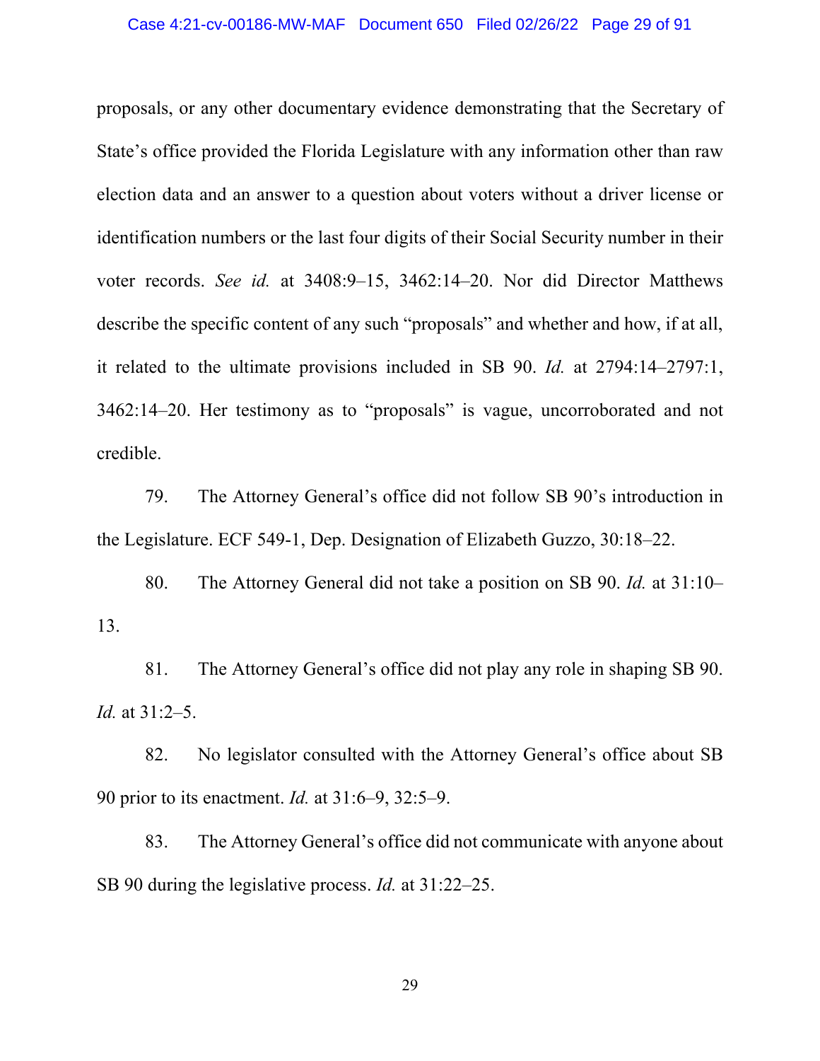proposals, or any other documentary evidence demonstrating that the Secretary of State's office provided the Florida Legislature with any information other than raw election data and an answer to a question about voters without a driver license or identification numbers or the last four digits of their Social Security number in their voter records. *See id.* at 3408:9–15, 3462:14–20. Nor did Director Matthews describe the specific content of any such "proposals" and whether and how, if at all, it related to the ultimate provisions included in SB 90. *Id.* at 2794:14–2797:1, 3462:14–20. Her testimony as to "proposals" is vague, uncorroborated and not credible.

79. The Attorney General's office did not follow SB 90's introduction in the Legislature. ECF 549-1, Dep. Designation of Elizabeth Guzzo, 30:18–22.

80. The Attorney General did not take a position on SB 90. *Id.* at 31:10–13.

81. The Attorney General's office did not play any role in shaping SB 90. *Id.* at 31:2–5.

82. No legislator consulted with the Attorney General's office about SB 90 prior to its enactment. *Id.* at 31:6–9, 32:5–9.

83. The Attorney General's office did not communicate with anyone about SB 90 during the legislative process. *Id.* at 31:22–25.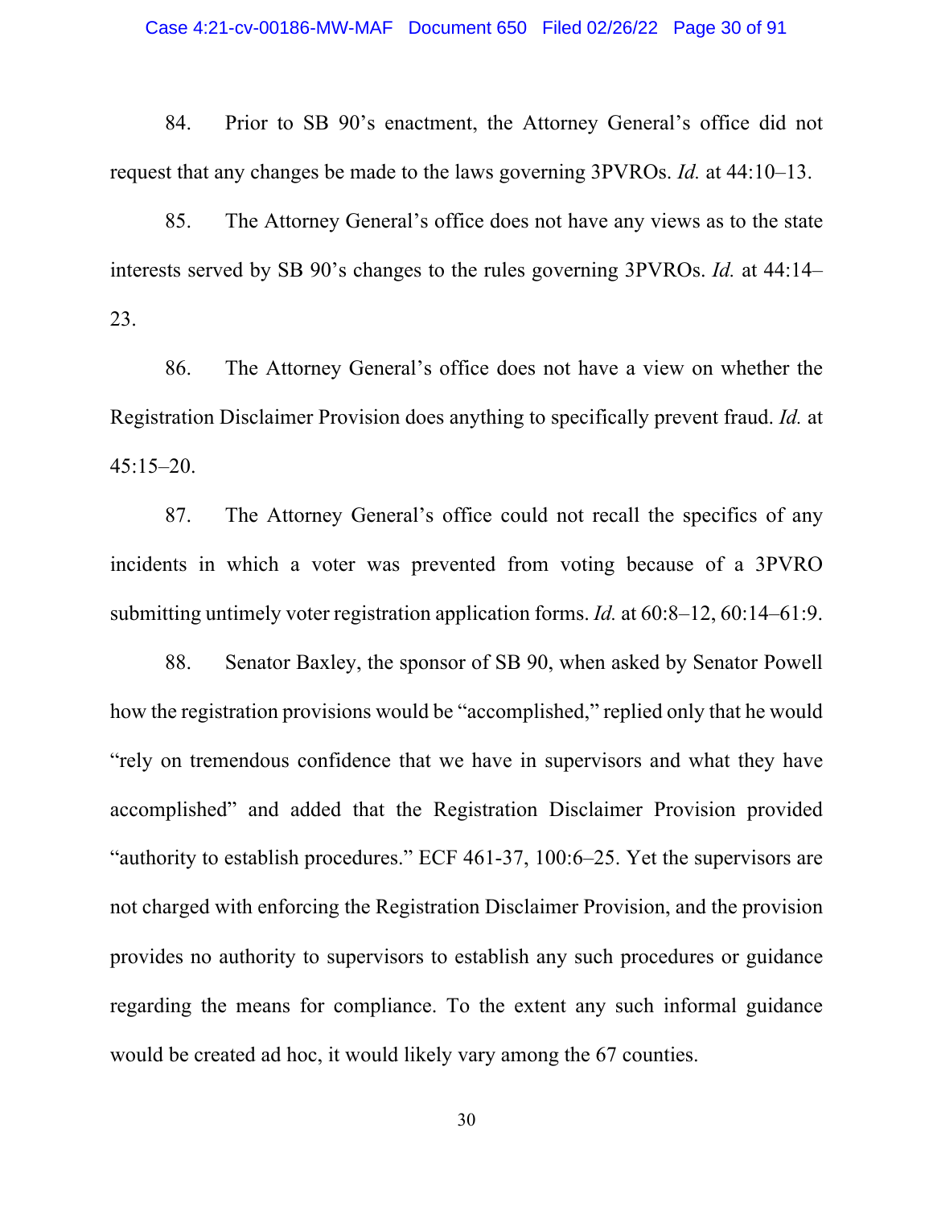84. Prior to SB 90's enactment, the Attorney General's office did not request that any changes be made to the laws governing 3PVROs. *Id.* at 44:10–13.

85. The Attorney General's office does not have any views as to the state interests served by SB 90's changes to the rules governing 3PVROs. *Id.* at 44:14–23.

86. The Attorney General's office does not have a view on whether the Registration Disclaimer Provision does anything to specifically prevent fraud. *Id.* at 45:15–20.

87. The Attorney General's office could not recall the specifics of any incidents in which a voter was prevented from voting because of a 3PVRO submitting untimely voter registration application forms. *Id.* at 60:8–12, 60:14–61:9.

88. Senator Baxley, the sponsor of SB 90, when asked by Senator Powell how the registration provisions would be "accomplished," replied only that he would "rely on tremendous confidence that we have in supervisors and what they have accomplished" and added that the Registration Disclaimer Provision provided "authority to establish procedures." ECF 461-37, 100:6–25. Yet the supervisors are not charged with enforcing the Registration Disclaimer Provision, and the provision provides no authority to supervisors to establish any such procedures or guidance regarding the means for compliance. To the extent any such informal guidance would be created ad hoc, it would likely vary among the 67 counties.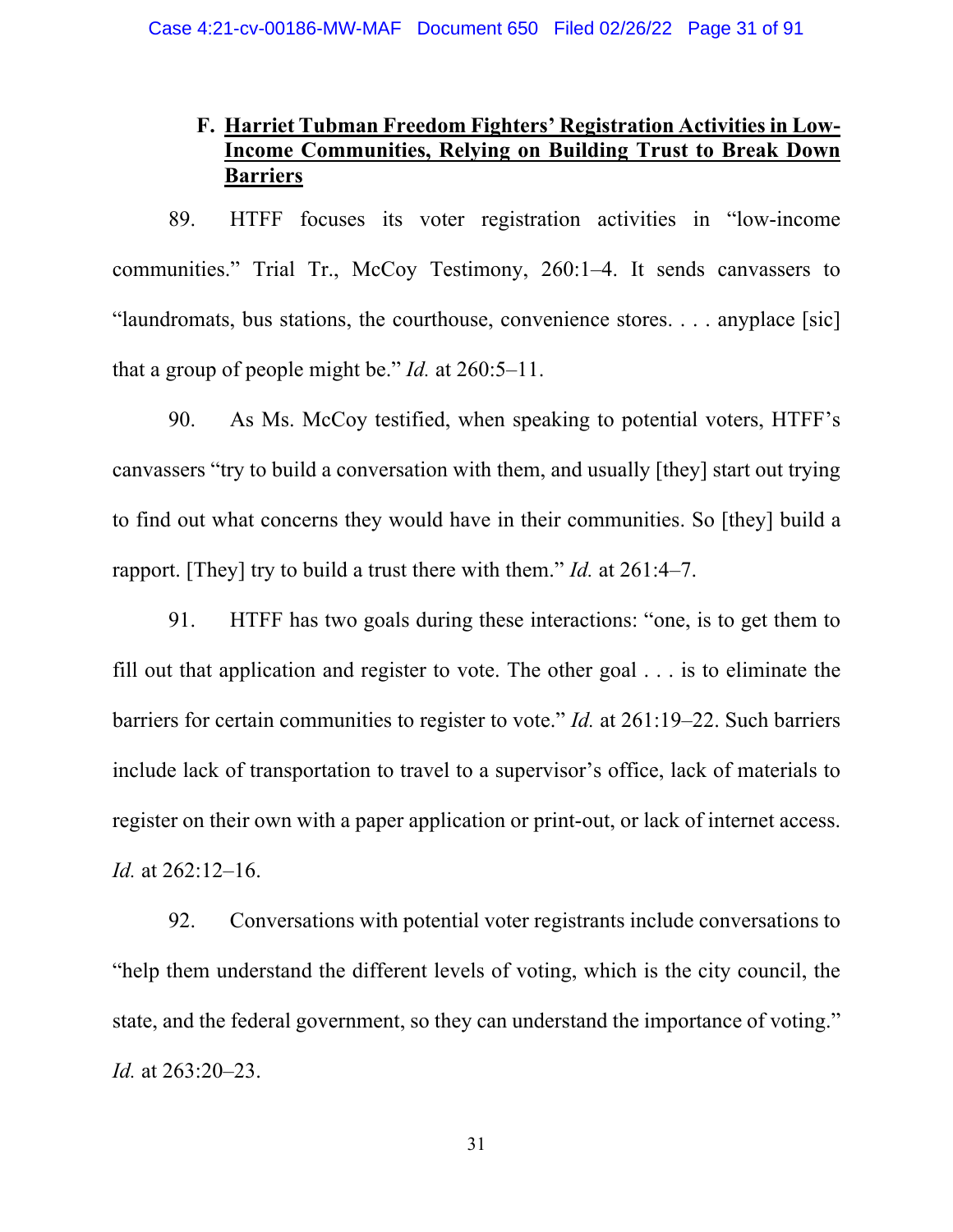### F. <u>Harriet Tubman Freedom Fighters' Registration Activities in Low-Income Communities, Relying on Building Trust to Break Down Barriers</u>

89. HTFF focuses its voter registration activities in "low-income communities." Trial Tr., McCoy Testimony, 260:1–4. It sends canvassers to "laundromats, bus stations, the courthouse, convenience stores. . . . anyplace [sic] that a group of people might be." *Id.* at 260:5–11.

90. As Ms. McCoy testified, when speaking to potential voters, HTFF's canvassers "try to build a conversation with them, and usually [they] start out trying to find out what concerns they would have in their communities. So [they] build a rapport. [They] try to build a trust there with them." *Id.* at 261:4–7.

91. HTFF has two goals during these interactions: "one, is to get them to fill out that application and register to vote. The other goal . . . is to eliminate the barriers for certain communities to register to vote." *Id.* at 261:19–22. Such barriers include lack of transportation to travel to a supervisor's office, lack of materials to register on their own with a paper application or print-out, or lack of internet access. *Id.* at 262:12–16.

92. Conversations with potential voter registrants include conversations to "help them understand the different levels of voting, which is the city council, the state, and the federal government, so they can understand the importance of voting." *Id.* at 263:20–23.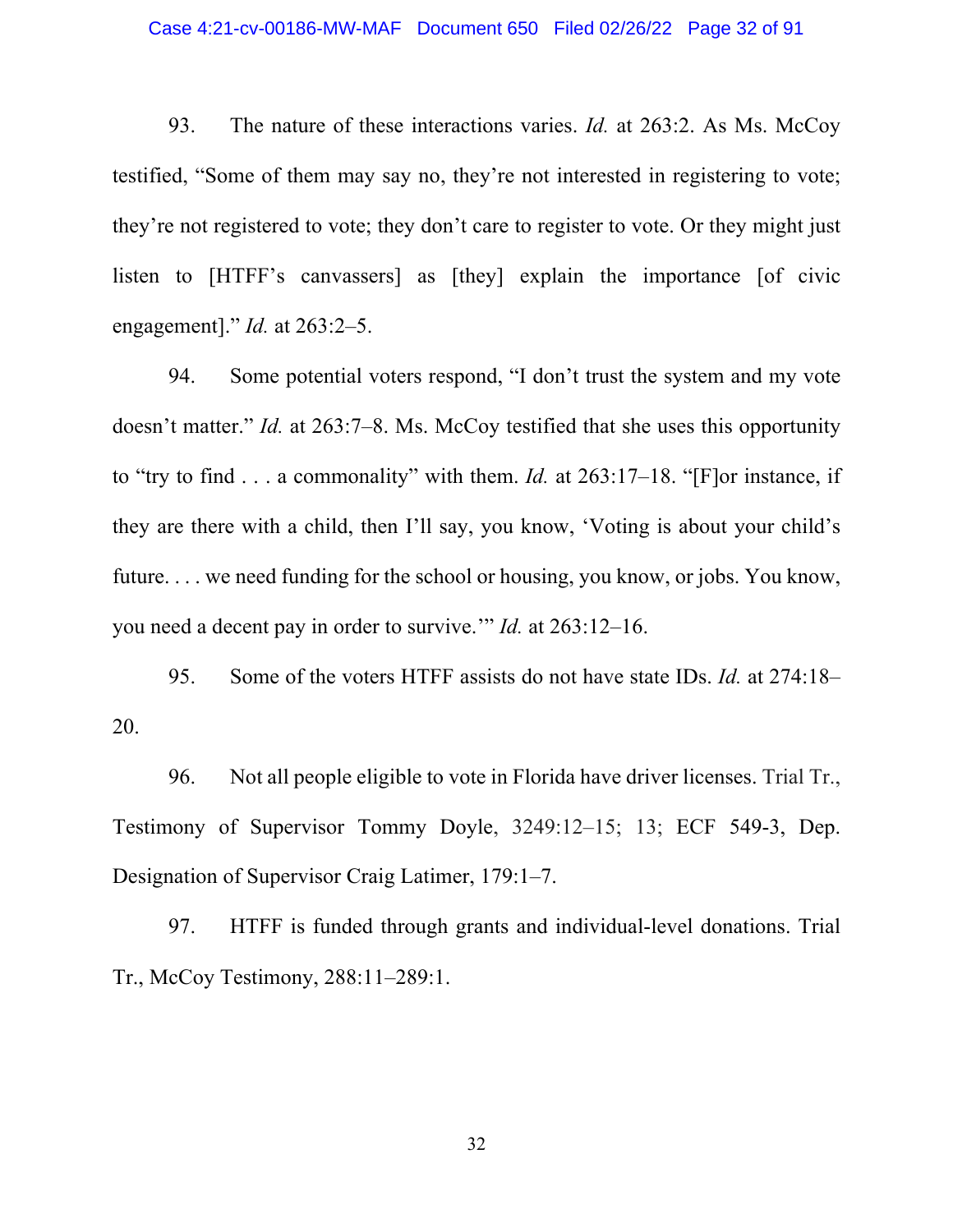93. The nature of these interactions varies. *Id.* at 263:2. As Ms. McCoy testified, "Some of them may say no, they're not interested in registering to vote; they're not registered to vote; they don't care to register to vote. Or they might just listen to [HTFF's canvassers] as [they] explain the importance [of civic engagement]." *Id.* at 263:2–5.

94. Some potential voters respond, "I don't trust the system and my vote doesn't matter." *Id.* at 263:7–8. Ms. McCoy testified that she uses this opportunity to "try to find . . . a commonality" with them. *Id.* at 263:17–18. "[F]or instance, if they are there with a child, then I'll say, you know, 'Voting is about your child's future. . . . we need funding for the school or housing, you know, or jobs. You know, you need a decent pay in order to survive.'" *Id.* at 263:12–16.

95. Some of the voters HTFF assists do not have state IDs. *Id.* at 274:18–20.

96. Not all people eligible to vote in Florida have driver licenses. Trial Tr., Testimony of Supervisor Tommy Doyle, 3249:12–15; 13; ECF 549-3, Dep. Designation of Supervisor Craig Latimer, 179:1–7.

97. HTFF is funded through grants and individual-level donations. Trial Tr., McCoy Testimony, 288:11–289:1.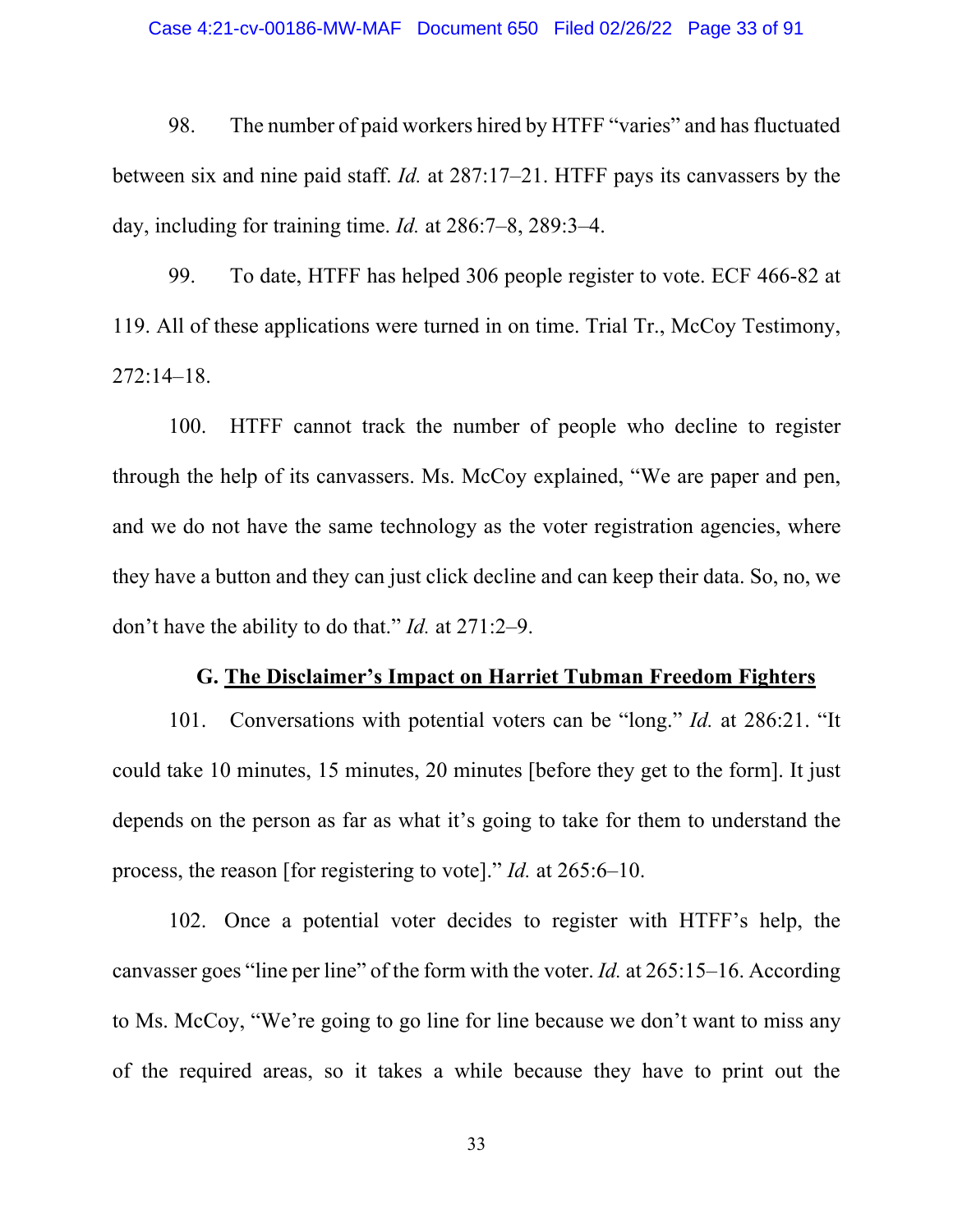98. The number of paid workers hired by HTFF "varies" and has fluctuated between six and nine paid staff. *Id.* at 287:17–21. HTFF pays its canvassers by the day, including for training time. *Id.* at 286:7–8, 289:3–4.

99. To date, HTFF has helped 306 people register to vote. ECF 466-82 at 119. All of these applications were turned in on time. Trial Tr., McCoy Testimony, 272:14–18.

100. HTFF cannot track the number of people who decline to register through the help of its canvassers. Ms. McCoy explained, "We are paper and pen, and we do not have the same technology as the voter registration agencies, where they have a button and they can just click decline and can keep their data. So, no, we don't have the ability to do that." *Id.* at 271:2–9.

### G. <u>The Disclaimer's Impact on Harriet Tubman Freedom Fighters</u>

101. Conversations with potential voters can be "long." *Id.* at 286:21. "It could take 10 minutes, 15 minutes, 20 minutes [before they get to the form]. It just depends on the person as far as what it's going to take for them to understand the process, the reason [for registering to vote]." *Id.* at 265:6–10.

102. Once a potential voter decides to register with HTFF's help, the canvasser goes "line per line" of the form with the voter. *Id.* at 265:15–16. According to Ms. McCoy, "We're going to go line for line because we don't want to miss any of the required areas, so it takes a while because they have to print out the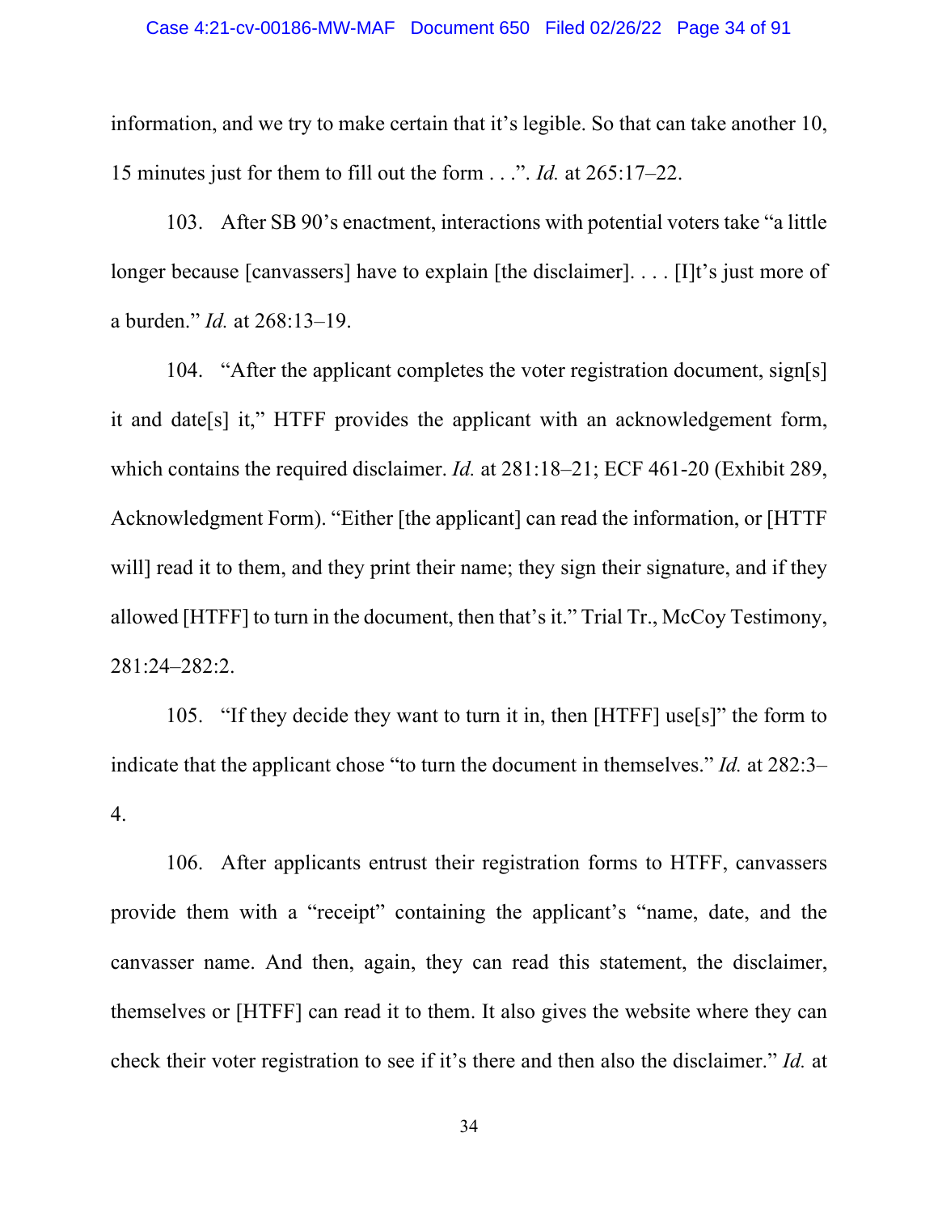information, and we try to make certain that it's legible. So that can take another 10, 15 minutes just for them to fill out the form . . .". *Id.* at 265:17–22.

103. After SB 90's enactment, interactions with potential voters take "a little longer because [canvassers] have to explain [the disclaimer]. . . . [I]t's just more of a burden." *Id.* at 268:13–19.

104. "After the applicant completes the voter registration document, sign[s] it and date[s] it," HTFF provides the applicant with an acknowledgement form, which contains the required disclaimer. *Id.* at 281:18–21; ECF 461-20 (Exhibit 289, Acknowledgment Form). "Either [the applicant] can read the information, or [HTTF will] read it to them, and they print their name; they sign their signature, and if they allowed [HTFF] to turn in the document, then that's it." Trial Tr., McCoy Testimony, 281:24–282:2.

105. "If they decide they want to turn it in, then [HTFF] use[s]" the form to indicate that the applicant chose "to turn the document in themselves." *Id.* at 282:3–4.

106. After applicants entrust their registration forms to HTFF, canvassers provide them with a "receipt" containing the applicant's "name, date, and the canvasser name. And then, again, they can read this statement, the disclaimer, themselves or [HTFF] can read it to them. It also gives the website where they can check their voter registration to see if it's there and then also the disclaimer." *Id.* at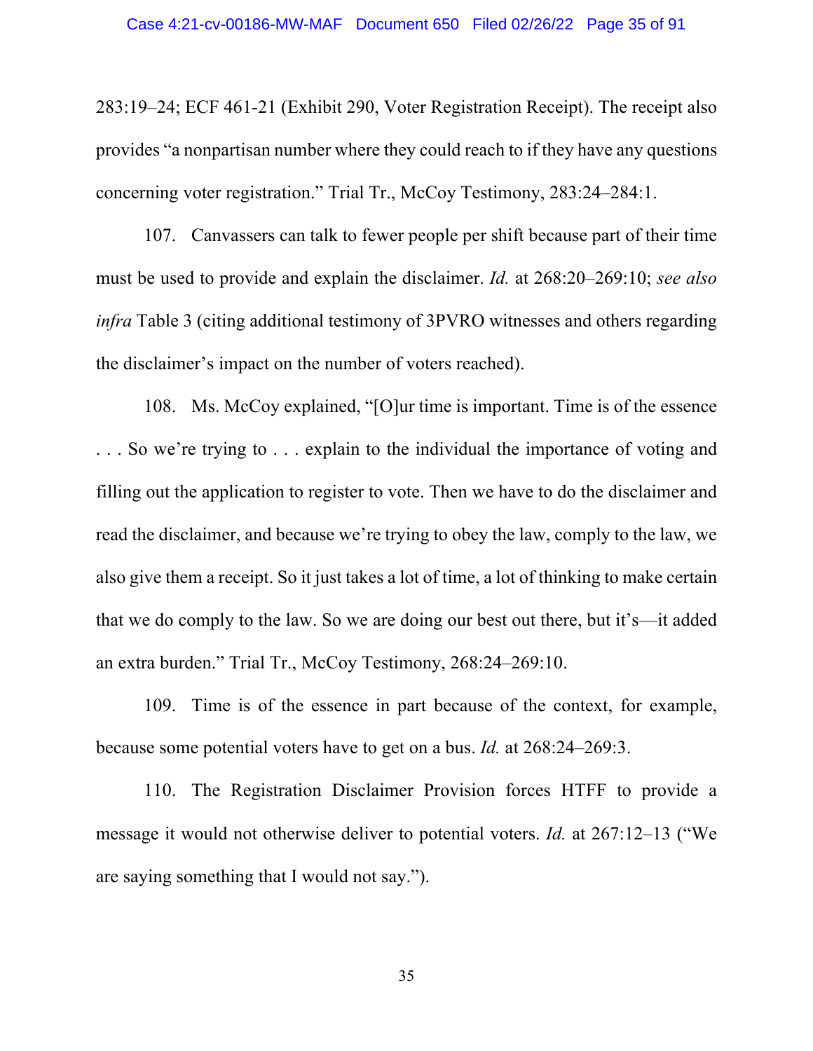283:19–24; ECF 461-21 (Exhibit 290, Voter Registration Receipt). The receipt also provides "a nonpartisan number where they could reach to if they have any questions concerning voter registration." Trial Tr., McCoy Testimony, 283:24–284:1.

107. Canvassers can talk to fewer people per shift because part of their time must be used to provide and explain the disclaimer. *Id.* at 268:20–269:10; *see also infra* Table 3 (citing additional testimony of 3PVRO witnesses and others regarding the disclaimer's impact on the number of voters reached).

108. Ms. McCoy explained, "[O]ur time is important. Time is of the essence . . . So we're trying to . . . explain to the individual the importance of voting and filling out the application to register to vote. Then we have to do the disclaimer and read the disclaimer, and because we're trying to obey the law, comply to the law, we also give them a receipt. So it just takes a lot of time, a lot of thinking to make certain that we do comply to the law. So we are doing our best out there, but it's—it added an extra burden." Trial Tr., McCoy Testimony, 268:24–269:10.

109. Time is of the essence in part because of the context, for example, because some potential voters have to get on a bus. *Id.* at 268:24–269:3.

110. The Registration Disclaimer Provision forces HTFF to provide a message it would not otherwise deliver to potential voters. *Id.* at 267:12–13 ("We are saying something that I would not say.").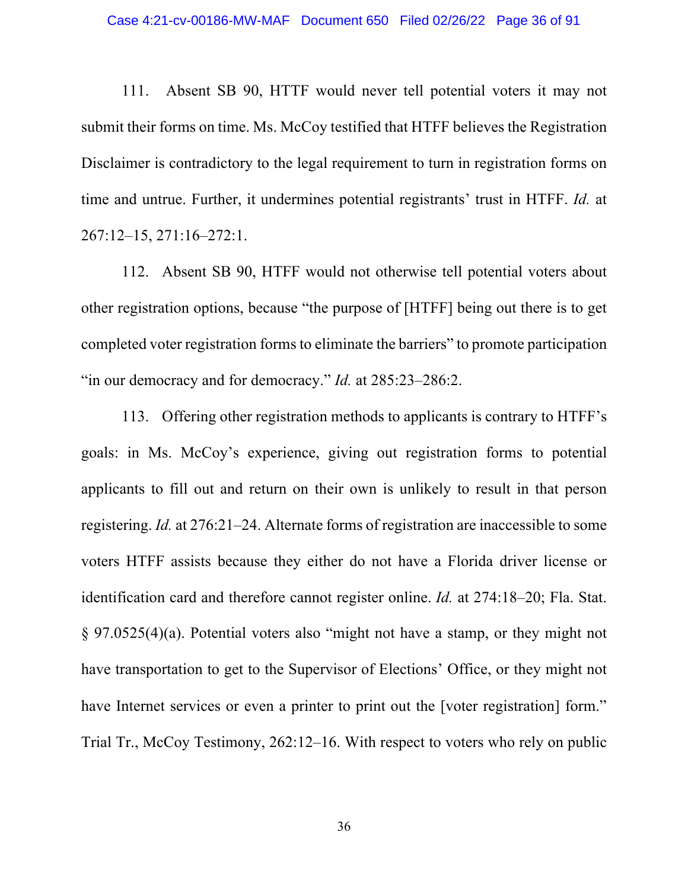111. Absent SB 90, HTTF would never tell potential voters it may not submit their forms on time. Ms. McCoy testified that HTFF believes the Registration Disclaimer is contradictory to the legal requirement to turn in registration forms on time and untrue. Further, it undermines potential registrants' trust in HTFF. *Id.* at 267:12–15, 271:16–272:1.

112. Absent SB 90, HTFF would not otherwise tell potential voters about other registration options, because "the purpose of [HTFF] being out there is to get completed voter registration forms to eliminate the barriers" to promote participation "in our democracy and for democracy." *Id.* at 285:23–286:2.

113. Offering other registration methods to applicants is contrary to HTFF's goals: in Ms. McCoy's experience, giving out registration forms to potential applicants to fill out and return on their own is unlikely to result in that person registering. *Id.* at 276:21–24. Alternate forms of registration are inaccessible to some voters HTFF assists because they either do not have a Florida driver license or identification card and therefore cannot register online. *Id.* at 274:18–20; Fla. Stat. § 97.0525(4)(a). Potential voters also "might not have a stamp, or they might not have transportation to get to the Supervisor of Elections' Office, or they might not have Internet services or even a printer to print out the [voter registration] form." Trial Tr., McCoy Testimony, 262:12–16. With respect to voters who rely on public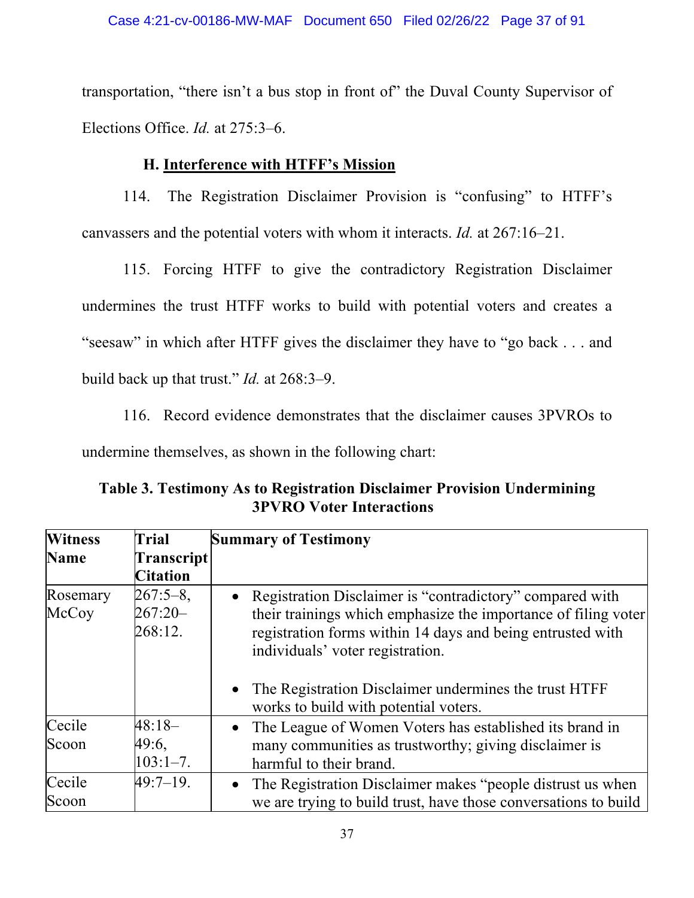transportation, "there isn't a bus stop in front of" the Duval County Supervisor of Elections Office. *Id.* at 275:3–6.

### H. Interference with HTFF's Mission

114. The Registration Disclaimer Provision is "confusing" to HTFF's canvassers and the potential voters with whom it interacts. *Id.* at 267:16–21.

115. Forcing HTFF to give the contradictory Registration Disclaimer undermines the trust HTFF works to build with potential voters and creates a "seesaw" in which after HTFF gives the disclaimer they have to "go back . . . and build back up that trust." *Id.* at 268:3–9.

116. Record evidence demonstrates that the disclaimer causes 3PVROs to undermine themselves, as shown in the following chart:

**Table 3. Testimony As to Registration Disclaimer Provision Undermining 3PVRO Voter Interactions**

| Witness Name | Trial Transcript Citation | Summary of Testimony |
|---|---|---|
| Rosemary McCoy | 267:5–8, 267:20–268:12. | • Registration Disclaimer is "contradictory" compared with their trainings which emphasize the importance of filing voter registration forms within 14 days and being entrusted with individuals' voter registration.<br><br>• The Registration Disclaimer undermines the trust HTFF works to build with potential voters. |
| Cecile Scoon | 48:18–49:6, 103:1–7. | • The League of Women Voters has established its brand in many communities as trustworthy; giving disclaimer is harmful to their brand. |
| Cecile Scoon | 49:7–19. | • The Registration Disclaimer makes "people distrust us when we are trying to build trust, have those conversations to build |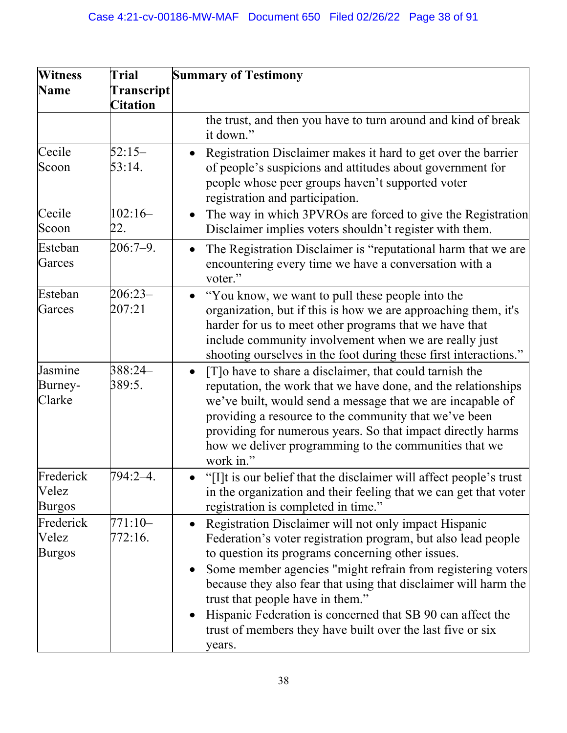| Witness Name | Trial Transcript Citation | Summary of Testimony |
|---|---|---|
| | | the trust, and then you have to turn around and kind of break it down." |
| Cecile Scoon | 52:15–53:14. | • Registration Disclaimer makes it hard to get over the barrier of people's suspicions and attitudes about government for people whose peer groups haven't supported voter registration and participation. |
| Cecile Scoon | 102:16–22. | • The way in which 3PVROs are forced to give the Registration Disclaimer implies voters shouldn't register with them. |
| Esteban Garces | 206:7–9. | • The Registration Disclaimer is "reputational harm that we are encountering every time we have a conversation with a voter." |
| Esteban Garces | 206:23–207:21 | • "You know, we want to pull these people into the organization, but if this is how we are approaching them, it's harder for us to meet other programs that we have that include community involvement when we are really just shooting ourselves in the foot during these first interactions." |
| Jasmine Burney-Clarke | 388:24–389:5. | • [T]o have to share a disclaimer, that could tarnish the reputation, the work that we have done, and the relationships we've built, would send a message that we are incapable of providing a resource to the community that we've been providing for numerous years. So that impact directly harms how we deliver programming to the communities that we work in." |
| Frederick Velez Burgos | 794:2–4. | • "[I]t is our belief that the disclaimer will affect people's trust in the organization and their feeling that we can get that voter registration is completed in time." |
| Frederick Velez Burgos | 771:10–772:16. | • Registration Disclaimer will not only impact Hispanic Federation's voter registration program, but also lead people to question its programs concerning other issues.<br>• Some member agencies "might refrain from registering voters because they also fear that using that disclaimer will harm the trust that people have in them."<br>• Hispanic Federation is concerned that SB 90 can affect the trust of members they have built over the last five or six years. |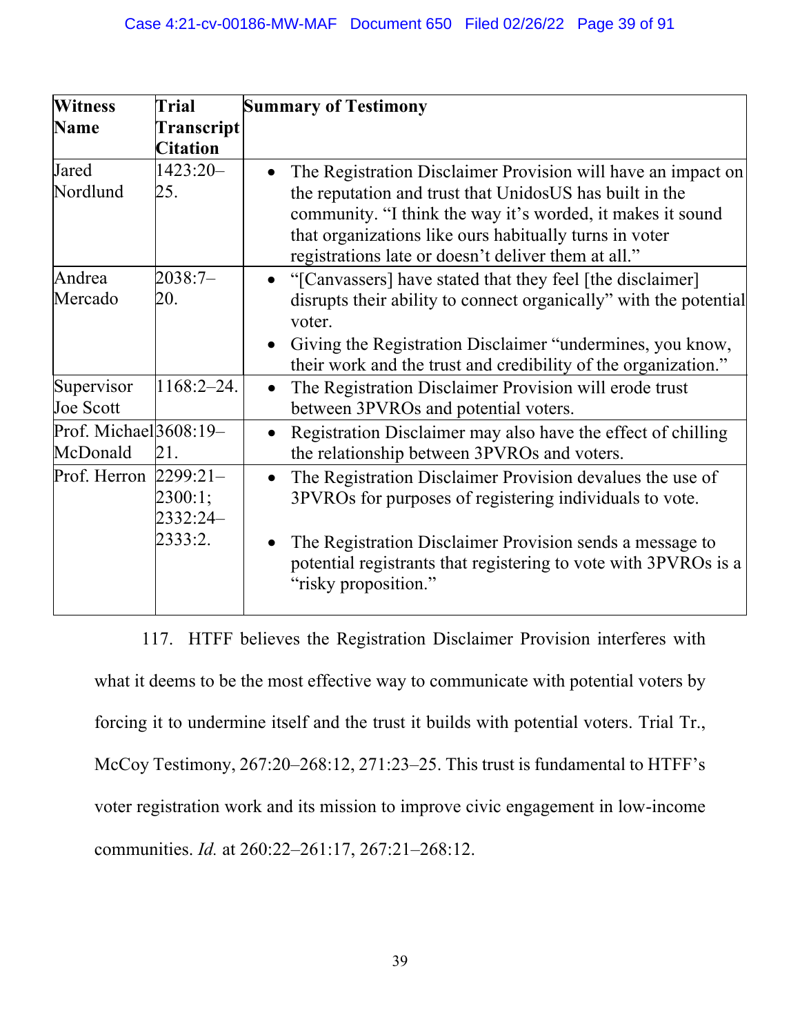| Witness Name | Trial Transcript Citation | Summary of Testimony |
| --- | --- | --- |
| Jared Nordlund | 1423:20–25. | • The Registration Disclaimer Provision will have an impact on the reputation and trust that UnidosUS has built in the community. "I think the way it's worded, it makes it sound that organizations like ours habitually turns in voter registrations late or doesn't deliver them at all." |
| Andrea Mercado | 2038:7–20. | • "[Canvassers] have stated that they feel [the disclaimer] disrupts their ability to connect organically" with the potential voter. • Giving the Registration Disclaimer "undermines, you know, their work and the trust and credibility of the organization." |
| Supervisor Joe Scott | 1168:2–24. | • The Registration Disclaimer Provision will erode trust between 3PVROs and potential voters. |
| Prof. Michael McDonald | 3608:19–21. | • Registration Disclaimer may also have the effect of chilling the relationship between 3PVROs and voters. |
| Prof. Herron | 2299:21–2300:1; 2332:24–2333:2. | • The Registration Disclaimer Provision devalues the use of 3PVROs for purposes of registering individuals to vote. • The Registration Disclaimer Provision sends a message to potential registrants that registering to vote with 3PVROs is a "risky proposition." |

117. HTFF believes the Registration Disclaimer Provision interferes with what it deems to be the most effective way to communicate with potential voters by forcing it to undermine itself and the trust it builds with potential voters. Trial Tr., McCoy Testimony, 267:20–268:12, 271:23–25. This trust is fundamental to HTFF's voter registration work and its mission to improve civic engagement in low-income communities. *Id.* at 260:22–261:17, 267:21–268:12.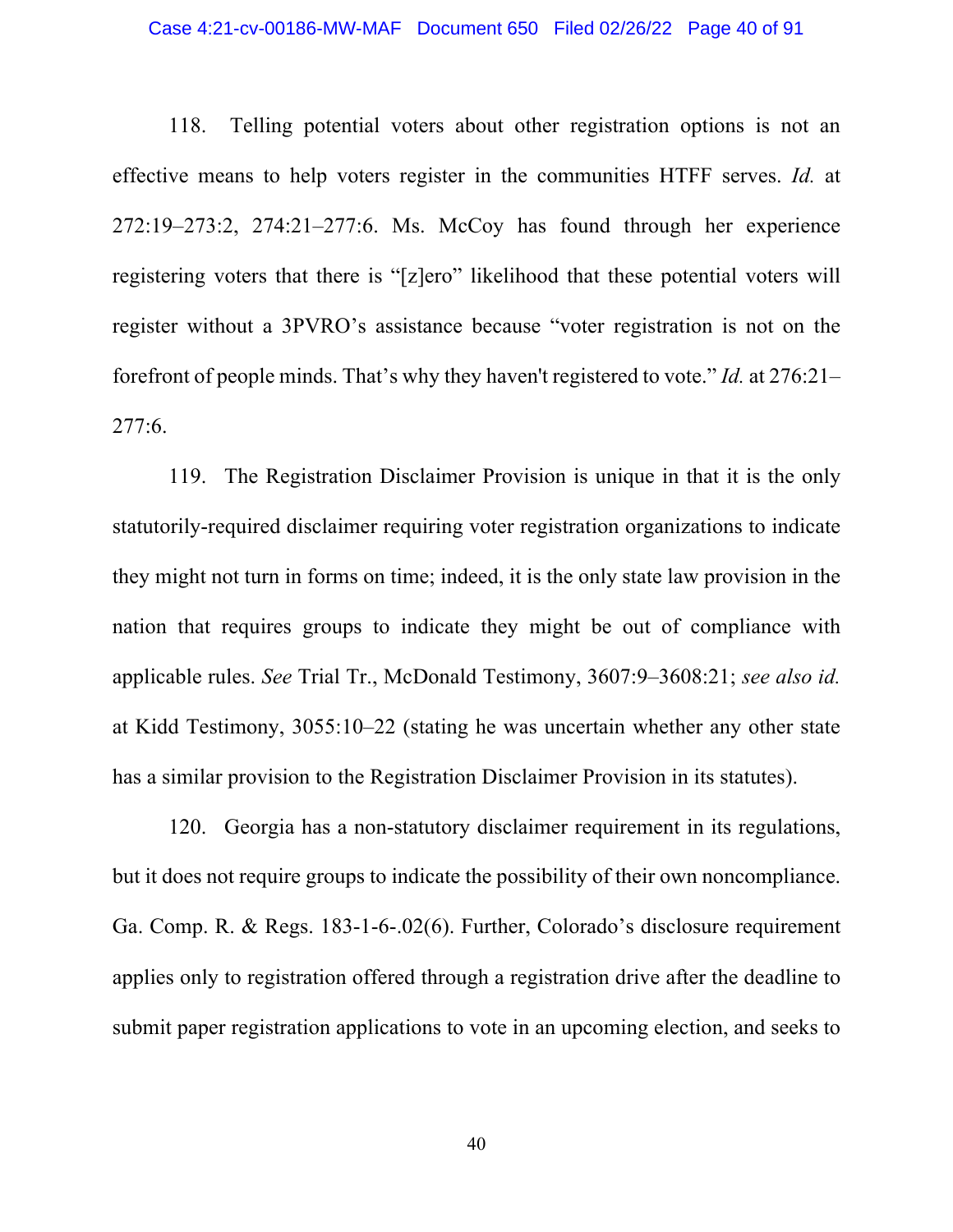118. Telling potential voters about other registration options is not an effective means to help voters register in the communities HTFF serves. *Id.* at 272:19–273:2, 274:21–277:6. Ms. McCoy has found through her experience registering voters that there is "[z]ero" likelihood that these potential voters will register without a 3PVRO's assistance because "voter registration is not on the forefront of people minds. That's why they haven't registered to vote." *Id.* at 276:21–277:6.

119. The Registration Disclaimer Provision is unique in that it is the only statutorily-required disclaimer requiring voter registration organizations to indicate they might not turn in forms on time; indeed, it is the only state law provision in the nation that requires groups to indicate they might be out of compliance with applicable rules. *See* Trial Tr., McDonald Testimony, 3607:9–3608:21; *see also id.* at Kidd Testimony, 3055:10–22 (stating he was uncertain whether any other state has a similar provision to the Registration Disclaimer Provision in its statutes).

120. Georgia has a non-statutory disclaimer requirement in its regulations, but it does not require groups to indicate the possibility of their own noncompliance. Ga. Comp. R. & Regs. 183-1-6-.02(6). Further, Colorado's disclosure requirement applies only to registration offered through a registration drive after the deadline to submit paper registration applications to vote in an upcoming election, and seeks to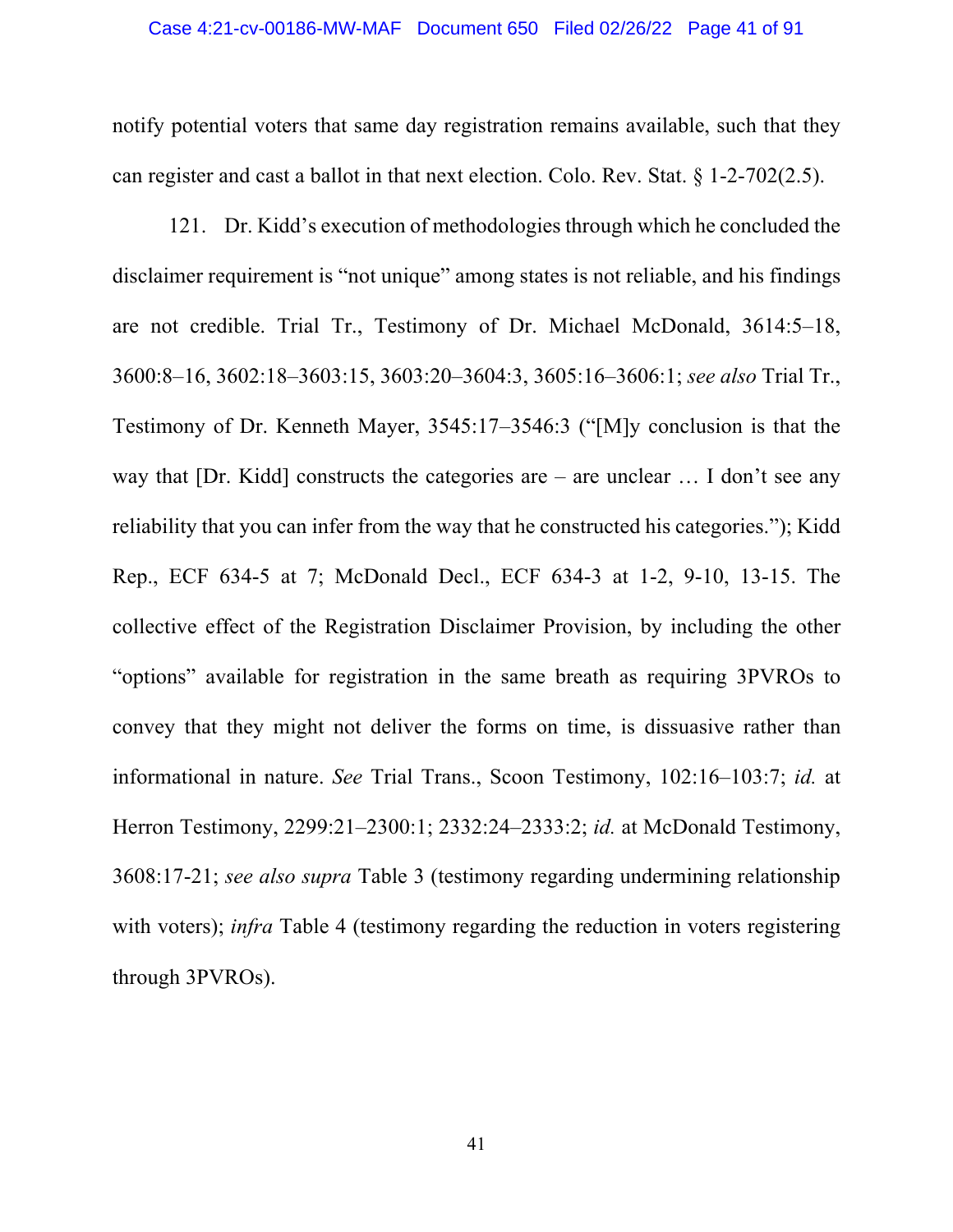notify potential voters that same day registration remains available, such that they can register and cast a ballot in that next election. Colo. Rev. Stat. § 1-2-702(2.5).

121. Dr. Kidd's execution of methodologies through which he concluded the disclaimer requirement is "not unique" among states is not reliable, and his findings are not credible. Trial Tr., Testimony of Dr. Michael McDonald, 3614:5–18, 3600:8–16, 3602:18–3603:15, 3603:20–3604:3, 3605:16–3606:1; *see also* Trial Tr., Testimony of Dr. Kenneth Mayer, 3545:17–3546:3 ("[M]y conclusion is that the way that [Dr. Kidd] constructs the categories are – are unclear … I don't see any reliability that you can infer from the way that he constructed his categories."); Kidd Rep., ECF 634-5 at 7; McDonald Decl., ECF 634-3 at 1-2, 9-10, 13-15. The collective effect of the Registration Disclaimer Provision, by including the other "options" available for registration in the same breath as requiring 3PVROs to convey that they might not deliver the forms on time, is dissuasive rather than informational in nature. *See* Trial Trans., Scoon Testimony, 102:16–103:7; *id.* at Herron Testimony, 2299:21–2300:1; 2332:24–2333:2; *id.* at McDonald Testimony, 3608:17-21; *see also supra* Table 3 (testimony regarding undermining relationship with voters); *infra* Table 4 (testimony regarding the reduction in voters registering through 3PVROs).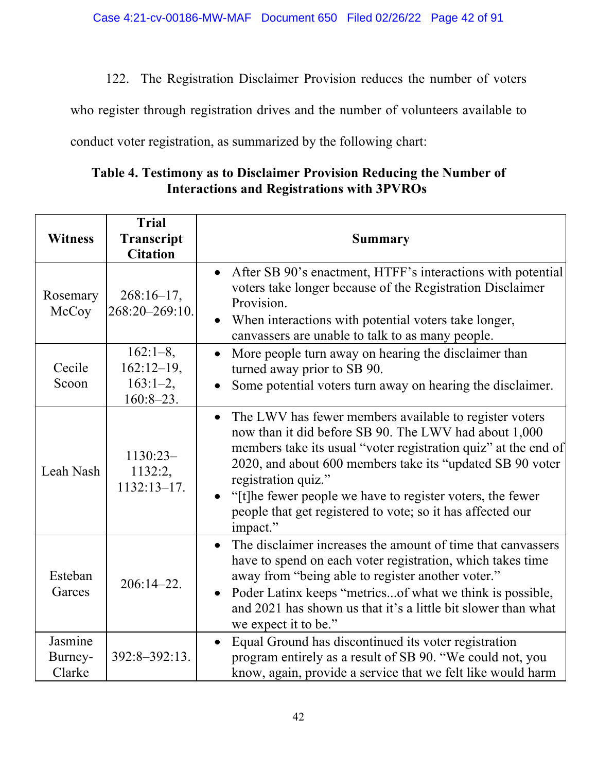122. The Registration Disclaimer Provision reduces the number of voters who register through registration drives and the number of volunteers available to conduct voter registration, as summarized by the following chart:

**Table 4. Testimony as to Disclaimer Provision Reducing the Number of Interactions and Registrations with 3PVROs**

| Witness | Trial Transcript Citation | Summary |
|---|---|---|
| Rosemary McCoy | 268:16–17, 268:20–269:10. | • After SB 90's enactment, HTFF's interactions with potential voters take longer because of the Registration Disclaimer Provision. <br> • When interactions with potential voters take longer, canvassers are unable to talk to as many people. |
| Cecile Scoon | 162:1–8, 162:12–19, 163:1–2, 160:8–23. | • More people turn away on hearing the disclaimer than turned away prior to SB 90. <br> • Some potential voters turn away on hearing the disclaimer. |
| Leah Nash | 1130:23–1132:2, 1132:13–17. | • The LWV has fewer members available to register voters now than it did before SB 90. The LWV had about 1,000 members take its usual "voter registration quiz" at the end of 2020, and about 600 members take its "updated SB 90 voter registration quiz." <br> • "[t]he fewer people we have to register voters, the fewer people that get registered to vote; so it has affected our impact." |
| Esteban Garces | 206:14–22. | • The disclaimer increases the amount of time that canvassers have to spend on each voter registration, which takes time away from "being able to register another voter." <br> • Poder Latinx keeps "metrics...of what we think is possible, and 2021 has shown us that it's a little bit slower than what we expect it to be." |
| Jasmine Burney-Clarke | 392:8–392:13. | • Equal Ground has discontinued its voter registration program entirely as a result of SB 90. "We could not, you know, again, provide a service that we felt like would harm |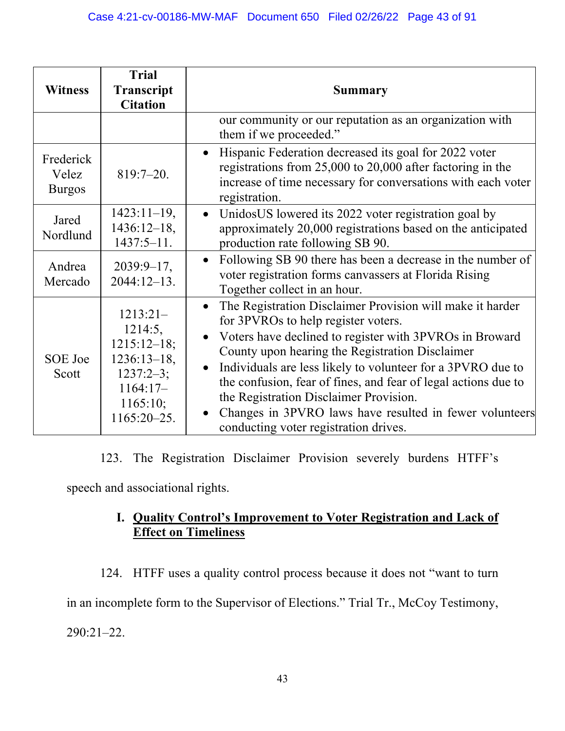| Witness | Trial Transcript Citation | Summary |
|---|---|---|
| | | our community or our reputation as an organization with them if we proceeded." |
| Frederick Velez Burgos | 819:7–20. | • Hispanic Federation decreased its goal for 2022 voter registrations from 25,000 to 20,000 after factoring in the increase of time necessary for conversations with each voter registration. |
| Jared Nordlund | 1423:11–19, 1436:12–18, 1437:5–11. | • UnidosUS lowered its 2022 voter registration goal by approximately 20,000 registrations based on the anticipated production rate following SB 90. |
| Andrea Mercado | 2039:9–17, 2044:12–13. | • Following SB 90 there has been a decrease in the number of voter registration forms canvassers at Florida Rising Together collect in an hour. |
| SOE Joe Scott | 1213:21–1214:5, 1215:12–18; 1236:13–18, 1237:2–3; 1164:17–1165:10; 1165:20–25. | • The Registration Disclaimer Provision will make it harder for 3PVROs to help register voters. <br> • Voters have declined to register with 3PVROs in Broward County upon hearing the Registration Disclaimer <br> • Individuals are less likely to volunteer for a 3PVRO due to the confusion, fear of fines, and fear of legal actions due to the Registration Disclaimer Provision. <br> • Changes in 3PVRO laws have resulted in fewer volunteers conducting voter registration drives. |

123. The Registration Disclaimer Provision severely burdens HTFF's speech and associational rights.

## I. Quality Control's Improvement to Voter Registration and Lack of Effect on Timeliness

124. HTFF uses a quality control process because it does not "want to turn in an incomplete form to the Supervisor of Elections." Trial Tr., McCoy Testimony, 290:21–22.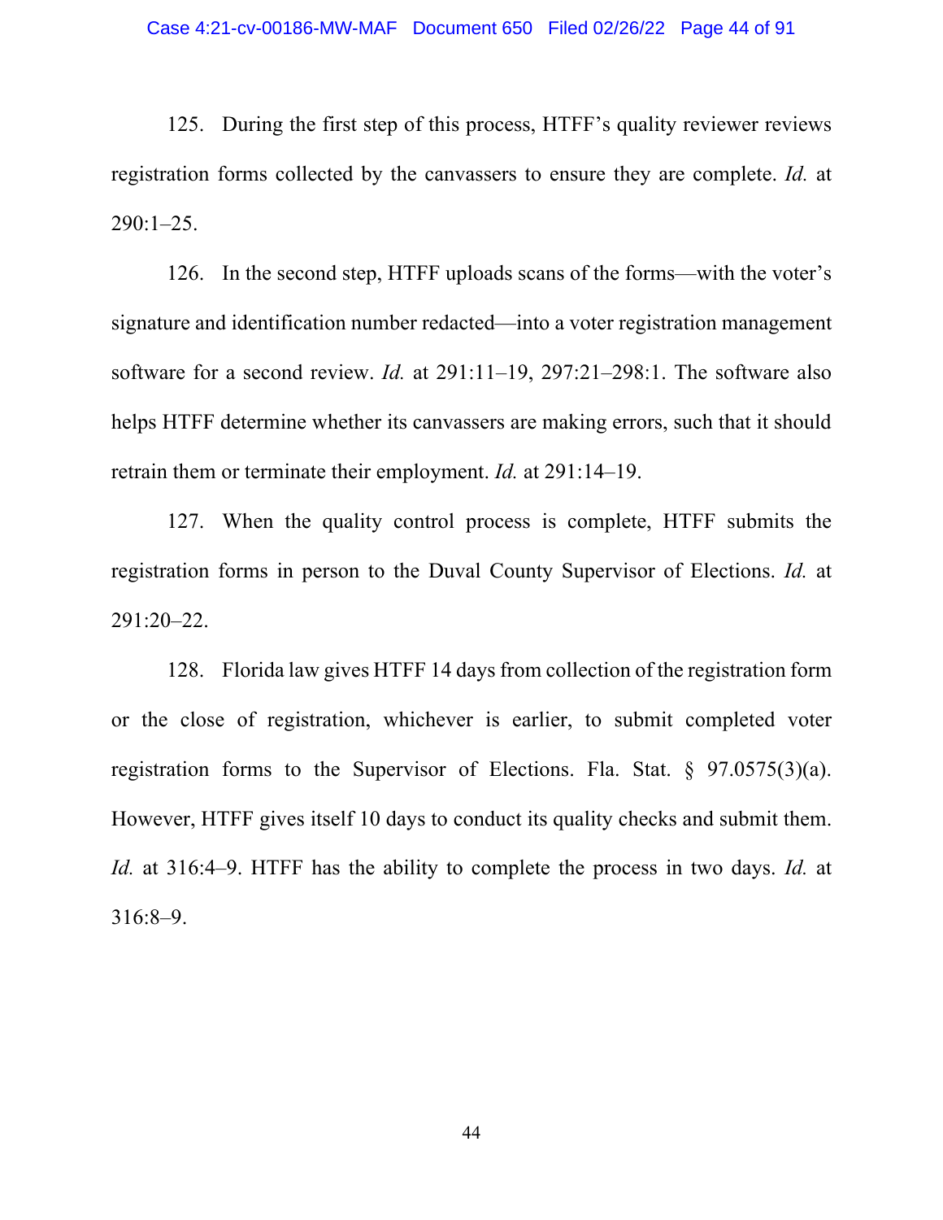125. During the first step of this process, HTFF's quality reviewer reviews registration forms collected by the canvassers to ensure they are complete. *Id.* at 290:1–25.

126. In the second step, HTFF uploads scans of the forms—with the voter's signature and identification number redacted—into a voter registration management software for a second review. *Id.* at 291:11–19, 297:21–298:1. The software also helps HTFF determine whether its canvassers are making errors, such that it should retrain them or terminate their employment. *Id.* at 291:14–19.

127. When the quality control process is complete, HTFF submits the registration forms in person to the Duval County Supervisor of Elections. *Id.* at 291:20–22.

128. Florida law gives HTFF 14 days from collection of the registration form or the close of registration, whichever is earlier, to submit completed voter registration forms to the Supervisor of Elections. Fla. Stat. § 97.0575(3)(a). However, HTFF gives itself 10 days to conduct its quality checks and submit them. *Id.* at 316:4–9. HTFF has the ability to complete the process in two days. *Id.* at 316:8–9.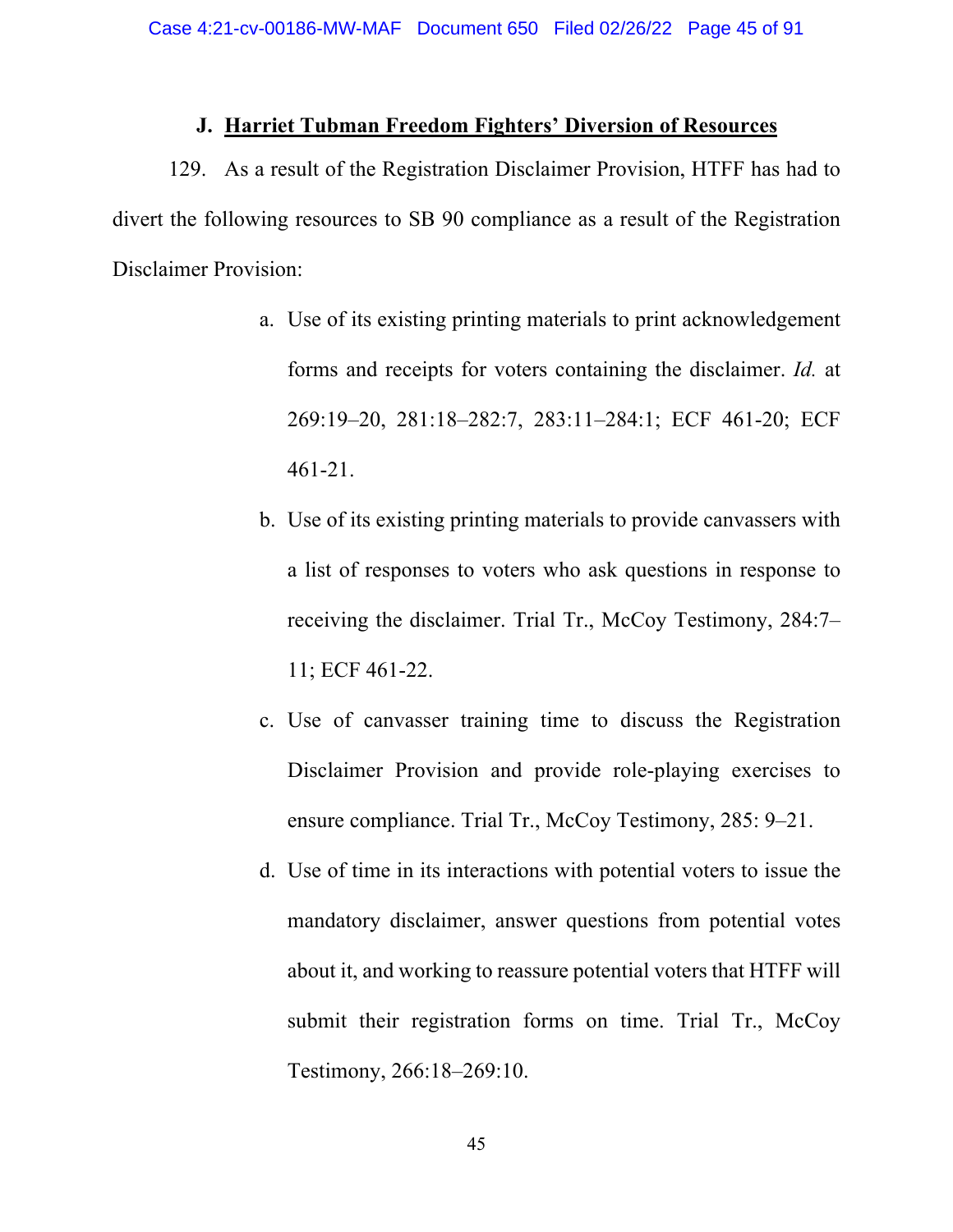### J. <u>Harriet Tubman Freedom Fighters' Diversion of Resources</u>

129. As a result of the Registration Disclaimer Provision, HTFF has had to divert the following resources to SB 90 compliance as a result of the Registration Disclaimer Provision:

a. Use of its existing printing materials to print acknowledgement forms and receipts for voters containing the disclaimer. *Id.* at 269:19–20, 281:18–282:7, 283:11–284:1; ECF 461-20; ECF 461-21.

b. Use of its existing printing materials to provide canvassers with a list of responses to voters who ask questions in response to receiving the disclaimer. Trial Tr., McCoy Testimony, 284:7–11; ECF 461-22.

c. Use of canvasser training time to discuss the Registration Disclaimer Provision and provide role-playing exercises to ensure compliance. Trial Tr., McCoy Testimony, 285: 9–21.

d. Use of time in its interactions with potential voters to issue the mandatory disclaimer, answer questions from potential votes about it, and working to reassure potential voters that HTFF will submit their registration forms on time. Trial Tr., McCoy Testimony, 266:18–269:10.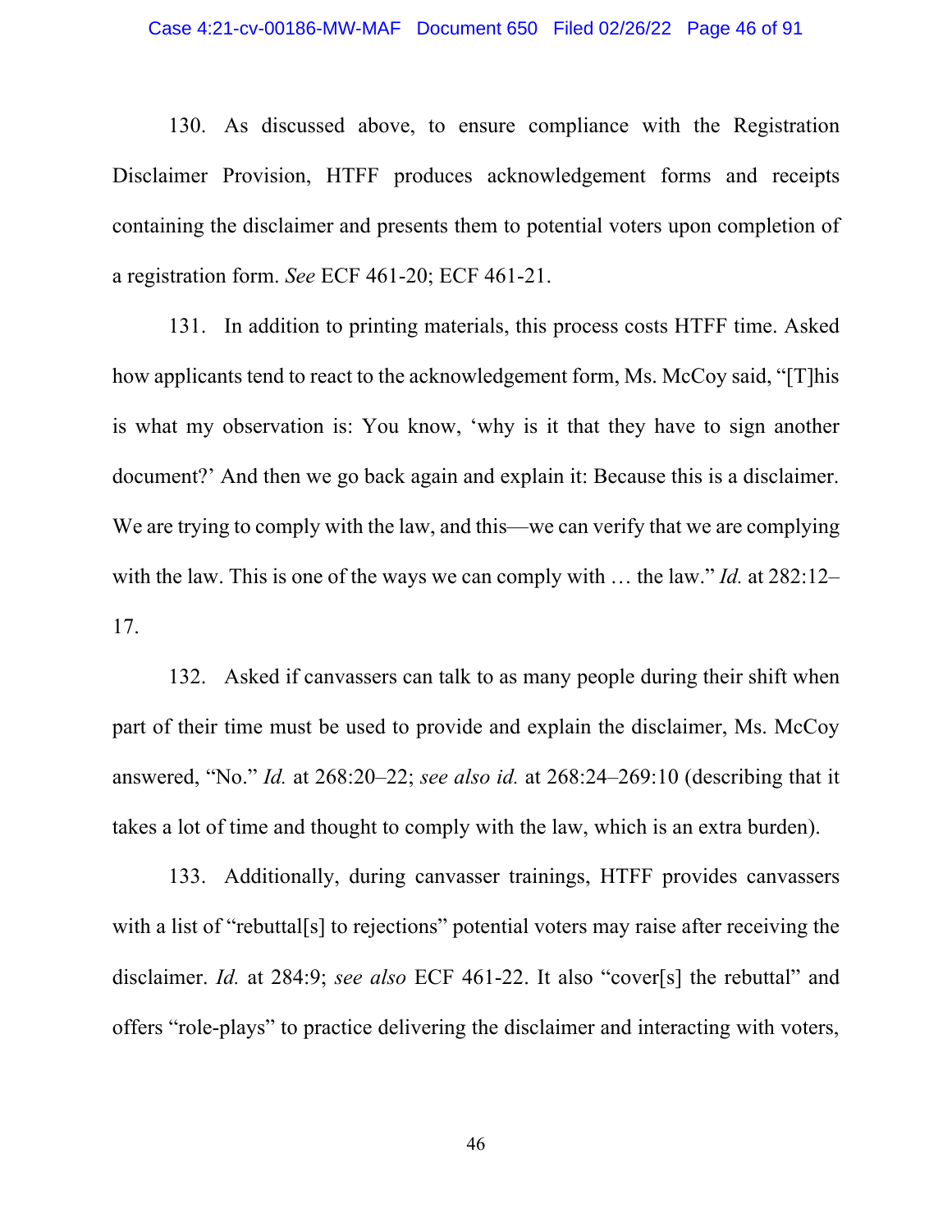130. As discussed above, to ensure compliance with the Registration Disclaimer Provision, HTFF produces acknowledgement forms and receipts containing the disclaimer and presents them to potential voters upon completion of a registration form. *See* ECF 461-20; ECF 461-21.

131. In addition to printing materials, this process costs HTFF time. Asked how applicants tend to react to the acknowledgement form, Ms. McCoy said, "[T]his is what my observation is: You know, 'why is it that they have to sign another document?' And then we go back again and explain it: Because this is a disclaimer. We are trying to comply with the law, and this—we can verify that we are complying with the law. This is one of the ways we can comply with … the law." *Id.* at 282:12–17.

132. Asked if canvassers can talk to as many people during their shift when part of their time must be used to provide and explain the disclaimer, Ms. McCoy answered, "No." *Id.* at 268:20–22; *see also id.* at 268:24–269:10 (describing that it takes a lot of time and thought to comply with the law, which is an extra burden).

133. Additionally, during canvasser trainings, HTFF provides canvassers with a list of "rebuttal[s] to rejections" potential voters may raise after receiving the disclaimer. *Id.* at 284:9; *see also* ECF 461-22. It also "cover[s] the rebuttal" and offers "role-plays" to practice delivering the disclaimer and interacting with voters,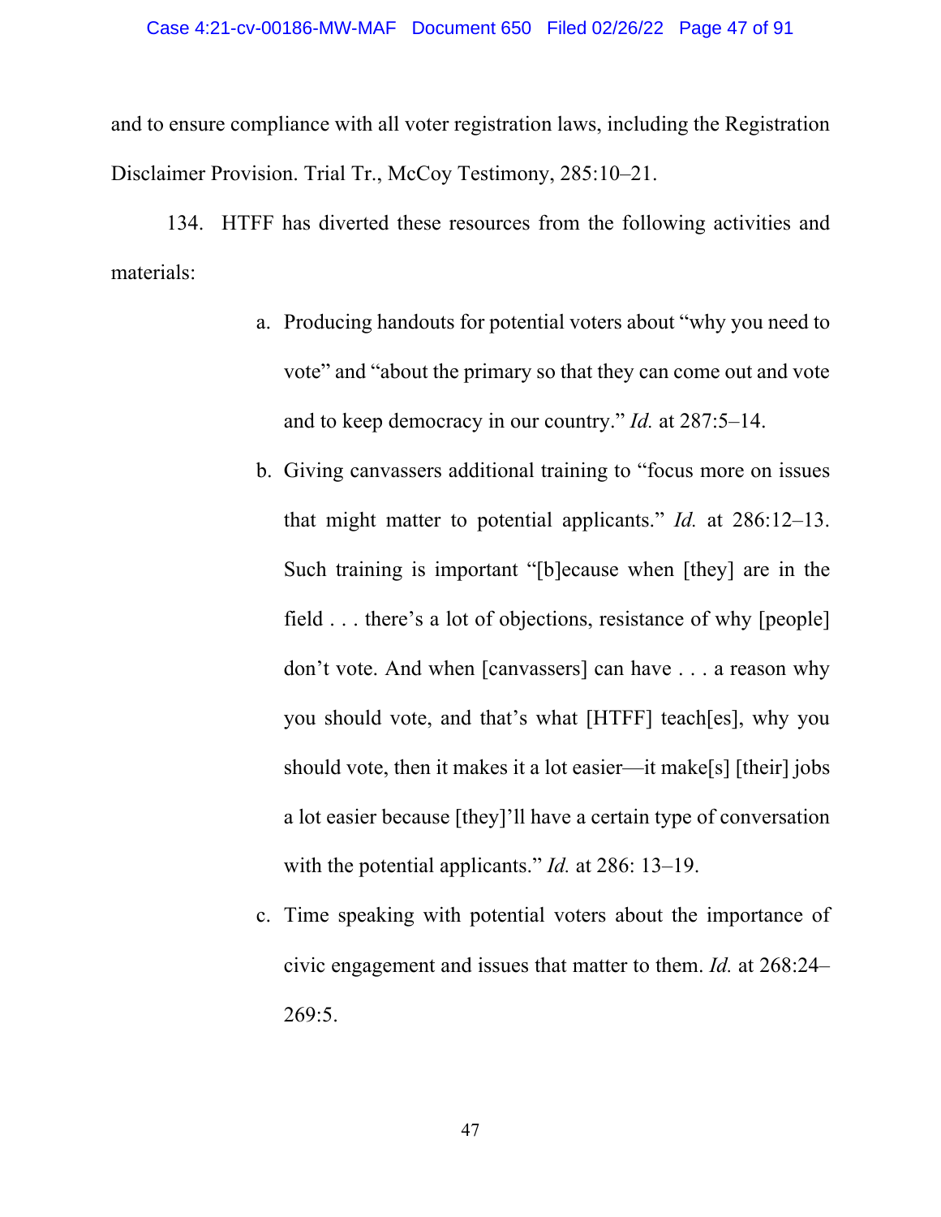and to ensure compliance with all voter registration laws, including the Registration Disclaimer Provision. Trial Tr., McCoy Testimony, 285:10–21.

134. HTFF has diverted these resources from the following activities and materials:

a. Producing handouts for potential voters about "why you need to vote" and "about the primary so that they can come out and vote and to keep democracy in our country." *Id.* at 287:5–14.

b. Giving canvassers additional training to "focus more on issues that might matter to potential applicants." *Id.* at 286:12–13. Such training is important "[b]ecause when [they] are in the field . . . there's a lot of objections, resistance of why [people] don't vote. And when [canvassers] can have . . . a reason why you should vote, and that's what [HTFF] teach[es], why you should vote, then it makes it a lot easier—it make[s] [their] jobs a lot easier because [they]'ll have a certain type of conversation with the potential applicants." *Id.* at 286: 13–19.

c. Time speaking with potential voters about the importance of civic engagement and issues that matter to them. *Id.* at 268:24–269:5.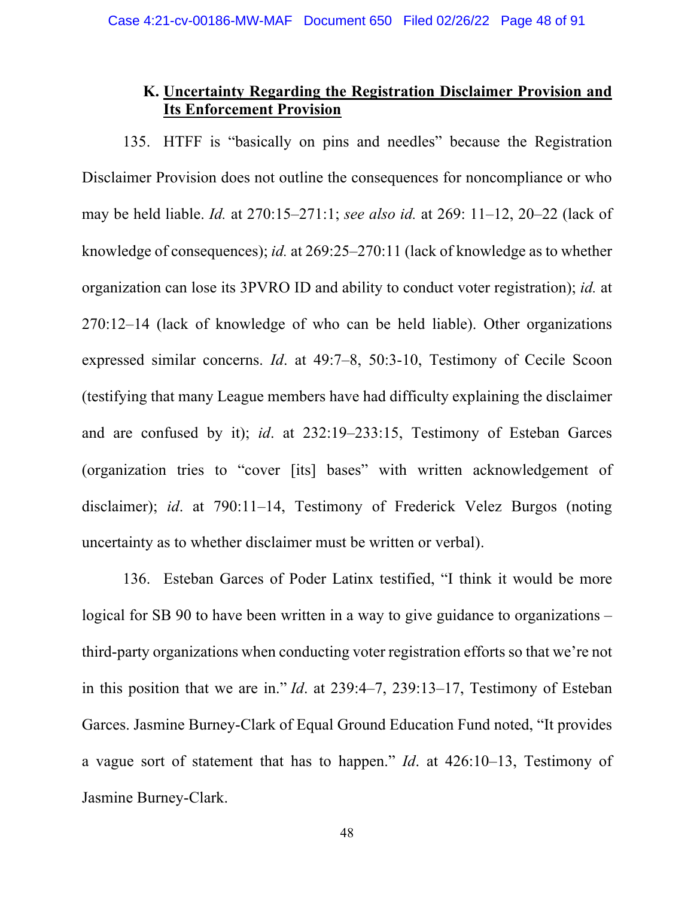### K. Uncertainty Regarding the Registration Disclaimer Provision and Its Enforcement Provision

135. HTFF is "basically on pins and needles" because the Registration Disclaimer Provision does not outline the consequences for noncompliance or who may be held liable. *Id.* at 270:15–271:1; *see also id.* at 269: 11–12, 20–22 (lack of knowledge of consequences); *id.* at 269:25–270:11 (lack of knowledge as to whether organization can lose its 3PVRO ID and ability to conduct voter registration); *id.* at 270:12–14 (lack of knowledge of who can be held liable). Other organizations expressed similar concerns. *Id*. at 49:7–8, 50:3-10, Testimony of Cecile Scoon (testifying that many League members have had difficulty explaining the disclaimer and are confused by it); *id*. at 232:19–233:15, Testimony of Esteban Garces (organization tries to "cover [its] bases" with written acknowledgement of disclaimer); *id*. at 790:11–14, Testimony of Frederick Velez Burgos (noting uncertainty as to whether disclaimer must be written or verbal).

136. Esteban Garces of Poder Latinx testified, "I think it would be more logical for SB 90 to have been written in a way to give guidance to organizations – third-party organizations when conducting voter registration efforts so that we're not in this position that we are in." *Id*. at 239:4–7, 239:13–17, Testimony of Esteban Garces. Jasmine Burney-Clark of Equal Ground Education Fund noted, "It provides a vague sort of statement that has to happen." *Id*. at 426:10–13, Testimony of Jasmine Burney-Clark.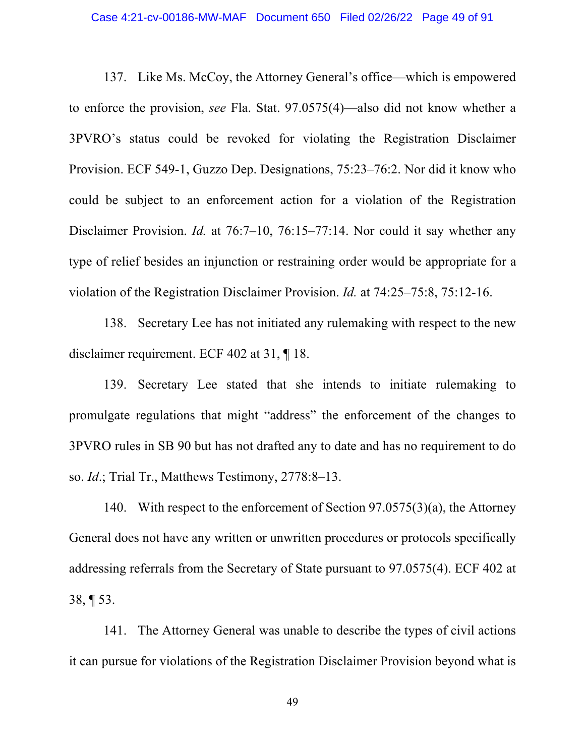137. Like Ms. McCoy, the Attorney General's office—which is empowered to enforce the provision, *see* Fla. Stat. 97.0575(4)—also did not know whether a 3PVRO's status could be revoked for violating the Registration Disclaimer Provision. ECF 549-1, Guzzo Dep. Designations, 75:23–76:2. Nor did it know who could be subject to an enforcement action for a violation of the Registration Disclaimer Provision. *Id.* at 76:7–10, 76:15–77:14. Nor could it say whether any type of relief besides an injunction or restraining order would be appropriate for a violation of the Registration Disclaimer Provision. *Id.* at 74:25–75:8, 75:12-16.

138. Secretary Lee has not initiated any rulemaking with respect to the new disclaimer requirement. ECF 402 at 31, ¶ 18.

139. Secretary Lee stated that she intends to initiate rulemaking to promulgate regulations that might "address" the enforcement of the changes to 3PVRO rules in SB 90 but has not drafted any to date and has no requirement to do so. *Id.*; Trial Tr., Matthews Testimony, 2778:8–13.

140. With respect to the enforcement of Section 97.0575(3)(a), the Attorney General does not have any written or unwritten procedures or protocols specifically addressing referrals from the Secretary of State pursuant to 97.0575(4). ECF 402 at 38, ¶ 53.

141. The Attorney General was unable to describe the types of civil actions it can pursue for violations of the Registration Disclaimer Provision beyond what is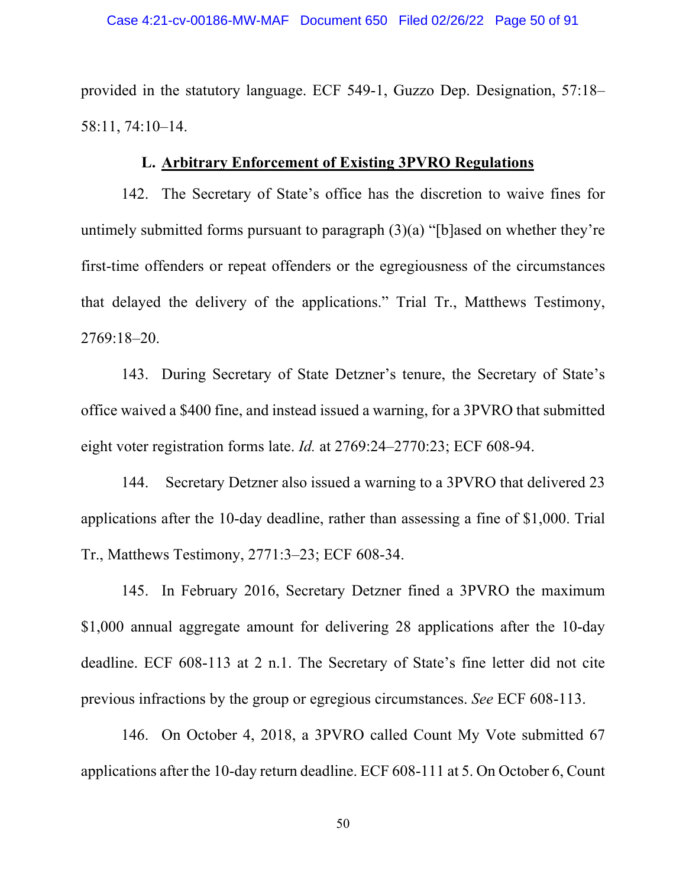provided in the statutory language. ECF 549-1, Guzzo Dep. Designation, 57:18–58:11, 74:10–14.

### L. <u>Arbitrary Enforcement of Existing 3PVRO Regulations</u>

142. The Secretary of State's office has the discretion to waive fines for untimely submitted forms pursuant to paragraph (3)(a) "[b]ased on whether they're first-time offenders or repeat offenders or the egregiousness of the circumstances that delayed the delivery of the applications." Trial Tr., Matthews Testimony, 2769:18–20.

143. During Secretary of State Detzner's tenure, the Secretary of State's office waived a $400 fine, and instead issued a warning, for a 3PVRO that submitted eight voter registration forms late. *Id.* at 2769:24–2770:23; ECF 608-94.

144. Secretary Detzner also issued a warning to a 3PVRO that delivered 23 applications after the 10-day deadline, rather than assessing a fine of $1,000. Trial Tr., Matthews Testimony, 2771:3–23; ECF 608-34.

145. In February 2016, Secretary Detzner fined a 3PVRO the maximum $1,000 annual aggregate amount for delivering 28 applications after the 10-day deadline. ECF 608-113 at 2 n.1. The Secretary of State's fine letter did not cite previous infractions by the group or egregious circumstances. *See* ECF 608-113.

146. On October 4, 2018, a 3PVRO called Count My Vote submitted 67 applications after the 10-day return deadline. ECF 608-111 at 5. On October 6, Count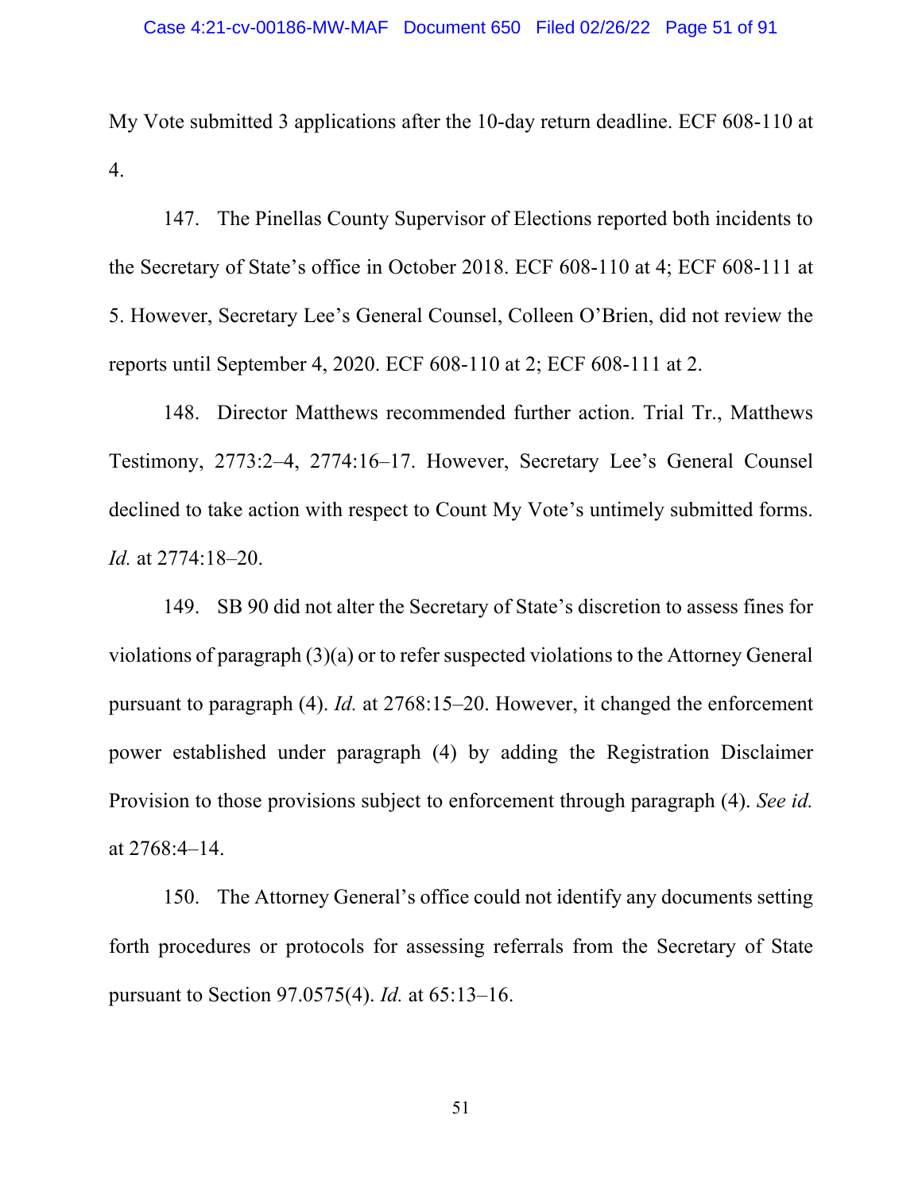My Vote submitted 3 applications after the 10-day return deadline. ECF 608-110 at 4.

147. The Pinellas County Supervisor of Elections reported both incidents to the Secretary of State's office in October 2018. ECF 608-110 at 4; ECF 608-111 at 5. However, Secretary Lee's General Counsel, Colleen O'Brien, did not review the reports until September 4, 2020. ECF 608-110 at 2; ECF 608-111 at 2.

148. Director Matthews recommended further action. Trial Tr., Matthews Testimony, 2773:2–4, 2774:16–17. However, Secretary Lee's General Counsel declined to take action with respect to Count My Vote's untimely submitted forms. *Id.* at 2774:18–20.

149. SB 90 did not alter the Secretary of State's discretion to assess fines for violations of paragraph (3)(a) or to refer suspected violations to the Attorney General pursuant to paragraph (4). *Id.* at 2768:15–20. However, it changed the enforcement power established under paragraph (4) by adding the Registration Disclaimer Provision to those provisions subject to enforcement through paragraph (4). *See id.* at 2768:4–14.

150. The Attorney General's office could not identify any documents setting forth procedures or protocols for assessing referrals from the Secretary of State pursuant to Section 97.0575(4). *Id.* at 65:13–16.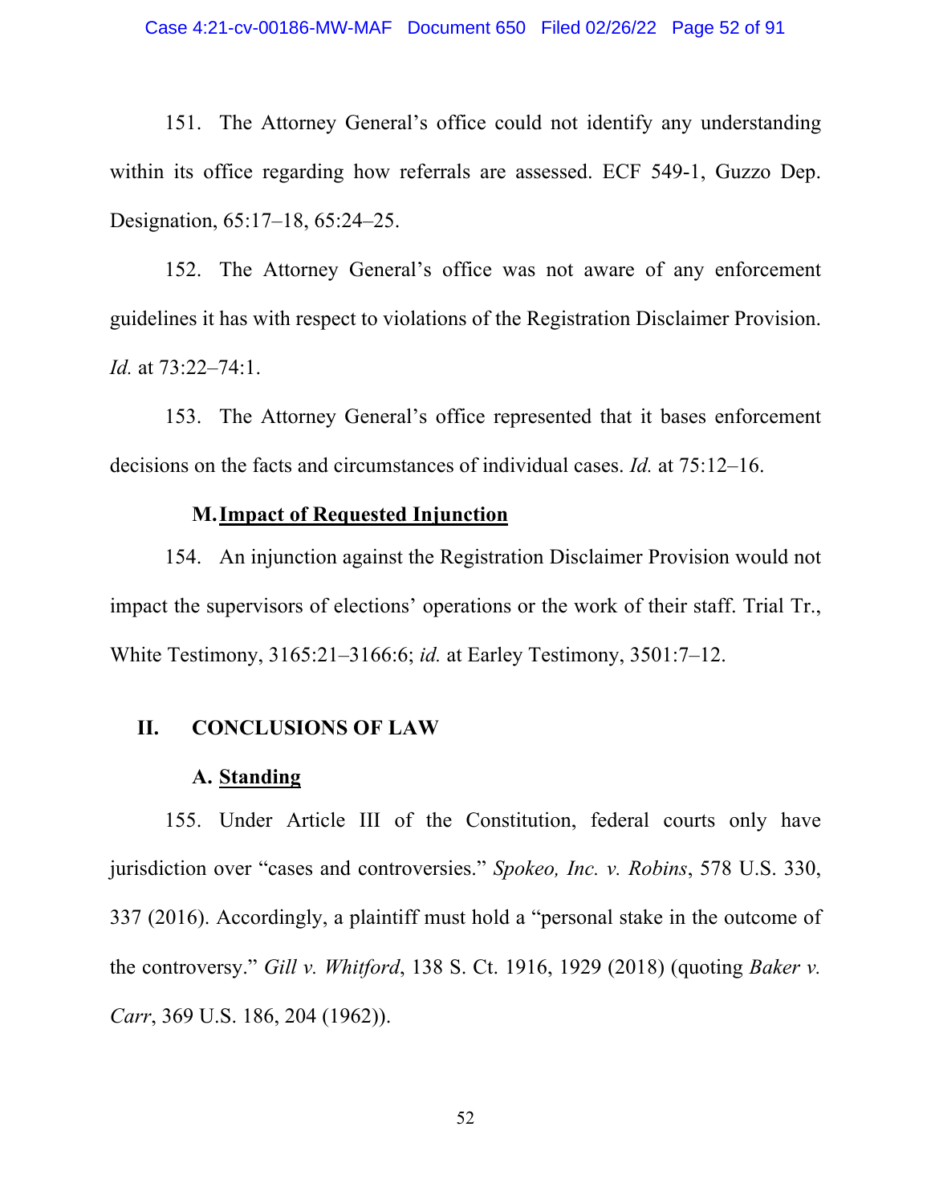151. The Attorney General's office could not identify any understanding within its office regarding how referrals are assessed. ECF 549-1, Guzzo Dep. Designation, 65:17–18, 65:24–25.

152. The Attorney General's office was not aware of any enforcement guidelines it has with respect to violations of the Registration Disclaimer Provision. *Id.* at 73:22–74:1.

153. The Attorney General's office represented that it bases enforcement decisions on the facts and circumstances of individual cases. *Id.* at 75:12–16.

### M. Impact of Requested Injunction

154. An injunction against the Registration Disclaimer Provision would not impact the supervisors of elections' operations or the work of their staff. Trial Tr., White Testimony, 3165:21–3166:6; *id.* at Earley Testimony, 3501:7–12.

## II. CONCLUSIONS OF LAW

### A. Standing

155. Under Article III of the Constitution, federal courts only have jurisdiction over "cases and controversies." *Spokeo, Inc. v. Robins*, 578 U.S. 330, 337 (2016). Accordingly, a plaintiff must hold a "personal stake in the outcome of the controversy." *Gill v. Whitford*, 138 S. Ct. 1916, 1929 (2018) (quoting *Baker v. Carr*, 369 U.S. 186, 204 (1962)).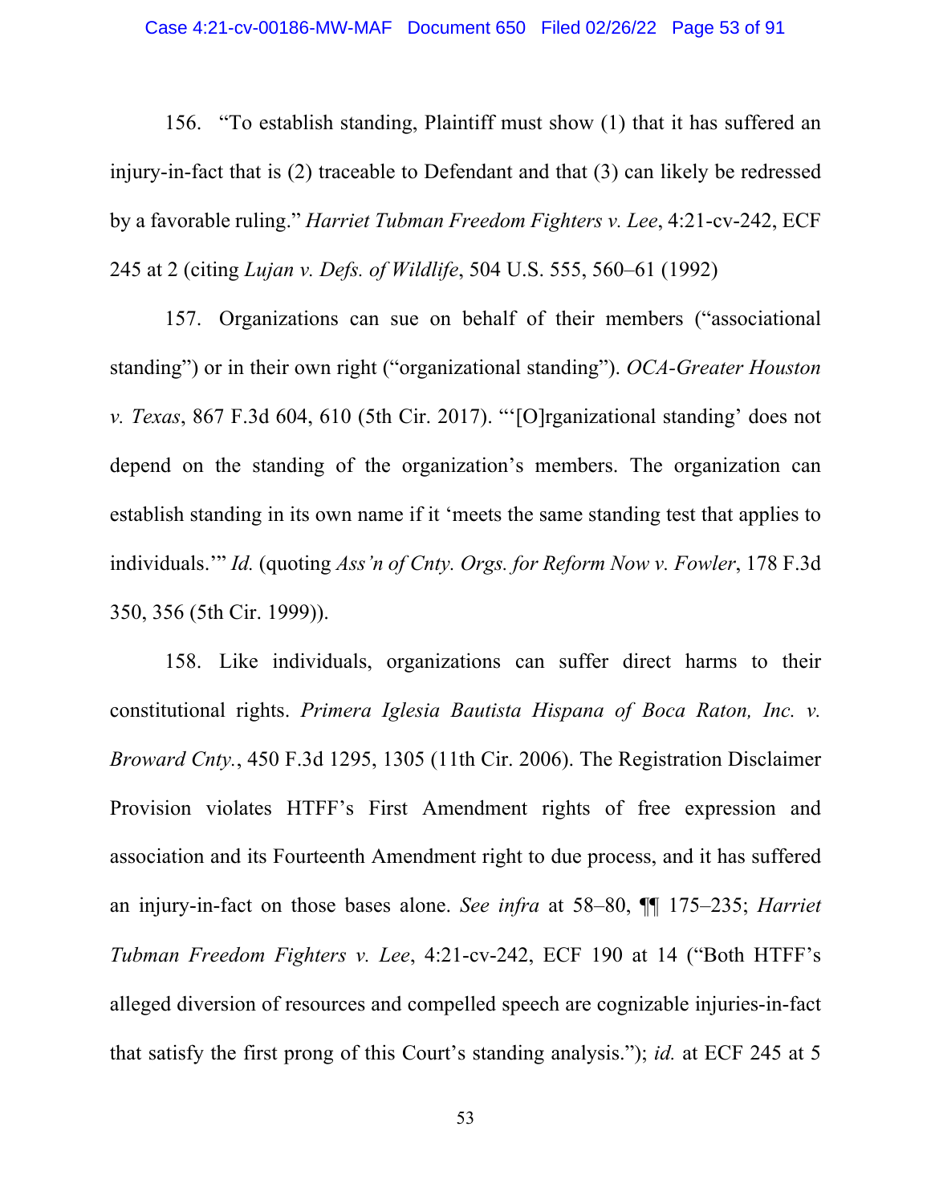156. "To establish standing, Plaintiff must show (1) that it has suffered an injury-in-fact that is (2) traceable to Defendant and that (3) can likely be redressed by a favorable ruling." *Harriet Tubman Freedom Fighters v. Lee*, 4:21-cv-242, ECF 245 at 2 (citing *Lujan v. Defs. of Wildlife*, 504 U.S. 555, 560–61 (1992)

157. Organizations can sue on behalf of their members ("associational standing") or in their own right ("organizational standing"). *OCA-Greater Houston v. Texas*, 867 F.3d 604, 610 (5th Cir. 2017). "'[O]rganizational standing' does not depend on the standing of the organization's members. The organization can establish standing in its own name if it 'meets the same standing test that applies to individuals.'" *Id.* (quoting *Ass'n of Cnty. Orgs. for Reform Now v. Fowler*, 178 F.3d 350, 356 (5th Cir. 1999)).

158. Like individuals, organizations can suffer direct harms to their constitutional rights. *Primera Iglesia Bautista Hispana of Boca Raton, Inc. v. Broward Cnty.*, 450 F.3d 1295, 1305 (11th Cir. 2006). The Registration Disclaimer Provision violates HTFF's First Amendment rights of free expression and association and its Fourteenth Amendment right to due process, and it has suffered an injury-in-fact on those bases alone. *See infra* at 58–80, ¶¶ 175–235; *Harriet Tubman Freedom Fighters v. Lee*, 4:21-cv-242, ECF 190 at 14 ("Both HTFF's alleged diversion of resources and compelled speech are cognizable injuries-in-fact that satisfy the first prong of this Court's standing analysis."); *id.* at ECF 245 at 5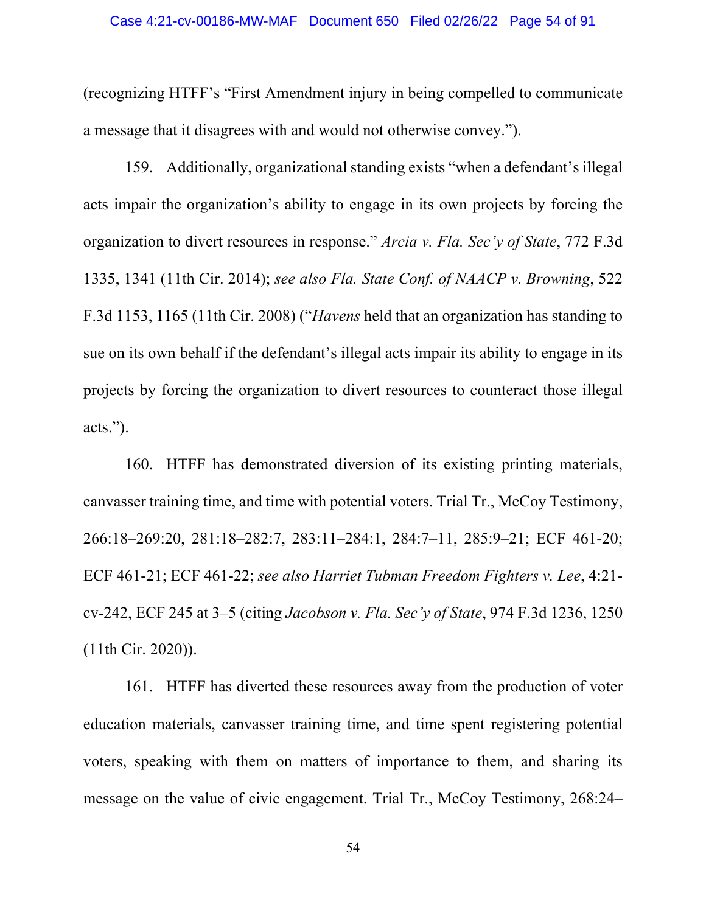(recognizing HTFF's "First Amendment injury in being compelled to communicate a message that it disagrees with and would not otherwise convey.").

159. Additionally, organizational standing exists "when a defendant's illegal acts impair the organization's ability to engage in its own projects by forcing the organization to divert resources in response." *Arcia v. Fla. Sec'y of State*, 772 F.3d 1335, 1341 (11th Cir. 2014); *see also Fla. State Conf. of NAACP v. Browning*, 522 F.3d 1153, 1165 (11th Cir. 2008) ("*Havens* held that an organization has standing to sue on its own behalf if the defendant's illegal acts impair its ability to engage in its projects by forcing the organization to divert resources to counteract those illegal acts.").

160. HTFF has demonstrated diversion of its existing printing materials, canvasser training time, and time with potential voters. Trial Tr., McCoy Testimony, 266:18–269:20, 281:18–282:7, 283:11–284:1, 284:7–11, 285:9–21; ECF 461-20; ECF 461-21; ECF 461-22; *see also Harriet Tubman Freedom Fighters v. Lee*, 4:21-cv-242, ECF 245 at 3–5 (citing *Jacobson v. Fla. Sec'y of State*, 974 F.3d 1236, 1250 (11th Cir. 2020)).

161. HTFF has diverted these resources away from the production of voter education materials, canvasser training time, and time spent registering potential voters, speaking with them on matters of importance to them, and sharing its message on the value of civic engagement. Trial Tr., McCoy Testimony, 268:24–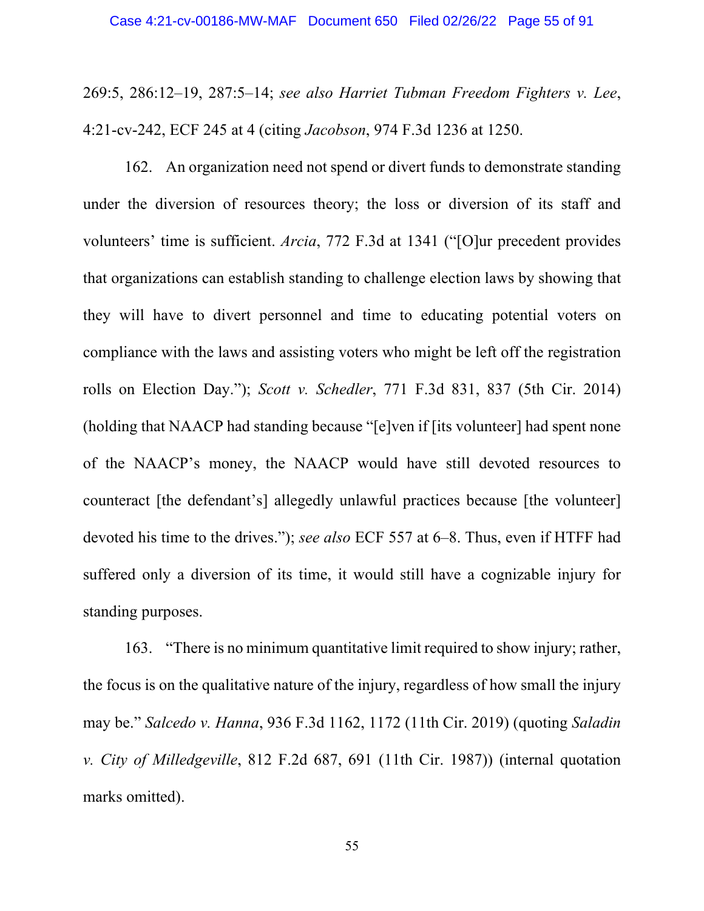269:5, 286:12–19, 287:5–14; *see also Harriet Tubman Freedom Fighters v. Lee*, 4:21-cv-242, ECF 245 at 4 (citing *Jacobson*, 974 F.3d 1236 at 1250.

162. An organization need not spend or divert funds to demonstrate standing under the diversion of resources theory; the loss or diversion of its staff and volunteers' time is sufficient. *Arcia*, 772 F.3d at 1341 ("[O]ur precedent provides that organizations can establish standing to challenge election laws by showing that they will have to divert personnel and time to educating potential voters on compliance with the laws and assisting voters who might be left off the registration rolls on Election Day."); *Scott v. Schedler*, 771 F.3d 831, 837 (5th Cir. 2014) (holding that NAACP had standing because "[e]ven if [its volunteer] had spent none of the NAACP's money, the NAACP would have still devoted resources to counteract [the defendant's] allegedly unlawful practices because [the volunteer] devoted his time to the drives."); *see also* ECF 557 at 6–8. Thus, even if HTFF had suffered only a diversion of its time, it would still have a cognizable injury for standing purposes.

163. "There is no minimum quantitative limit required to show injury; rather, the focus is on the qualitative nature of the injury, regardless of how small the injury may be." *Salcedo v. Hanna*, 936 F.3d 1162, 1172 (11th Cir. 2019) (quoting *Saladin v. City of Milledgeville*, 812 F.2d 687, 691 (11th Cir. 1987)) (internal quotation marks omitted).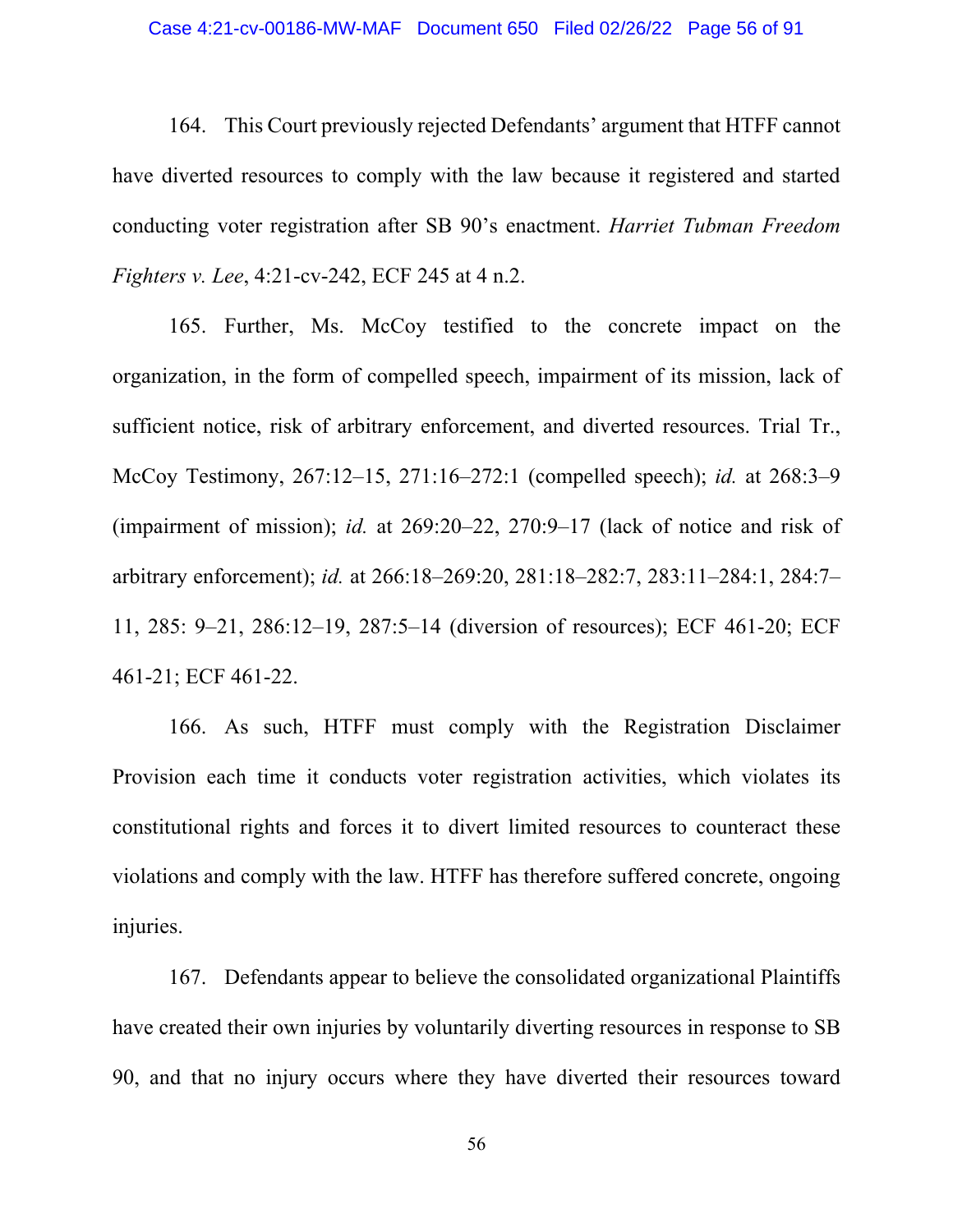164. This Court previously rejected Defendants' argument that HTFF cannot have diverted resources to comply with the law because it registered and started conducting voter registration after SB 90's enactment. *Harriet Tubman Freedom Fighters v. Lee*, 4:21-cv-242, ECF 245 at 4 n.2.

165. Further, Ms. McCoy testified to the concrete impact on the organization, in the form of compelled speech, impairment of its mission, lack of sufficient notice, risk of arbitrary enforcement, and diverted resources. Trial Tr., McCoy Testimony, 267:12–15, 271:16–272:1 (compelled speech); *id.* at 268:3–9 (impairment of mission); *id.* at 269:20–22, 270:9–17 (lack of notice and risk of arbitrary enforcement); *id.* at 266:18–269:20, 281:18–282:7, 283:11–284:1, 284:7–11, 285: 9–21, 286:12–19, 287:5–14 (diversion of resources); ECF 461-20; ECF 461-21; ECF 461-22.

166. As such, HTFF must comply with the Registration Disclaimer Provision each time it conducts voter registration activities, which violates its constitutional rights and forces it to divert limited resources to counteract these violations and comply with the law. HTFF has therefore suffered concrete, ongoing injuries.

167. Defendants appear to believe the consolidated organizational Plaintiffs have created their own injuries by voluntarily diverting resources in response to SB 90, and that no injury occurs where they have diverted their resources toward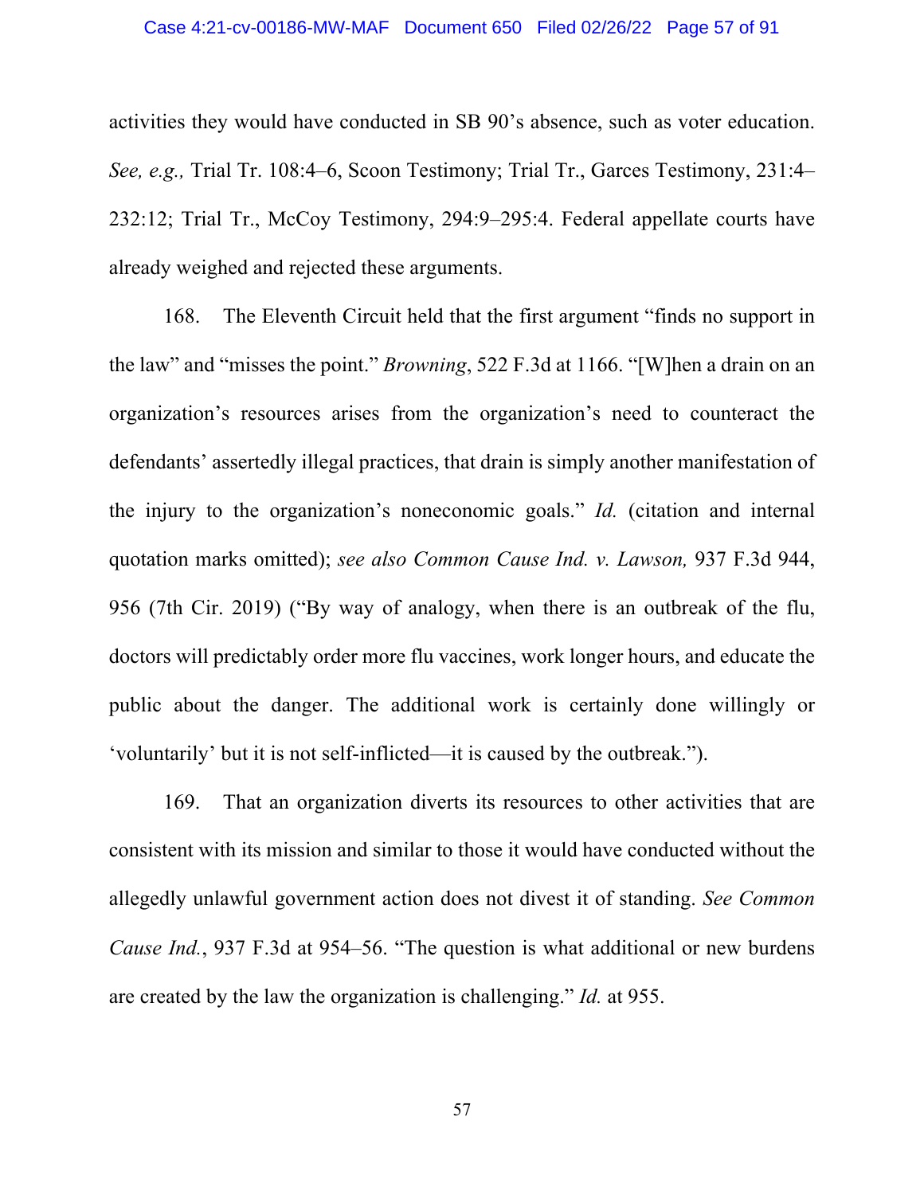activities they would have conducted in SB 90's absence, such as voter education. *See, e.g.,* Trial Tr. 108:4–6, Scoon Testimony; Trial Tr., Garces Testimony, 231:4–232:12; Trial Tr., McCoy Testimony, 294:9–295:4. Federal appellate courts have already weighed and rejected these arguments.

168. The Eleventh Circuit held that the first argument "finds no support in the law" and "misses the point." *Browning*, 522 F.3d at 1166. "[W]hen a drain on an organization's resources arises from the organization's need to counteract the defendants' assertedly illegal practices, that drain is simply another manifestation of the injury to the organization's noneconomic goals." *Id.* (citation and internal quotation marks omitted); *see also Common Cause Ind. v. Lawson,* 937 F.3d 944, 956 (7th Cir. 2019) ("By way of analogy, when there is an outbreak of the flu, doctors will predictably order more flu vaccines, work longer hours, and educate the public about the danger. The additional work is certainly done willingly or 'voluntarily' but it is not self-inflicted—it is caused by the outbreak.").

169. That an organization diverts its resources to other activities that are consistent with its mission and similar to those it would have conducted without the allegedly unlawful government action does not divest it of standing. *See Common Cause Ind.*, 937 F.3d at 954–56. "The question is what additional or new burdens are created by the law the organization is challenging." *Id.* at 955.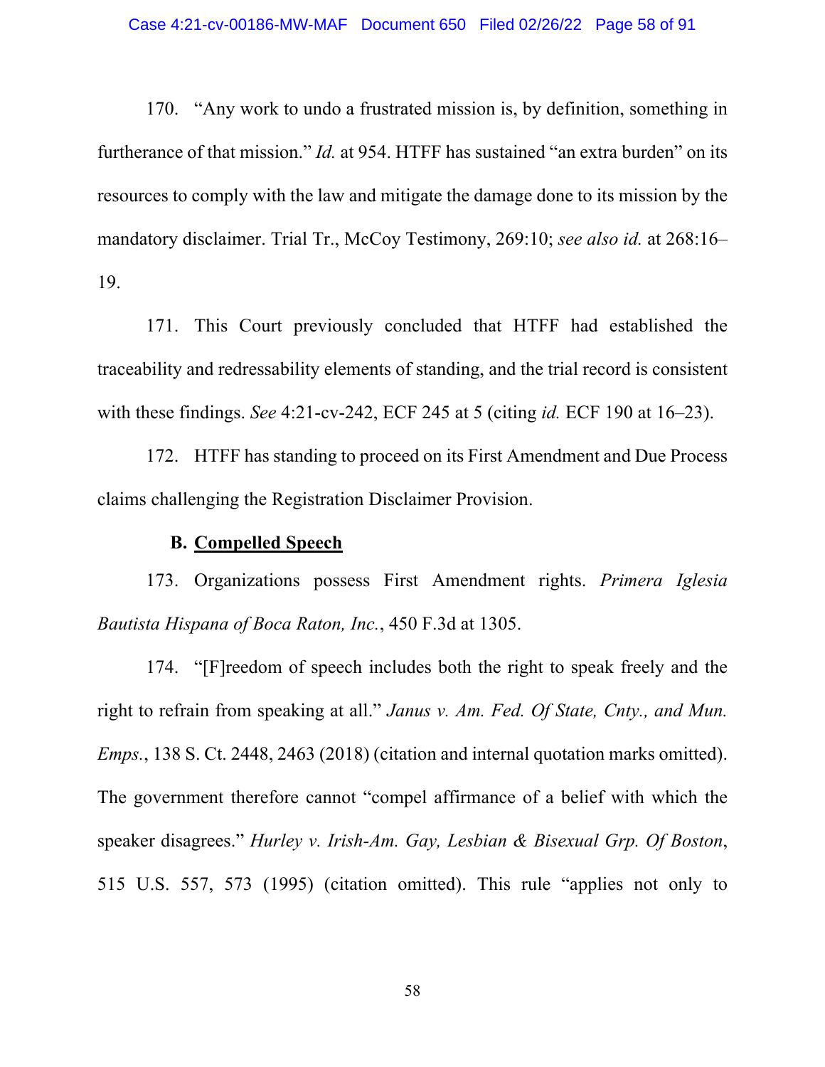170. "Any work to undo a frustrated mission is, by definition, something in furtherance of that mission." *Id.* at 954. HTFF has sustained "an extra burden" on its resources to comply with the law and mitigate the damage done to its mission by the mandatory disclaimer. Trial Tr., McCoy Testimony, 269:10; *see also id.* at 268:16–19.

171. This Court previously concluded that HTFF had established the traceability and redressability elements of standing, and the trial record is consistent with these findings. *See* 4:21-cv-242, ECF 245 at 5 (citing *id.* ECF 190 at 16–23).

172. HTFF has standing to proceed on its First Amendment and Due Process claims challenging the Registration Disclaimer Provision.

### B. <u>Compelled Speech</u>

173. Organizations possess First Amendment rights. *Primera Iglesia Bautista Hispana of Boca Raton, Inc.*, 450 F.3d at 1305.

174. "[F]reedom of speech includes both the right to speak freely and the right to refrain from speaking at all." *Janus v. Am. Fed. Of State, Cnty., and Mun. Emps.*, 138 S. Ct. 2448, 2463 (2018) (citation and internal quotation marks omitted). The government therefore cannot "compel affirmance of a belief with which the speaker disagrees." *Hurley v. Irish-Am. Gay, Lesbian & Bisexual Grp. Of Boston*, 515 U.S. 557, 573 (1995) (citation omitted). This rule "applies not only to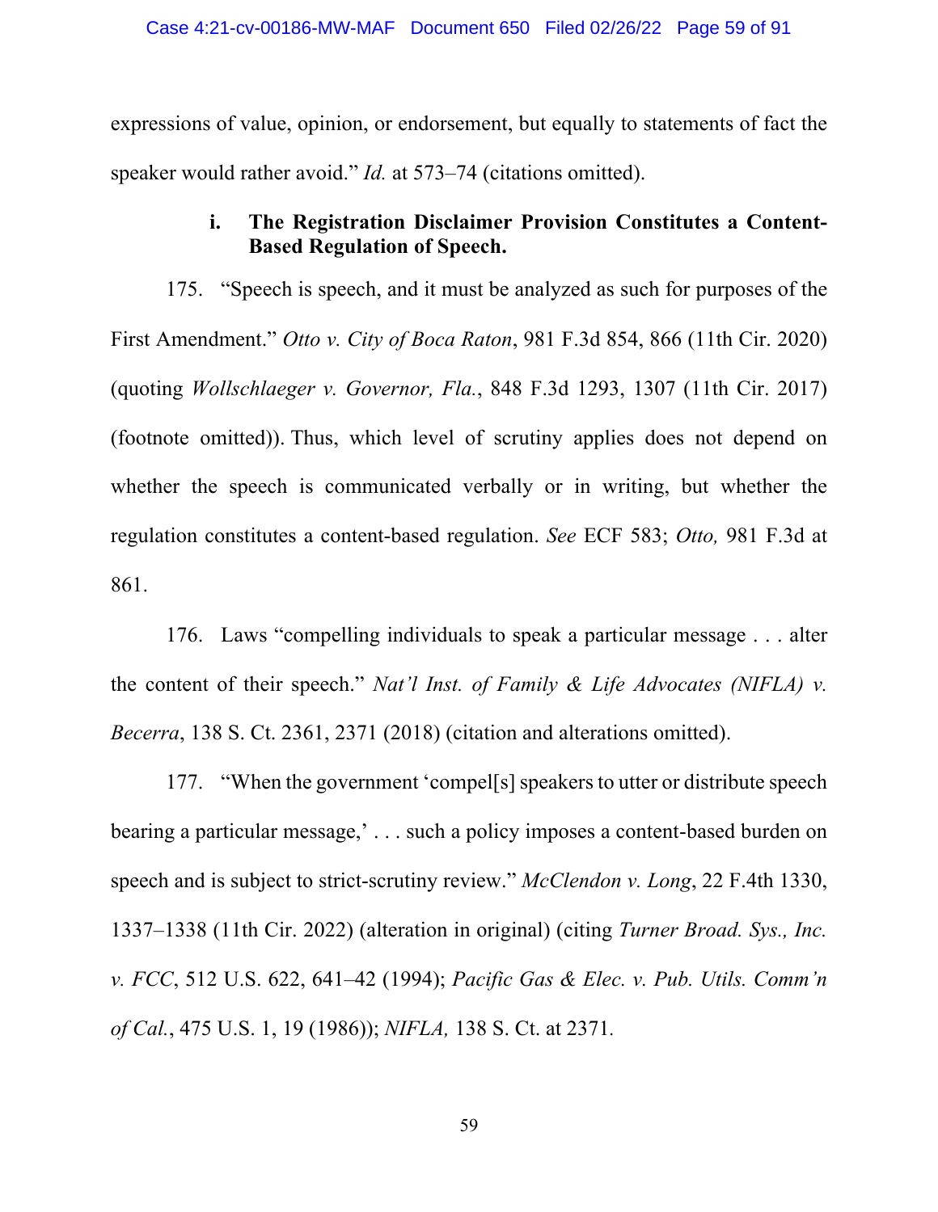expressions of value, opinion, or endorsement, but equally to statements of fact the speaker would rather avoid." *Id.* at 573–74 (citations omitted).

**i. The Registration Disclaimer Provision Constitutes a Content-Based Regulation of Speech.**

175. "Speech is speech, and it must be analyzed as such for purposes of the First Amendment." *Otto v. City of Boca Raton*, 981 F.3d 854, 866 (11th Cir. 2020) (quoting *Wollschlaeger v. Governor, Fla.*, 848 F.3d 1293, 1307 (11th Cir. 2017) (footnote omitted)). Thus, which level of scrutiny applies does not depend on whether the speech is communicated verbally or in writing, but whether the regulation constitutes a content-based regulation. *See* ECF 583; *Otto,* 981 F.3d at 861.

176. Laws "compelling individuals to speak a particular message . . . alter the content of their speech." *Nat'l Inst. of Family & Life Advocates (NIFLA) v. Becerra*, 138 S. Ct. 2361, 2371 (2018) (citation and alterations omitted).

177. "When the government 'compel[s] speakers to utter or distribute speech bearing a particular message,' . . . such a policy imposes a content-based burden on speech and is subject to strict-scrutiny review." *McClendon v. Long*, 22 F.4th 1330, 1337–1338 (11th Cir. 2022) (alteration in original) (citing *Turner Broad. Sys., Inc. v. FCC*, 512 U.S. 622, 641–42 (1994); *Pacific Gas & Elec. v. Pub. Utils. Comm'n of Cal.*, 475 U.S. 1, 19 (1986)); *NIFLA,* 138 S. Ct. at 2371.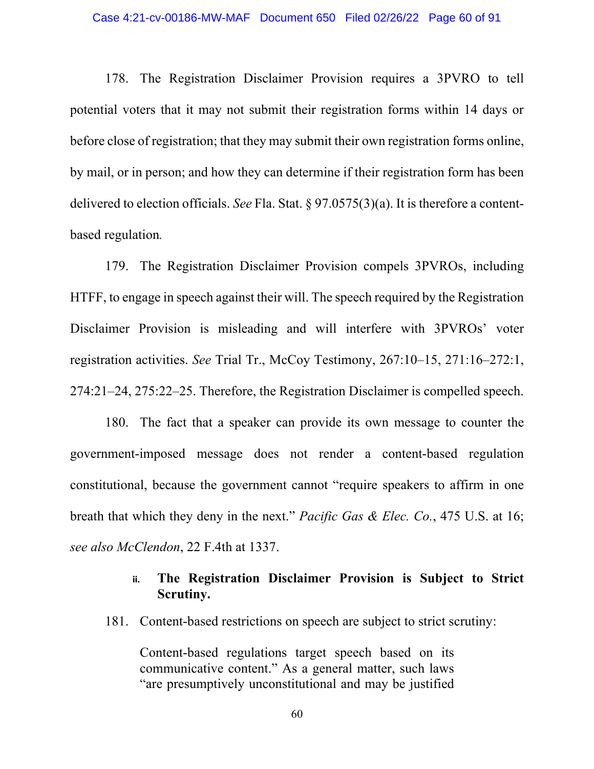178. The Registration Disclaimer Provision requires a 3PVRO to tell potential voters that it may not submit their registration forms within 14 days or before close of registration; that they may submit their own registration forms online, by mail, or in person; and how they can determine if their registration form has been delivered to election officials. *See* Fla. Stat. § 97.0575(3)(a). It is therefore a content-based regulation.

179. The Registration Disclaimer Provision compels 3PVROs, including HTFF, to engage in speech against their will. The speech required by the Registration Disclaimer Provision is misleading and will interfere with 3PVROs' voter registration activities. *See* Trial Tr., McCoy Testimony, 267:10–15, 271:16–272:1, 274:21–24, 275:22–25. Therefore, the Registration Disclaimer is compelled speech.

180. The fact that a speaker can provide its own message to counter the government-imposed message does not render a content-based regulation constitutional, because the government cannot "require speakers to affirm in one breath that which they deny in the next." *Pacific Gas & Elec. Co.*, 475 U.S. at 16; *see also McClendon*, 22 F.4th at 1337.

#### ii. The Registration Disclaimer Provision is Subject to Strict Scrutiny.

181. Content-based restrictions on speech are subject to strict scrutiny:

> Content-based regulations target speech based on its communicative content." As a general matter, such laws "are presumptively unconstitutional and may be justified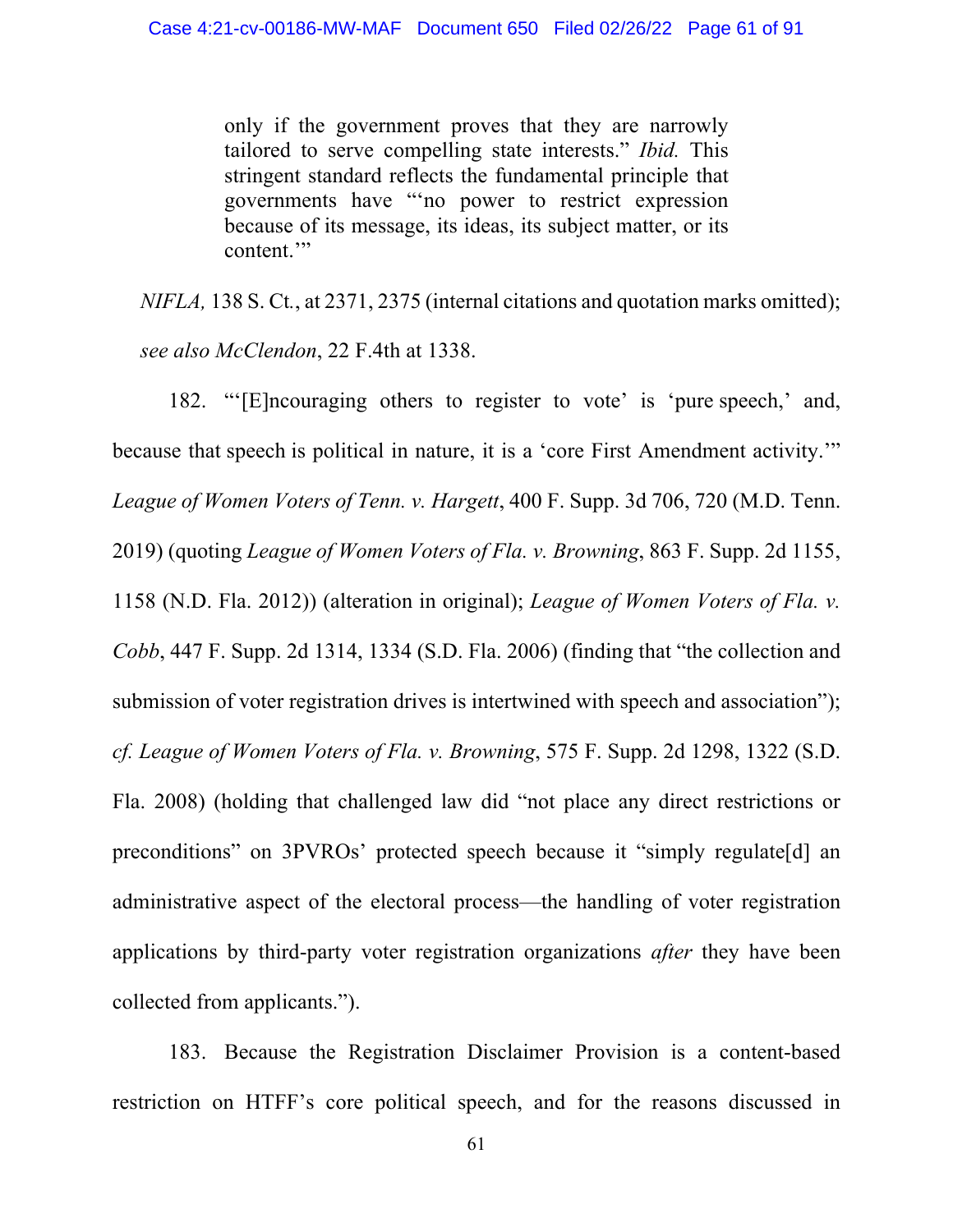> only if the government proves that they are narrowly tailored to serve compelling state interests." *Ibid.* This stringent standard reflects the fundamental principle that governments have "'no power to restrict expression because of its message, its ideas, its subject matter, or its content.'"

*NIFLA,* 138 S. Ct., at 2371, 2375 (internal citations and quotation marks omitted); *see also McClendon*, 22 F.4th at 1338.

182. "'[E]ncouraging others to register to vote' is 'pure speech,' and, because that speech is political in nature, it is a 'core First Amendment activity.'" *League of Women Voters of Tenn. v. Hargett*, 400 F. Supp. 3d 706, 720 (M.D. Tenn. 2019) (quoting *League of Women Voters of Fla. v. Browning*, 863 F. Supp. 2d 1155, 1158 (N.D. Fla. 2012)) (alteration in original); *League of Women Voters of Fla. v. Cobb*, 447 F. Supp. 2d 1314, 1334 (S.D. Fla. 2006) (finding that "the collection and submission of voter registration drives is intertwined with speech and association"); *cf. League of Women Voters of Fla. v. Browning*, 575 F. Supp. 2d 1298, 1322 (S.D. Fla. 2008) (holding that challenged law did "not place any direct restrictions or preconditions" on 3PVROs' protected speech because it "simply regulate[d] an administrative aspect of the electoral process—the handling of voter registration applications by third-party voter registration organizations *after* they have been collected from applicants.").

183. Because the Registration Disclaimer Provision is a content-based restriction on HTFF's core political speech, and for the reasons discussed in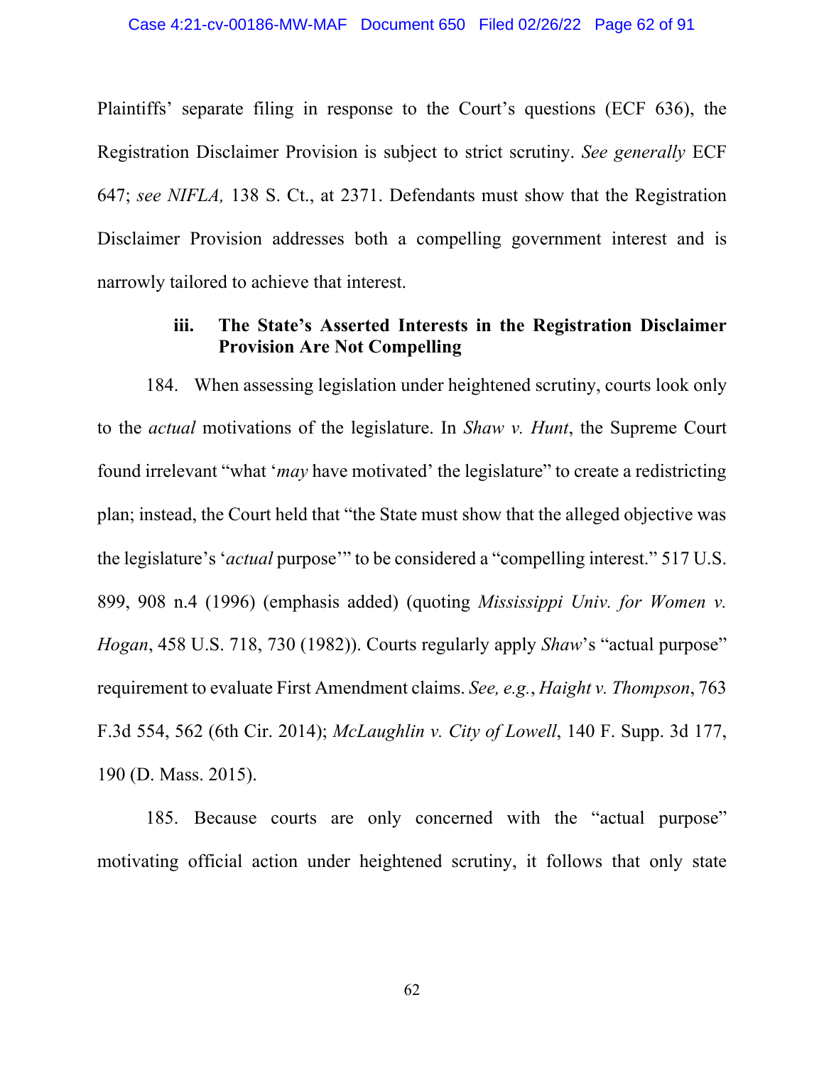Plaintiffs' separate filing in response to the Court's questions (ECF 636), the Registration Disclaimer Provision is subject to strict scrutiny. *See generally* ECF 647; *see NIFLA,* 138 S. Ct., at 2371. Defendants must show that the Registration Disclaimer Provision addresses both a compelling government interest and is narrowly tailored to achieve that interest.

### iii. The State's Asserted Interests in the Registration Disclaimer Provision Are Not Compelling

184. When assessing legislation under heightened scrutiny, courts look only to the *actual* motivations of the legislature. In *Shaw v. Hunt*, the Supreme Court found irrelevant "what '*may* have motivated' the legislature" to create a redistricting plan; instead, the Court held that "the State must show that the alleged objective was the legislature's '*actual* purpose'" to be considered a "compelling interest." 517 U.S. 899, 908 n.4 (1996) (emphasis added) (quoting *Mississippi Univ. for Women v. Hogan*, 458 U.S. 718, 730 (1982)). Courts regularly apply *Shaw*'s "actual purpose" requirement to evaluate First Amendment claims. *See, e.g.*, *Haight v. Thompson*, 763 F.3d 554, 562 (6th Cir. 2014); *McLaughlin v. City of Lowell*, 140 F. Supp. 3d 177, 190 (D. Mass. 2015).

185. Because courts are only concerned with the "actual purpose" motivating official action under heightened scrutiny, it follows that only state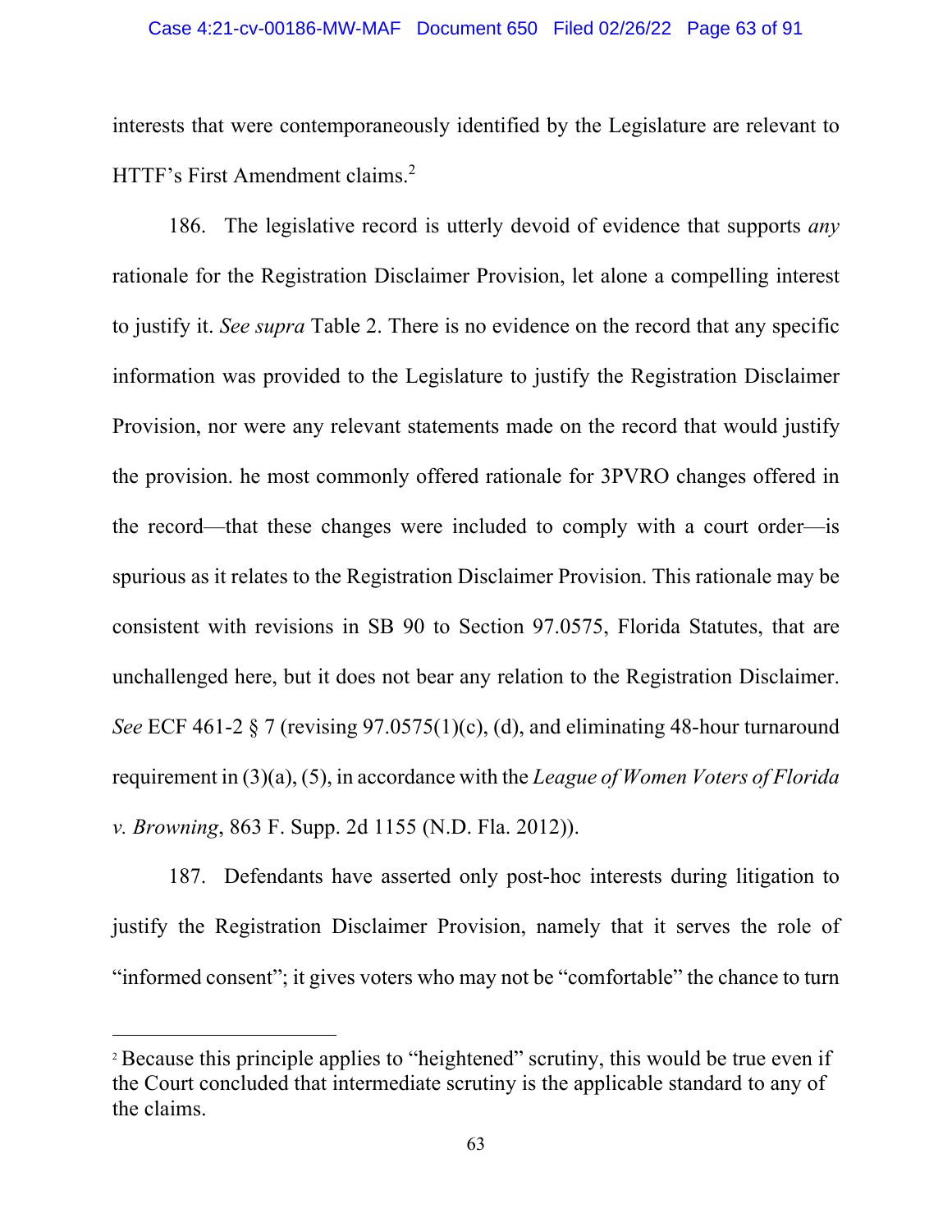interests that were contemporaneously identified by the Legislature are relevant to HTTF's First Amendment claims.[2]

186. The legislative record is utterly devoid of evidence that supports *any* rationale for the Registration Disclaimer Provision, let alone a compelling interest to justify it. *See supra* Table 2. There is no evidence on the record that any specific information was provided to the Legislature to justify the Registration Disclaimer Provision, nor were any relevant statements made on the record that would justify the provision. he most commonly offered rationale for 3PVRO changes offered in the record—that these changes were included to comply with a court order—is spurious as it relates to the Registration Disclaimer Provision. This rationale may be consistent with revisions in SB 90 to Section 97.0575, Florida Statutes, that are unchallenged here, but it does not bear any relation to the Registration Disclaimer. *See* ECF 461-2 § 7 (revising 97.0575(1)(c), (d), and eliminating 48-hour turnaround requirement in (3)(a), (5), in accordance with the *League of Women Voters of Florida v. Browning*, 863 F. Supp. 2d 1155 (N.D. Fla. 2012)).

187. Defendants have asserted only post-hoc interests during litigation to justify the Registration Disclaimer Provision, namely that it serves the role of "informed consent"; it gives voters who may not be "comfortable" the chance to turn

---

[2] Because this principle applies to "heightened" scrutiny, this would be true even if the Court concluded that intermediate scrutiny is the applicable standard to any of the claims.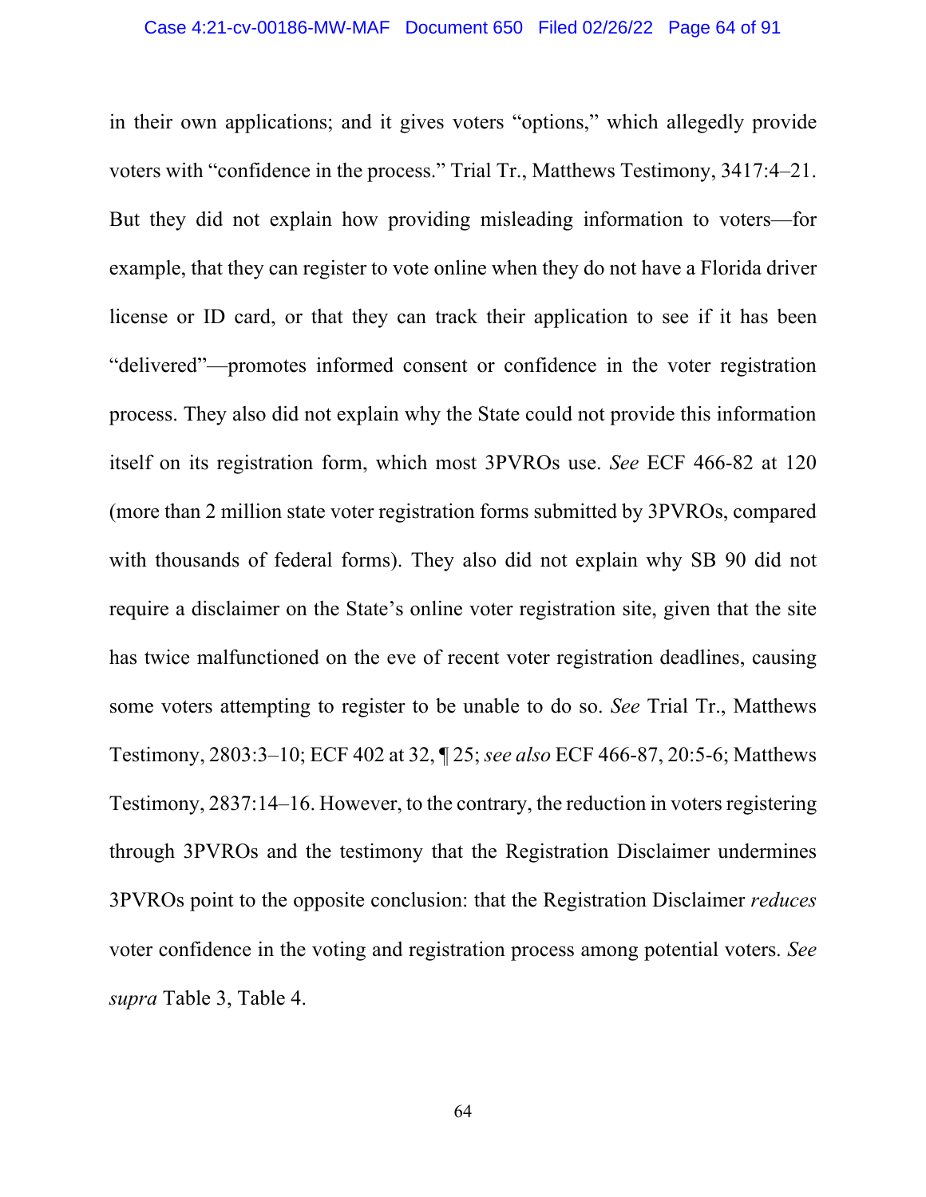in their own applications; and it gives voters "options," which allegedly provide voters with "confidence in the process." Trial Tr., Matthews Testimony, 3417:4–21. But they did not explain how providing misleading information to voters—for example, that they can register to vote online when they do not have a Florida driver license or ID card, or that they can track their application to see if it has been "delivered"—promotes informed consent or confidence in the voter registration process. They also did not explain why the State could not provide this information itself on its registration form, which most 3PVROs use. *See* ECF 466-82 at 120 (more than 2 million state voter registration forms submitted by 3PVROs, compared with thousands of federal forms). They also did not explain why SB 90 did not require a disclaimer on the State's online voter registration site, given that the site has twice malfunctioned on the eve of recent voter registration deadlines, causing some voters attempting to register to be unable to do so. *See* Trial Tr., Matthews Testimony, 2803:3–10; ECF 402 at 32, ¶ 25; *see also* ECF 466-87, 20:5-6; Matthews Testimony, 2837:14–16. However, to the contrary, the reduction in voters registering through 3PVROs and the testimony that the Registration Disclaimer undermines 3PVROs point to the opposite conclusion: that the Registration Disclaimer *reduces* voter confidence in the voting and registration process among potential voters. *See supra* Table 3, Table 4.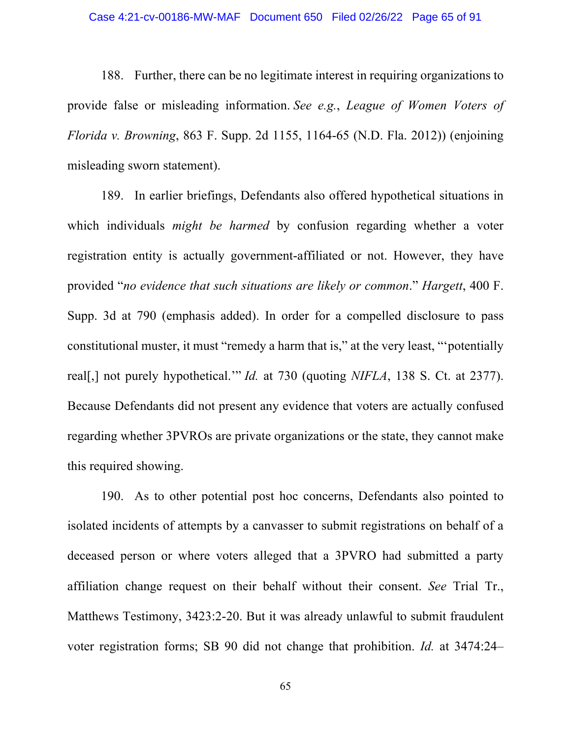188. Further, there can be no legitimate interest in requiring organizations to provide false or misleading information. *See e.g.*, *League of Women Voters of Florida v. Browning*, 863 F. Supp. 2d 1155, 1164-65 (N.D. Fla. 2012)) (enjoining misleading sworn statement).

189. In earlier briefings, Defendants also offered hypothetical situations in which individuals *might be harmed* by confusion regarding whether a voter registration entity is actually government-affiliated or not. However, they have provided "*no evidence that such situations are likely or common*." *Hargett*, 400 F. Supp. 3d at 790 (emphasis added). In order for a compelled disclosure to pass constitutional muster, it must "remedy a harm that is," at the very least, "'potentially real[,] not purely hypothetical.'" *Id.* at 730 (quoting *NIFLA*, 138 S. Ct. at 2377). Because Defendants did not present any evidence that voters are actually confused regarding whether 3PVROs are private organizations or the state, they cannot make this required showing.

190. As to other potential post hoc concerns, Defendants also pointed to isolated incidents of attempts by a canvasser to submit registrations on behalf of a deceased person or where voters alleged that a 3PVRO had submitted a party affiliation change request on their behalf without their consent. *See* Trial Tr., Matthews Testimony, 3423:2-20. But it was already unlawful to submit fraudulent voter registration forms; SB 90 did not change that prohibition. *Id.* at 3474:24–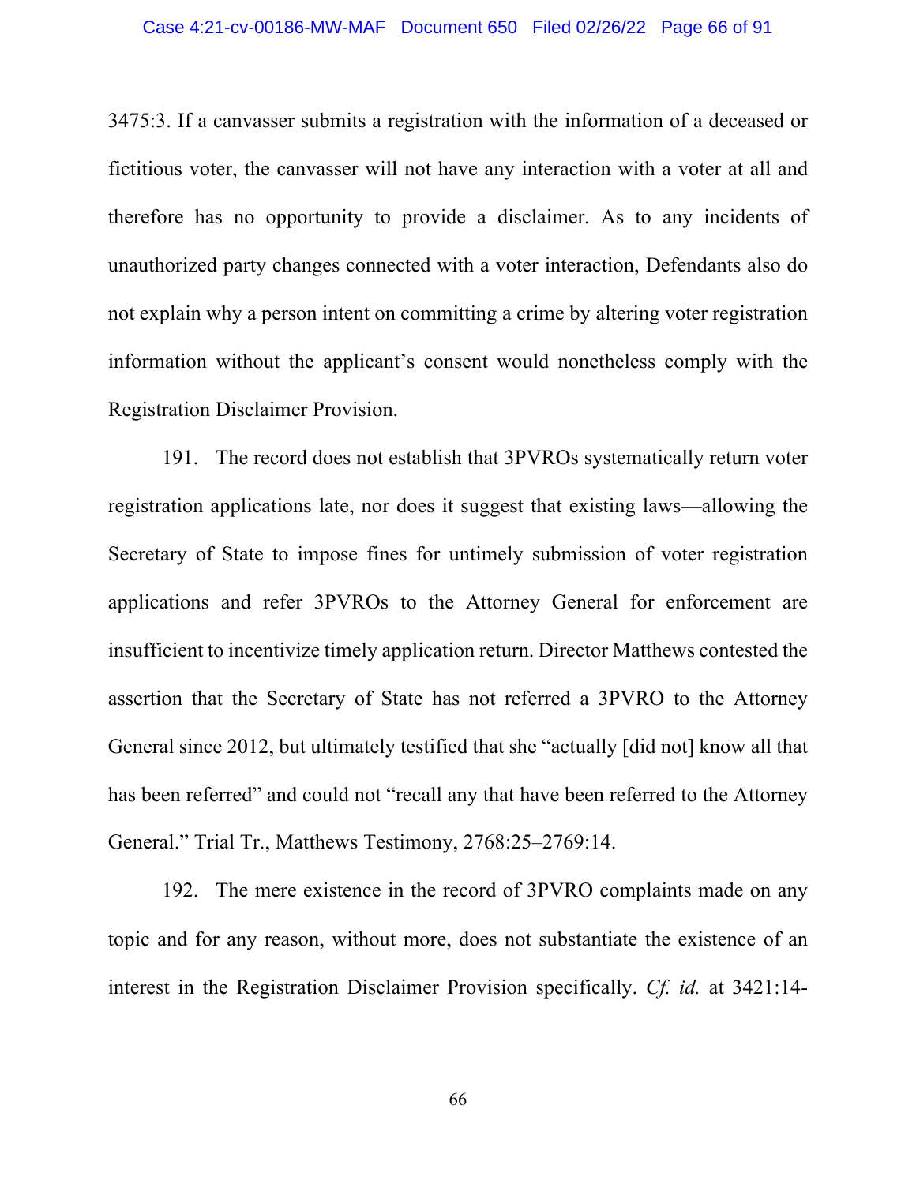3475:3. If a canvasser submits a registration with the information of a deceased or fictitious voter, the canvasser will not have any interaction with a voter at all and therefore has no opportunity to provide a disclaimer. As to any incidents of unauthorized party changes connected with a voter interaction, Defendants also do not explain why a person intent on committing a crime by altering voter registration information without the applicant's consent would nonetheless comply with the Registration Disclaimer Provision.

191. The record does not establish that 3PVROs systematically return voter registration applications late, nor does it suggest that existing laws—allowing the Secretary of State to impose fines for untimely submission of voter registration applications and refer 3PVROs to the Attorney General for enforcement are insufficient to incentivize timely application return. Director Matthews contested the assertion that the Secretary of State has not referred a 3PVRO to the Attorney General since 2012, but ultimately testified that she "actually [did not] know all that has been referred" and could not "recall any that have been referred to the Attorney General." Trial Tr., Matthews Testimony, 2768:25–2769:14.

192. The mere existence in the record of 3PVRO complaints made on any topic and for any reason, without more, does not substantiate the existence of an interest in the Registration Disclaimer Provision specifically. *Cf. id.* at 3421:14-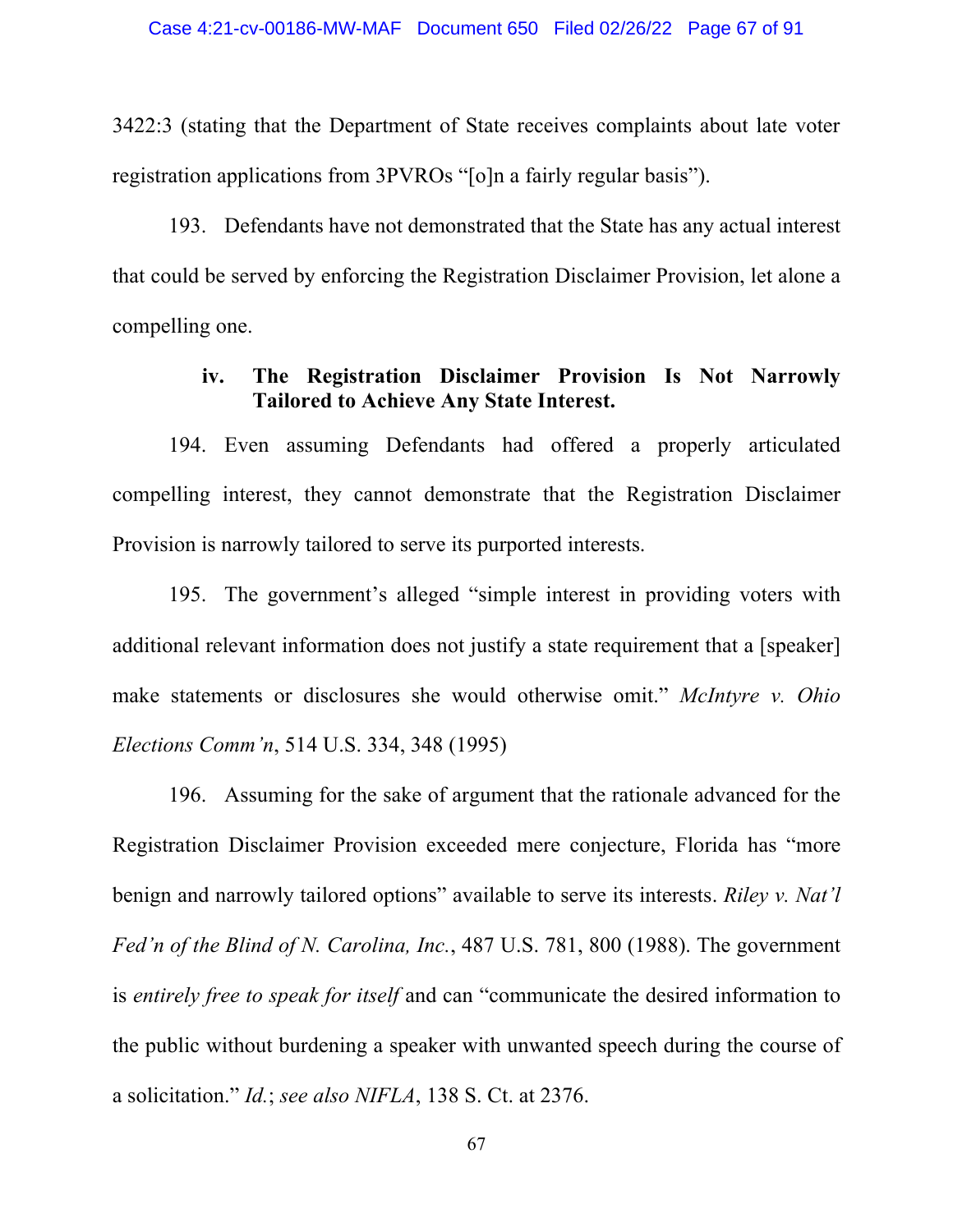3422:3 (stating that the Department of State receives complaints about late voter registration applications from 3PVROs "[o]n a fairly regular basis").

193. Defendants have not demonstrated that the State has any actual interest that could be served by enforcing the Registration Disclaimer Provision, let alone a compelling one.

#### iv. The Registration Disclaimer Provision Is Not Narrowly Tailored to Achieve Any State Interest.

194. Even assuming Defendants had offered a properly articulated compelling interest, they cannot demonstrate that the Registration Disclaimer Provision is narrowly tailored to serve its purported interests.

195. The government's alleged "simple interest in providing voters with additional relevant information does not justify a state requirement that a [speaker] make statements or disclosures she would otherwise omit." *McIntyre v. Ohio Elections Comm'n*, 514 U.S. 334, 348 (1995)

196. Assuming for the sake of argument that the rationale advanced for the Registration Disclaimer Provision exceeded mere conjecture, Florida has "more benign and narrowly tailored options" available to serve its interests. *Riley v. Nat'l Fed'n of the Blind of N. Carolina, Inc.*, 487 U.S. 781, 800 (1988). The government is *entirely free to speak for itself* and can "communicate the desired information to the public without burdening a speaker with unwanted speech during the course of a solicitation." *Id.*; *see also NIFLA*, 138 S. Ct. at 2376.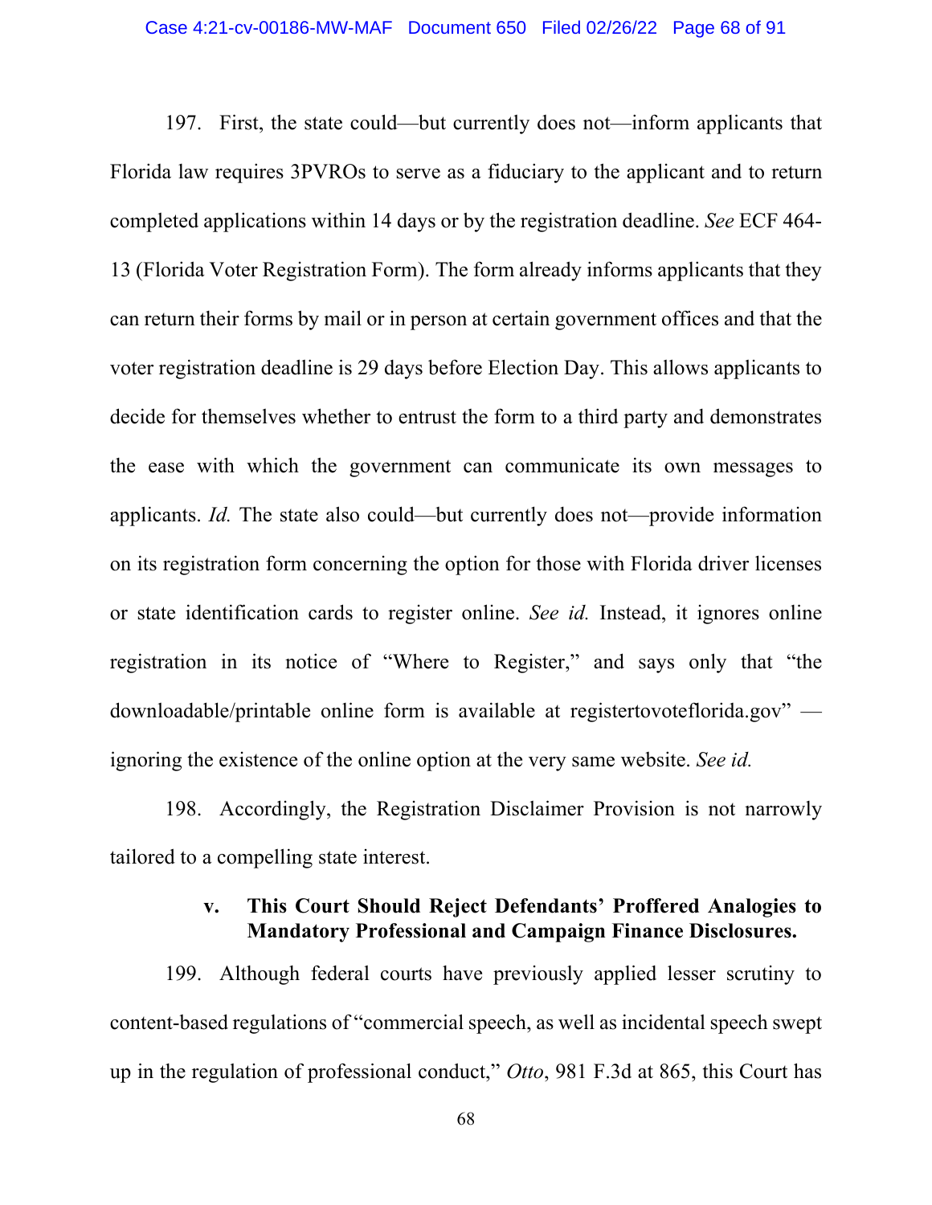197. First, the state could—but currently does not—inform applicants that Florida law requires 3PVROs to serve as a fiduciary to the applicant and to return completed applications within 14 days or by the registration deadline. *See* ECF 464-13 (Florida Voter Registration Form). The form already informs applicants that they can return their forms by mail or in person at certain government offices and that the voter registration deadline is 29 days before Election Day. This allows applicants to decide for themselves whether to entrust the form to a third party and demonstrates the ease with which the government can communicate its own messages to applicants. *Id.* The state also could—but currently does not—provide information on its registration form concerning the option for those with Florida driver licenses or state identification cards to register online. *See id.* Instead, it ignores online registration in its notice of "Where to Register," and says only that "the downloadable/printable online form is available at registertovoteflorida.gov" — ignoring the existence of the online option at the very same website. *See id.*

198. Accordingly, the Registration Disclaimer Provision is not narrowly tailored to a compelling state interest.

#### v. This Court Should Reject Defendants' Proffered Analogies to Mandatory Professional and Campaign Finance Disclosures.

199. Although federal courts have previously applied lesser scrutiny to content-based regulations of "commercial speech, as well as incidental speech swept up in the regulation of professional conduct," *Otto*, 981 F.3d at 865, this Court has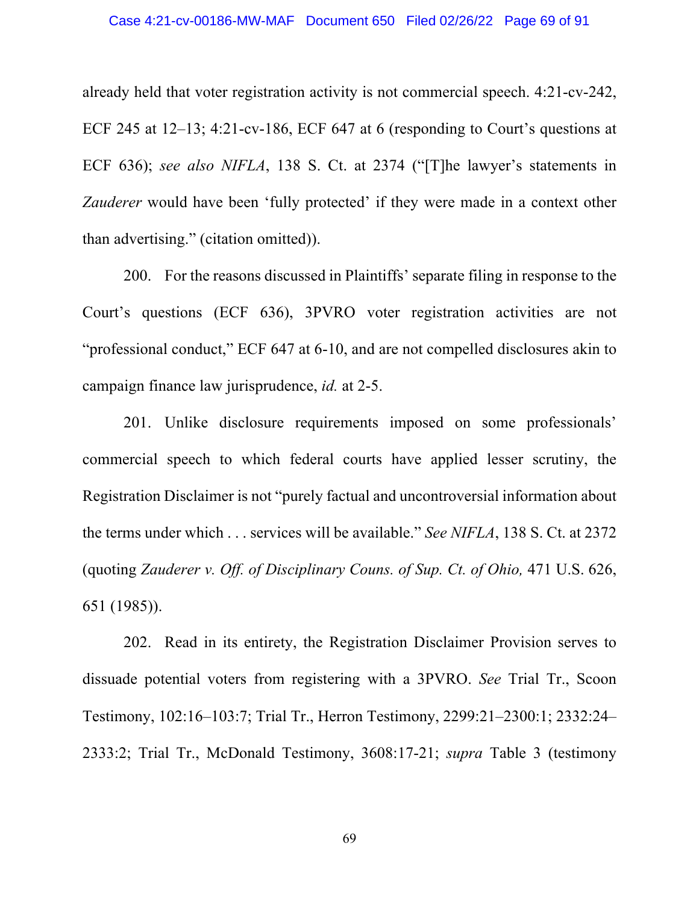already held that voter registration activity is not commercial speech. 4:21-cv-242, ECF 245 at 12–13; 4:21-cv-186, ECF 647 at 6 (responding to Court's questions at ECF 636); *see also NIFLA*, 138 S. Ct. at 2374 ("[T]he lawyer's statements in *Zauderer* would have been 'fully protected' if they were made in a context other than advertising." (citation omitted)).

200. For the reasons discussed in Plaintiffs' separate filing in response to the Court's questions (ECF 636), 3PVRO voter registration activities are not "professional conduct," ECF 647 at 6-10, and are not compelled disclosures akin to campaign finance law jurisprudence, *id.* at 2-5.

201. Unlike disclosure requirements imposed on some professionals' commercial speech to which federal courts have applied lesser scrutiny, the Registration Disclaimer is not "purely factual and uncontroversial information about the terms under which . . . services will be available." *See NIFLA*, 138 S. Ct. at 2372 (quoting *Zauderer v. Off. of Disciplinary Couns. of Sup. Ct. of Ohio,* 471 U.S. 626, 651 (1985)).

202. Read in its entirety, the Registration Disclaimer Provision serves to dissuade potential voters from registering with a 3PVRO. *See* Trial Tr., Scoon Testimony, 102:16–103:7; Trial Tr., Herron Testimony, 2299:21–2300:1; 2332:24–2333:2; Trial Tr., McDonald Testimony, 3608:17-21; *supra* Table 3 (testimony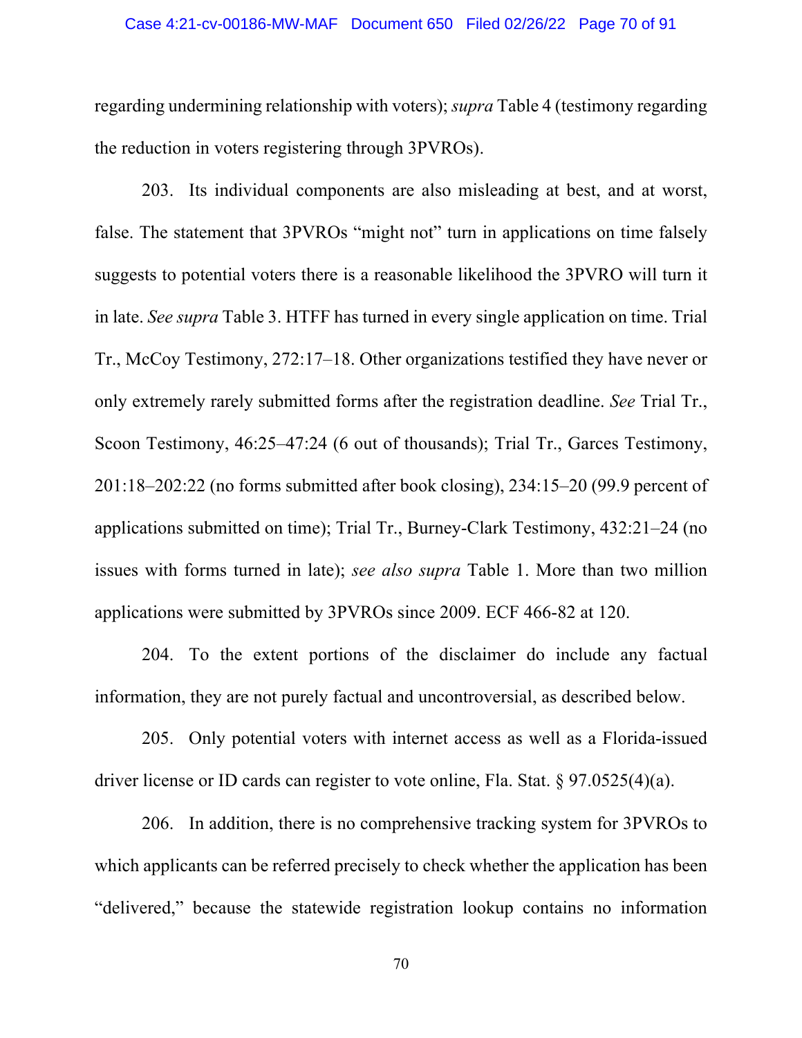regarding undermining relationship with voters); *supra* Table 4 (testimony regarding the reduction in voters registering through 3PVROs).

203. Its individual components are also misleading at best, and at worst, false. The statement that 3PVROs "might not" turn in applications on time falsely suggests to potential voters there is a reasonable likelihood the 3PVRO will turn it in late. *See supra* Table 3. HTFF has turned in every single application on time. Trial Tr., McCoy Testimony, 272:17–18. Other organizations testified they have never or only extremely rarely submitted forms after the registration deadline. *See* Trial Tr., Scoon Testimony, 46:25–47:24 (6 out of thousands); Trial Tr., Garces Testimony, 201:18–202:22 (no forms submitted after book closing), 234:15–20 (99.9 percent of applications submitted on time); Trial Tr., Burney-Clark Testimony, 432:21–24 (no issues with forms turned in late); *see also supra* Table 1. More than two million applications were submitted by 3PVROs since 2009. ECF 466-82 at 120.

204. To the extent portions of the disclaimer do include any factual information, they are not purely factual and uncontroversial, as described below.

205. Only potential voters with internet access as well as a Florida-issued driver license or ID cards can register to vote online, Fla. Stat. § 97.0525(4)(a).

206. In addition, there is no comprehensive tracking system for 3PVROs to which applicants can be referred precisely to check whether the application has been "delivered," because the statewide registration lookup contains no information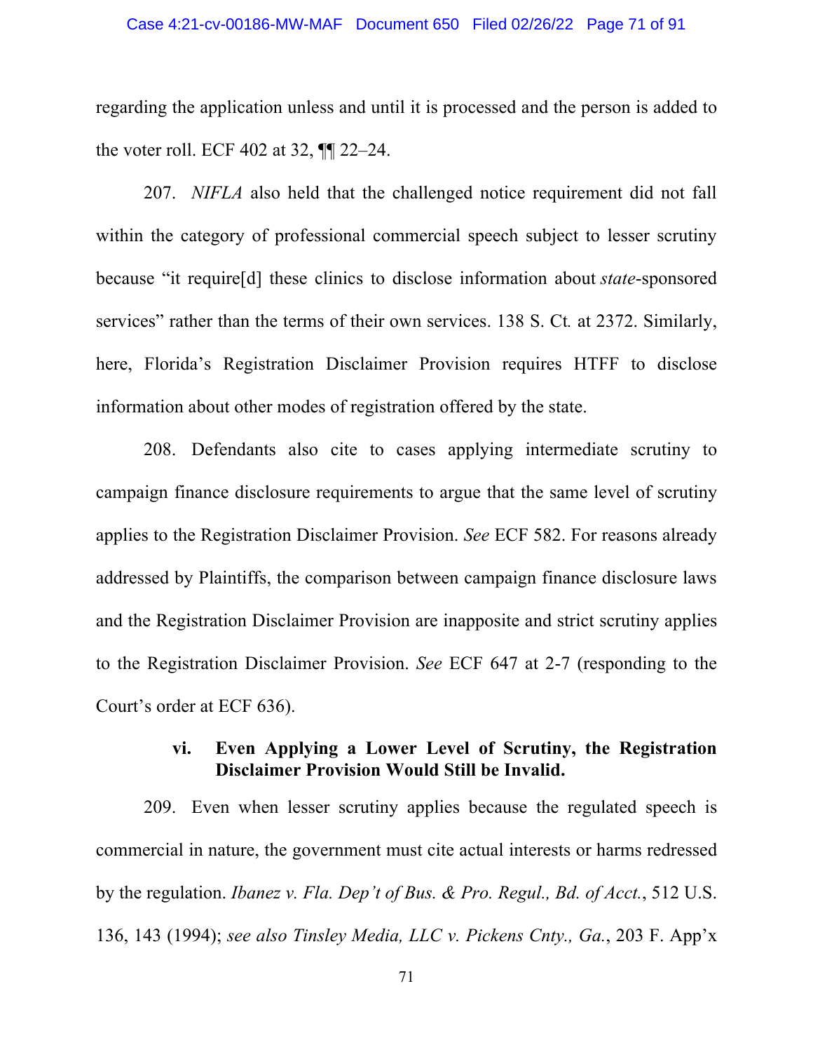regarding the application unless and until it is processed and the person is added to the voter roll. ECF 402 at 32, ¶¶ 22–24.

207. *NIFLA* also held that the challenged notice requirement did not fall within the category of professional commercial speech subject to lesser scrutiny because "it require[d] these clinics to disclose information about *state*-sponsored services" rather than the terms of their own services. 138 S. Ct. at 2372. Similarly, here, Florida's Registration Disclaimer Provision requires HTFF to disclose information about other modes of registration offered by the state.

208. Defendants also cite to cases applying intermediate scrutiny to campaign finance disclosure requirements to argue that the same level of scrutiny applies to the Registration Disclaimer Provision. *See* ECF 582. For reasons already addressed by Plaintiffs, the comparison between campaign finance disclosure laws and the Registration Disclaimer Provision are inapposite and strict scrutiny applies to the Registration Disclaimer Provision. *See* ECF 647 at 2-7 (responding to the Court's order at ECF 636).

**vi. Even Applying a Lower Level of Scrutiny, the Registration Disclaimer Provision Would Still be Invalid.**

209. Even when lesser scrutiny applies because the regulated speech is commercial in nature, the government must cite actual interests or harms redressed by the regulation. *Ibanez v. Fla. Dep't of Bus. & Pro. Regul., Bd. of Acct.*, 512 U.S. 136, 143 (1994); *see also Tinsley Media, LLC v. Pickens Cnty., Ga.*, 203 F. App'x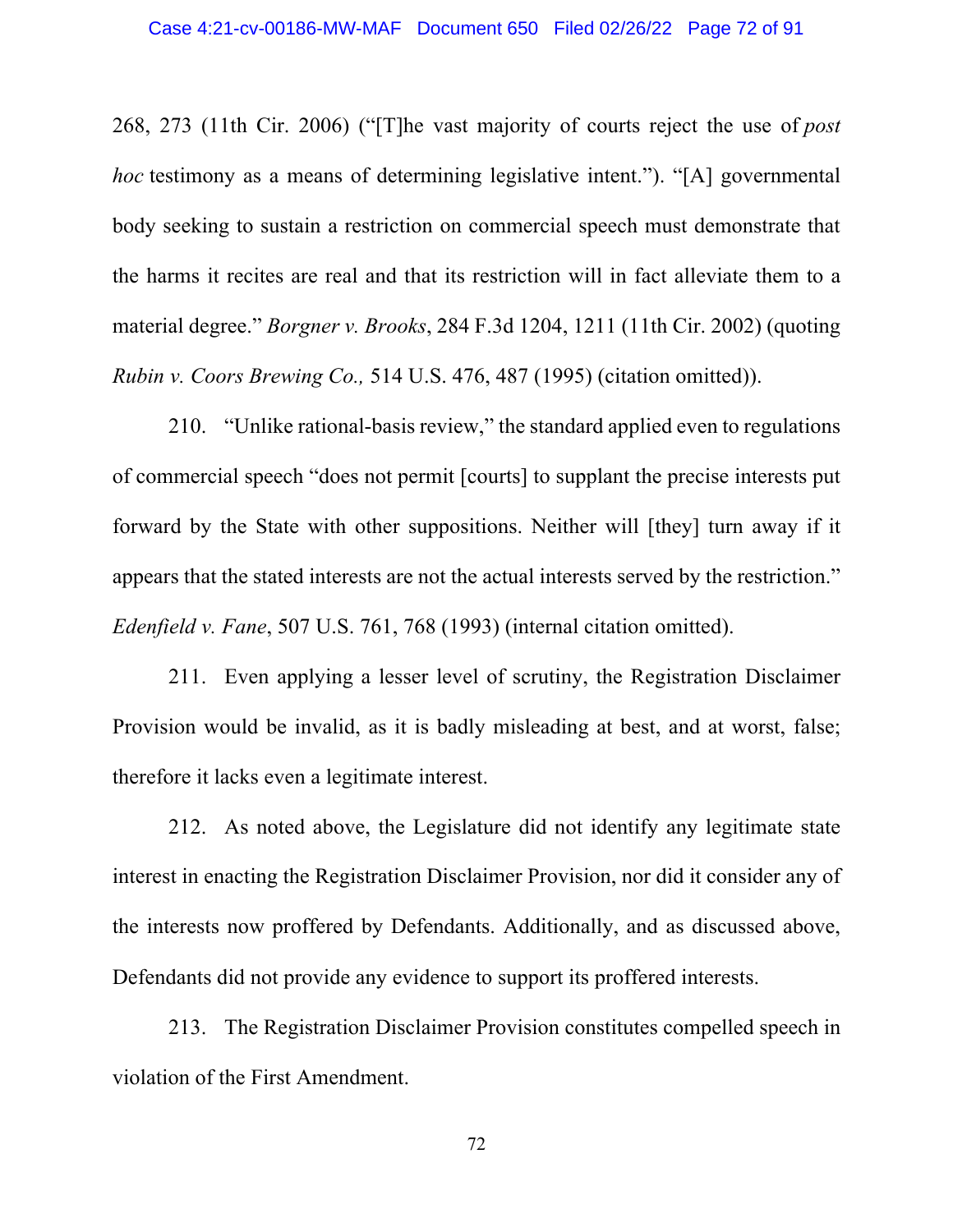268, 273 (11th Cir. 2006) ("[T]he vast majority of courts reject the use of *post hoc* testimony as a means of determining legislative intent."). "[A] governmental body seeking to sustain a restriction on commercial speech must demonstrate that the harms it recites are real and that its restriction will in fact alleviate them to a material degree." *Borgner v. Brooks*, 284 F.3d 1204, 1211 (11th Cir. 2002) (quoting *Rubin v. Coors Brewing Co.,* 514 U.S. 476, 487 (1995) (citation omitted)).

210. "Unlike rational-basis review," the standard applied even to regulations of commercial speech "does not permit [courts] to supplant the precise interests put forward by the State with other suppositions. Neither will [they] turn away if it appears that the stated interests are not the actual interests served by the restriction." *Edenfield v. Fane*, 507 U.S. 761, 768 (1993) (internal citation omitted).

211. Even applying a lesser level of scrutiny, the Registration Disclaimer Provision would be invalid, as it is badly misleading at best, and at worst, false; therefore it lacks even a legitimate interest.

212. As noted above, the Legislature did not identify any legitimate state interest in enacting the Registration Disclaimer Provision, nor did it consider any of the interests now proffered by Defendants. Additionally, and as discussed above, Defendants did not provide any evidence to support its proffered interests.

213. The Registration Disclaimer Provision constitutes compelled speech in violation of the First Amendment.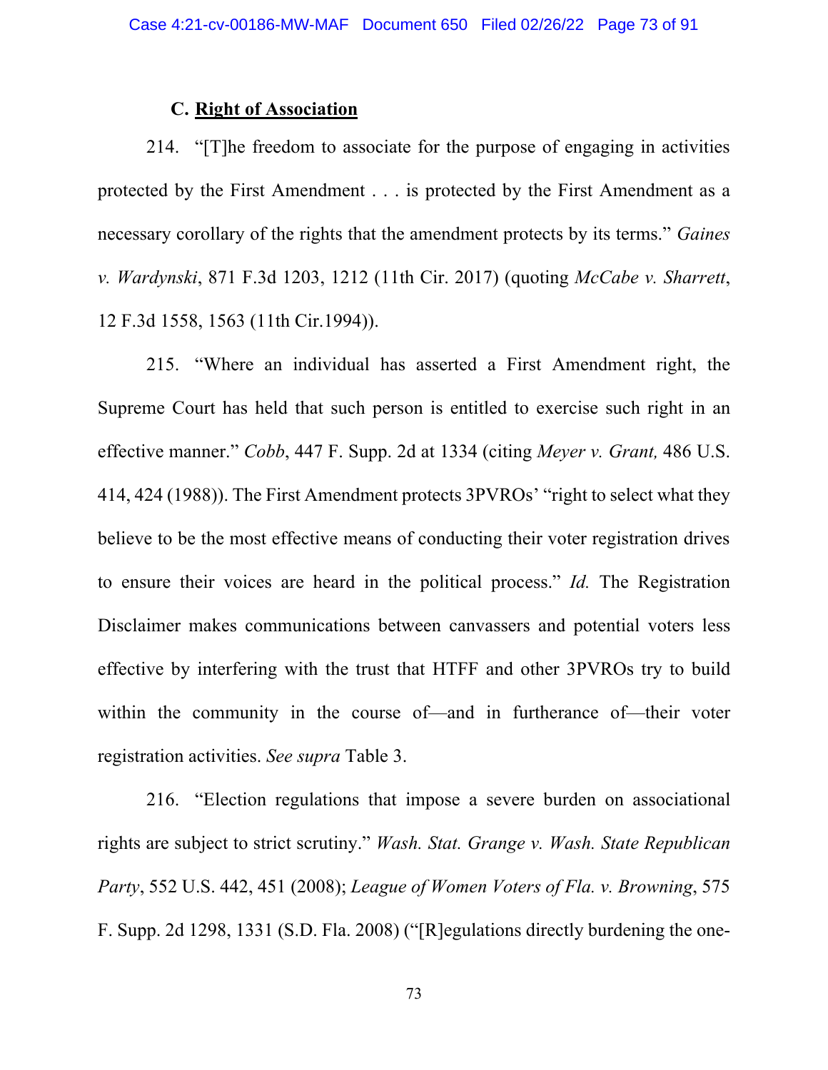### C. <u>Right of Association</u>

214. "[T]he freedom to associate for the purpose of engaging in activities protected by the First Amendment . . . is protected by the First Amendment as a necessary corollary of the rights that the amendment protects by its terms." *Gaines v. Wardynski*, 871 F.3d 1203, 1212 (11th Cir. 2017) (quoting *McCabe v. Sharrett*, 12 F.3d 1558, 1563 (11th Cir.1994)).

215. "Where an individual has asserted a First Amendment right, the Supreme Court has held that such person is entitled to exercise such right in an effective manner." *Cobb*, 447 F. Supp. 2d at 1334 (citing *Meyer v. Grant,* 486 U.S. 414, 424 (1988)). The First Amendment protects 3PVROs' "right to select what they believe to be the most effective means of conducting their voter registration drives to ensure their voices are heard in the political process." *Id.* The Registration Disclaimer makes communications between canvassers and potential voters less effective by interfering with the trust that HTFF and other 3PVROs try to build within the community in the course of—and in furtherance of—their voter registration activities. *See supra* Table 3.

216. "Election regulations that impose a severe burden on associational rights are subject to strict scrutiny." *Wash. Stat. Grange v. Wash. State Republican Party*, 552 U.S. 442, 451 (2008); *League of Women Voters of Fla. v. Browning*, 575 F. Supp. 2d 1298, 1331 (S.D. Fla. 2008) ("[R]egulations directly burdening the one-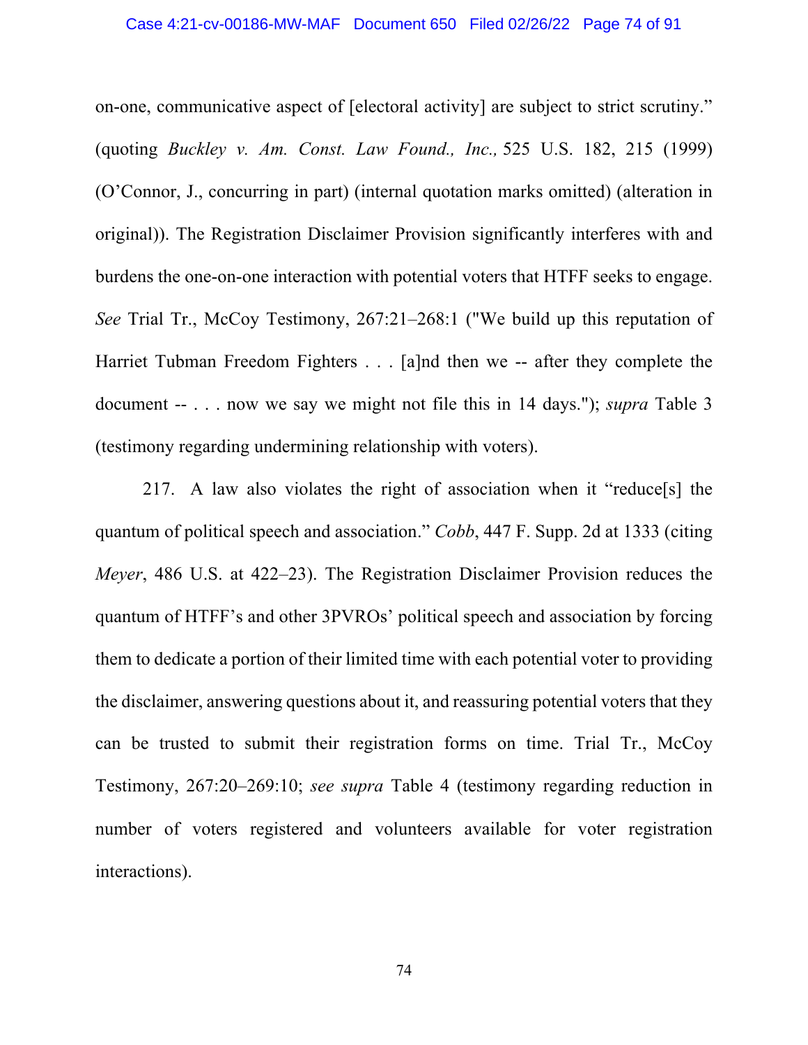on-one, communicative aspect of [electoral activity] are subject to strict scrutiny." (quoting *Buckley v. Am. Const. Law Found., Inc.,* 525 U.S. 182, 215 (1999) (O'Connor, J., concurring in part) (internal quotation marks omitted) (alteration in original)). The Registration Disclaimer Provision significantly interferes with and burdens the one-on-one interaction with potential voters that HTFF seeks to engage. *See* Trial Tr., McCoy Testimony, 267:21–268:1 ("We build up this reputation of Harriet Tubman Freedom Fighters . . . [a]nd then we -- after they complete the document -- . . . now we say we might not file this in 14 days."); *supra* Table 3 (testimony regarding undermining relationship with voters).

217. A law also violates the right of association when it "reduce[s] the quantum of political speech and association." *Cobb*, 447 F. Supp. 2d at 1333 (citing *Meyer*, 486 U.S. at 422–23). The Registration Disclaimer Provision reduces the quantum of HTFF's and other 3PVROs' political speech and association by forcing them to dedicate a portion of their limited time with each potential voter to providing the disclaimer, answering questions about it, and reassuring potential voters that they can be trusted to submit their registration forms on time. Trial Tr., McCoy Testimony, 267:20–269:10; *see supra* Table 4 (testimony regarding reduction in number of voters registered and volunteers available for voter registration interactions).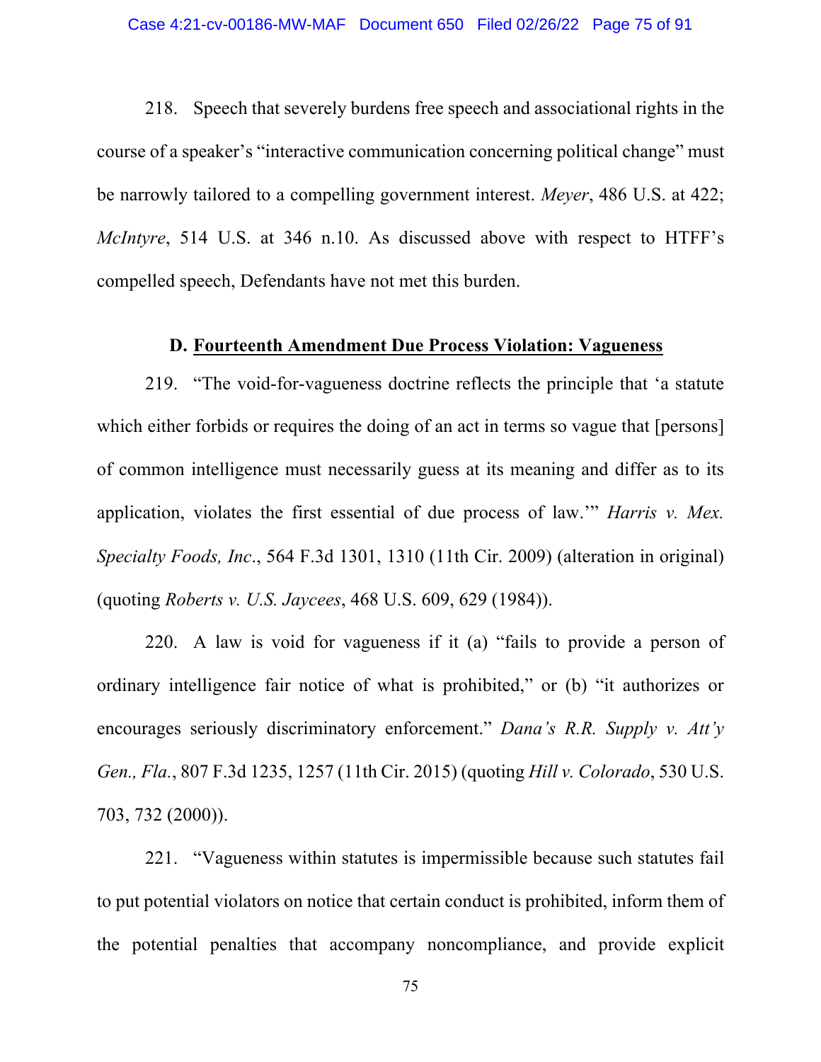218. Speech that severely burdens free speech and associational rights in the course of a speaker's "interactive communication concerning political change" must be narrowly tailored to a compelling government interest. *Meyer*, 486 U.S. at 422; *McIntyre*, 514 U.S. at 346 n.10. As discussed above with respect to HTFF's compelled speech, Defendants have not met this burden.

### D. Fourteenth Amendment Due Process Violation: Vagueness

219. "The void-for-vagueness doctrine reflects the principle that 'a statute which either forbids or requires the doing of an act in terms so vague that [persons] of common intelligence must necessarily guess at its meaning and differ as to its application, violates the first essential of due process of law.'" *Harris v. Mex. Specialty Foods, Inc.*, 564 F.3d 1301, 1310 (11th Cir. 2009) (alteration in original) (quoting *Roberts v. U.S. Jaycees*, 468 U.S. 609, 629 (1984)).

220. A law is void for vagueness if it (a) "fails to provide a person of ordinary intelligence fair notice of what is prohibited," or (b) "it authorizes or encourages seriously discriminatory enforcement." *Dana's R.R. Supply v. Att'y Gen., Fla.*, 807 F.3d 1235, 1257 (11th Cir. 2015) (quoting *Hill v. Colorado*, 530 U.S. 703, 732 (2000)).

221. "Vagueness within statutes is impermissible because such statutes fail to put potential violators on notice that certain conduct is prohibited, inform them of the potential penalties that accompany noncompliance, and provide explicit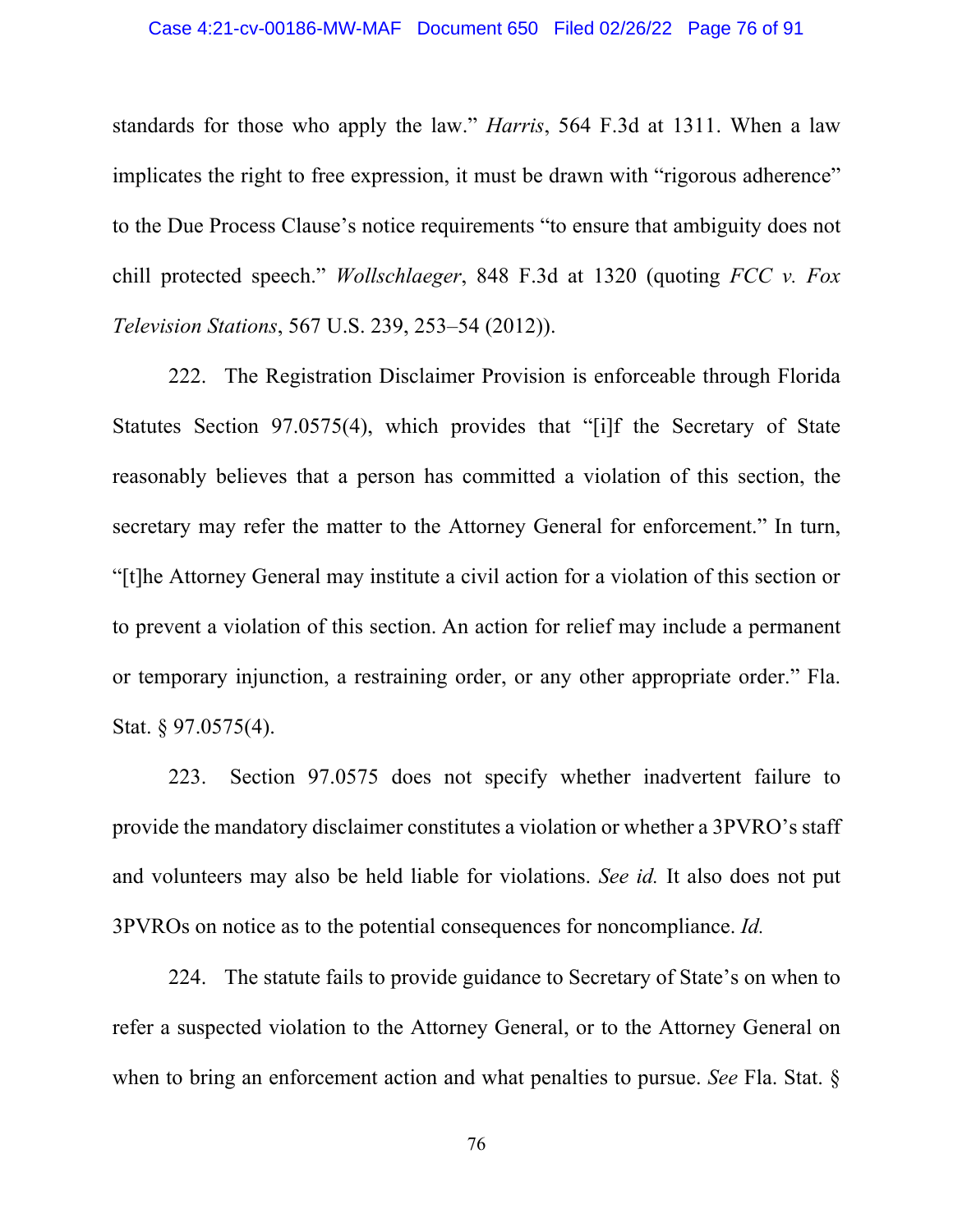standards for those who apply the law." *Harris*, 564 F.3d at 1311. When a law implicates the right to free expression, it must be drawn with "rigorous adherence" to the Due Process Clause's notice requirements "to ensure that ambiguity does not chill protected speech." *Wollschlaeger*, 848 F.3d at 1320 (quoting *FCC v. Fox Television Stations*, 567 U.S. 239, 253–54 (2012)).

222. The Registration Disclaimer Provision is enforceable through Florida Statutes Section 97.0575(4), which provides that "[i]f the Secretary of State reasonably believes that a person has committed a violation of this section, the secretary may refer the matter to the Attorney General for enforcement." In turn, "[t]he Attorney General may institute a civil action for a violation of this section or to prevent a violation of this section. An action for relief may include a permanent or temporary injunction, a restraining order, or any other appropriate order." Fla. Stat. § 97.0575(4).

223. Section 97.0575 does not specify whether inadvertent failure to provide the mandatory disclaimer constitutes a violation or whether a 3PVRO's staff and volunteers may also be held liable for violations. *See id.* It also does not put 3PVROs on notice as to the potential consequences for noncompliance. *Id.*

224. The statute fails to provide guidance to Secretary of State's on when to refer a suspected violation to the Attorney General, or to the Attorney General on when to bring an enforcement action and what penalties to pursue. *See* Fla. Stat. §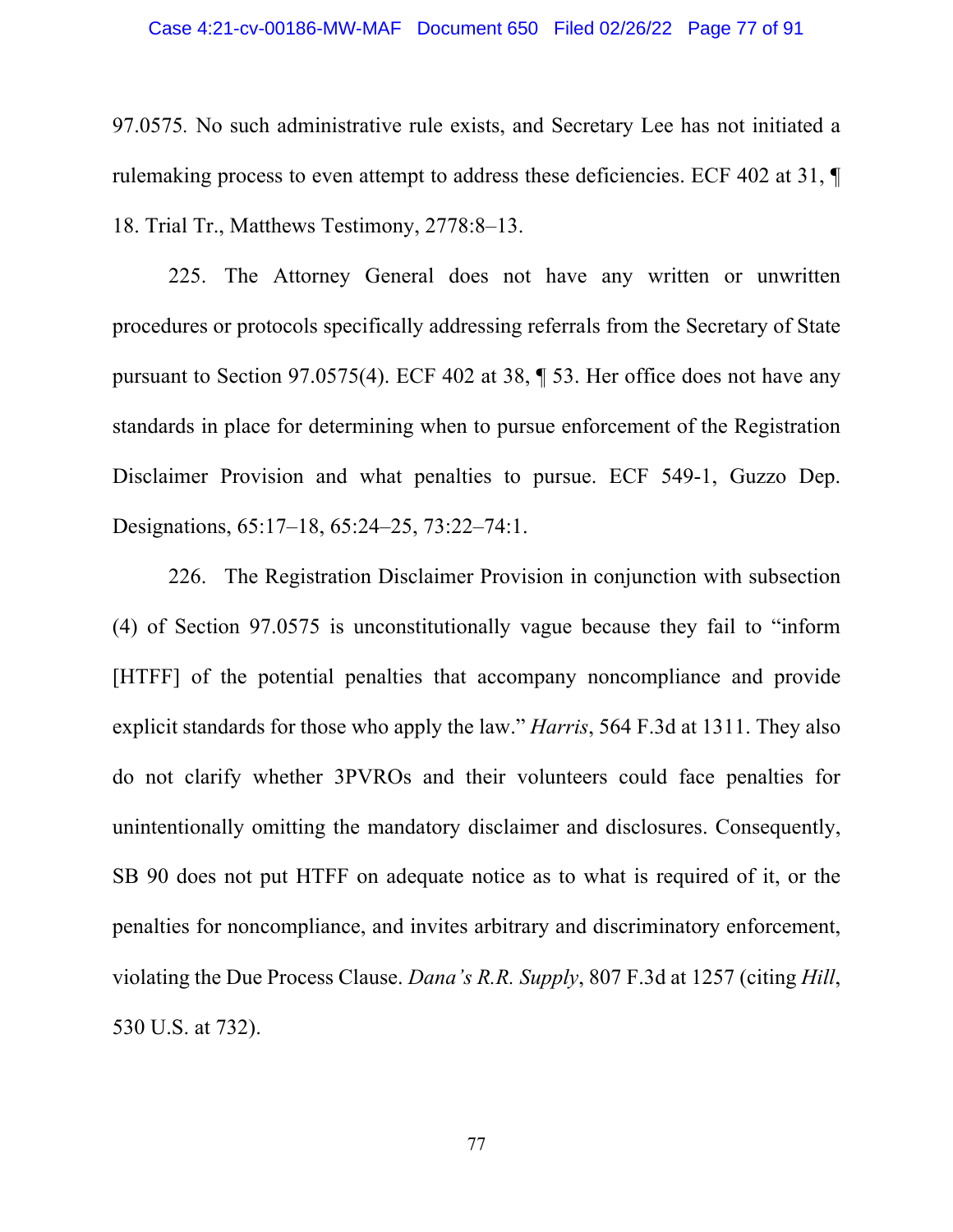97.0575. No such administrative rule exists, and Secretary Lee has not initiated a rulemaking process to even attempt to address these deficiencies. ECF 402 at 31, ¶ 18. Trial Tr., Matthews Testimony, 2778:8–13.

225. The Attorney General does not have any written or unwritten procedures or protocols specifically addressing referrals from the Secretary of State pursuant to Section 97.0575(4). ECF 402 at 38, ¶ 53. Her office does not have any standards in place for determining when to pursue enforcement of the Registration Disclaimer Provision and what penalties to pursue. ECF 549-1, Guzzo Dep. Designations, 65:17–18, 65:24–25, 73:22–74:1.

226. The Registration Disclaimer Provision in conjunction with subsection (4) of Section 97.0575 is unconstitutionally vague because they fail to "inform [HTFF] of the potential penalties that accompany noncompliance and provide explicit standards for those who apply the law." *Harris*, 564 F.3d at 1311. They also do not clarify whether 3PVROs and their volunteers could face penalties for unintentionally omitting the mandatory disclaimer and disclosures. Consequently, SB 90 does not put HTFF on adequate notice as to what is required of it, or the penalties for noncompliance, and invites arbitrary and discriminatory enforcement, violating the Due Process Clause. *Dana's R.R. Supply*, 807 F.3d at 1257 (citing *Hill*, 530 U.S. at 732).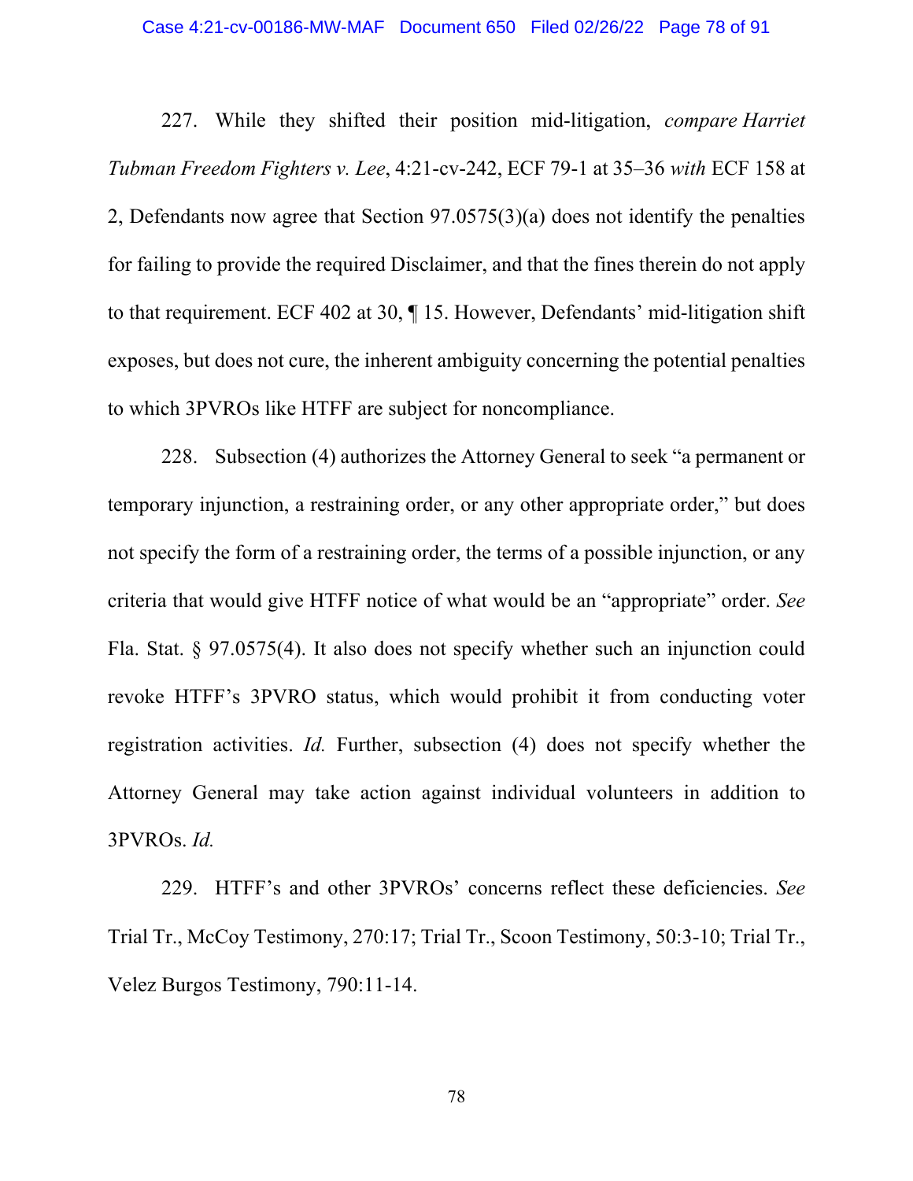227. While they shifted their position mid-litigation, *compare Harriet Tubman Freedom Fighters v. Lee*, 4:21-cv-242, ECF 79-1 at 35–36 *with* ECF 158 at 2, Defendants now agree that Section 97.0575(3)(a) does not identify the penalties for failing to provide the required Disclaimer, and that the fines therein do not apply to that requirement. ECF 402 at 30, ¶ 15. However, Defendants' mid-litigation shift exposes, but does not cure, the inherent ambiguity concerning the potential penalties to which 3PVROs like HTFF are subject for noncompliance.

228. Subsection (4) authorizes the Attorney General to seek "a permanent or temporary injunction, a restraining order, or any other appropriate order," but does not specify the form of a restraining order, the terms of a possible injunction, or any criteria that would give HTFF notice of what would be an "appropriate" order. *See* Fla. Stat. § 97.0575(4). It also does not specify whether such an injunction could revoke HTFF's 3PVRO status, which would prohibit it from conducting voter registration activities. *Id.* Further, subsection (4) does not specify whether the Attorney General may take action against individual volunteers in addition to 3PVROs. *Id.*

229. HTFF's and other 3PVROs' concerns reflect these deficiencies. *See* Trial Tr., McCoy Testimony, 270:17; Trial Tr., Scoon Testimony, 50:3-10; Trial Tr., Velez Burgos Testimony, 790:11-14.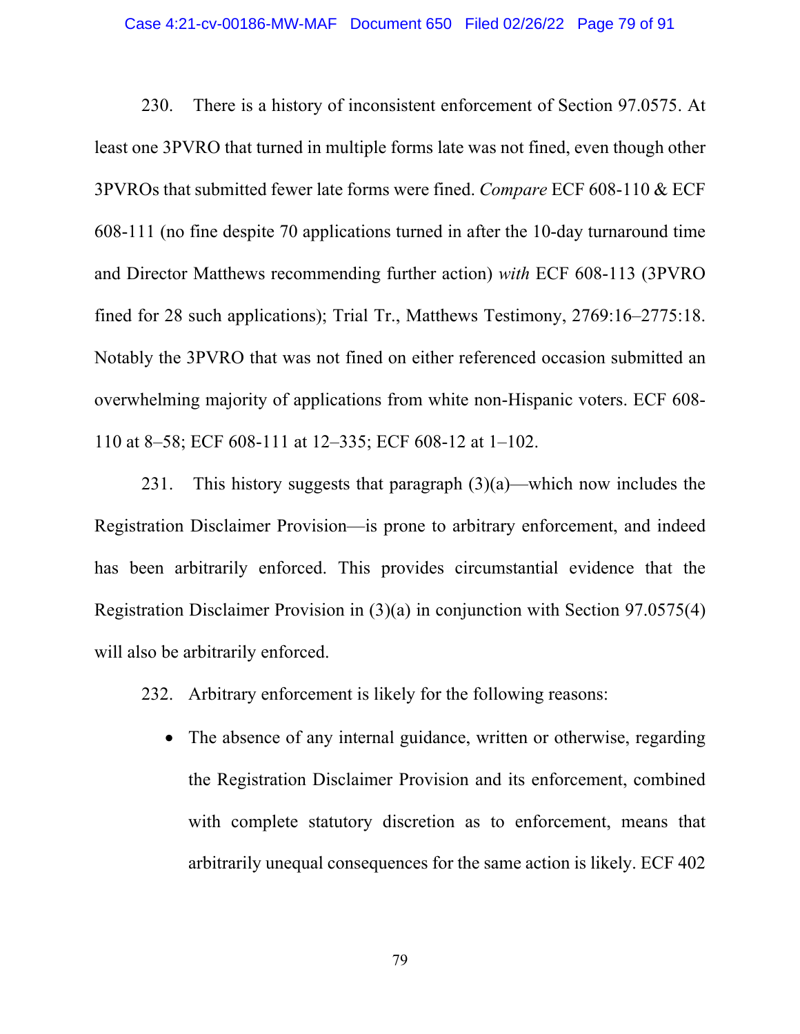230. There is a history of inconsistent enforcement of Section 97.0575. At least one 3PVRO that turned in multiple forms late was not fined, even though other 3PVROs that submitted fewer late forms were fined. *Compare* ECF 608-110 & ECF 608-111 (no fine despite 70 applications turned in after the 10-day turnaround time and Director Matthews recommending further action) *with* ECF 608-113 (3PVRO fined for 28 such applications); Trial Tr., Matthews Testimony, 2769:16–2775:18. Notably the 3PVRO that was not fined on either referenced occasion submitted an overwhelming majority of applications from white non-Hispanic voters. ECF 608-110 at 8–58; ECF 608-111 at 12–335; ECF 608-12 at 1–102.

231. This history suggests that paragraph (3)(a)—which now includes the Registration Disclaimer Provision—is prone to arbitrary enforcement, and indeed has been arbitrarily enforced. This provides circumstantial evidence that the Registration Disclaimer Provision in (3)(a) in conjunction with Section 97.0575(4) will also be arbitrarily enforced.

232. Arbitrary enforcement is likely for the following reasons:

- The absence of any internal guidance, written or otherwise, regarding the Registration Disclaimer Provision and its enforcement, combined with complete statutory discretion as to enforcement, means that arbitrarily unequal consequences for the same action is likely. ECF 402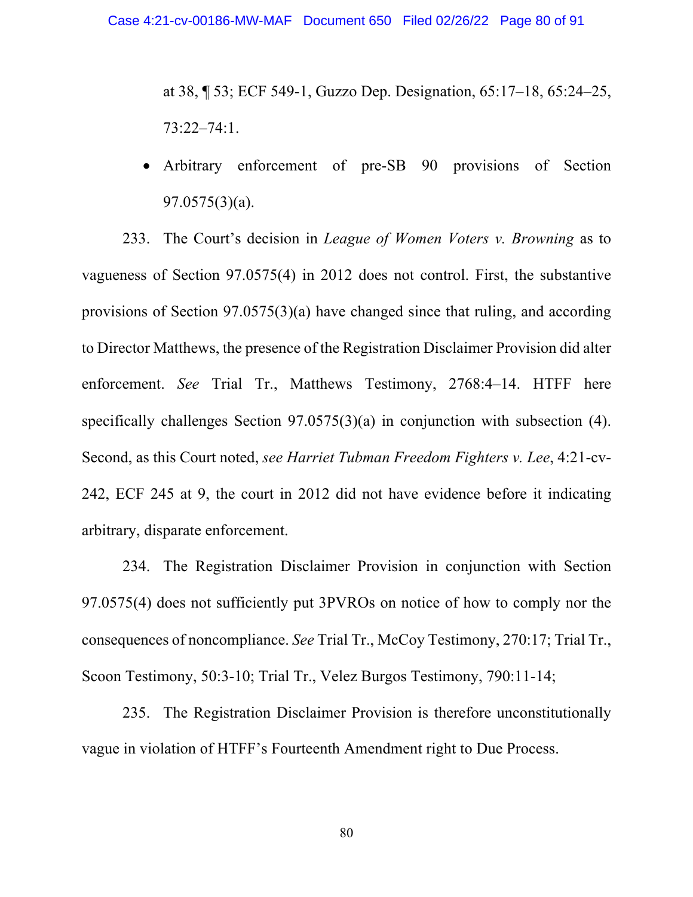at 38, ¶ 53; ECF 549-1, Guzzo Dep. Designation, 65:17–18, 65:24–25, 73:22–74:1.

- Arbitrary enforcement of pre-SB 90 provisions of Section 97.0575(3)(a).

233. The Court's decision in *League of Women Voters v. Browning* as to vagueness of Section 97.0575(4) in 2012 does not control. First, the substantive provisions of Section 97.0575(3)(a) have changed since that ruling, and according to Director Matthews, the presence of the Registration Disclaimer Provision did alter enforcement. *See* Trial Tr., Matthews Testimony, 2768:4–14. HTFF here specifically challenges Section 97.0575(3)(a) in conjunction with subsection (4). Second, as this Court noted, *see Harriet Tubman Freedom Fighters v. Lee*, 4:21-cv-242, ECF 245 at 9, the court in 2012 did not have evidence before it indicating arbitrary, disparate enforcement.

234. The Registration Disclaimer Provision in conjunction with Section 97.0575(4) does not sufficiently put 3PVROs on notice of how to comply nor the consequences of noncompliance. *See* Trial Tr., McCoy Testimony, 270:17; Trial Tr., Scoon Testimony, 50:3-10; Trial Tr., Velez Burgos Testimony, 790:11-14;

235. The Registration Disclaimer Provision is therefore unconstitutionally vague in violation of HTFF's Fourteenth Amendment right to Due Process.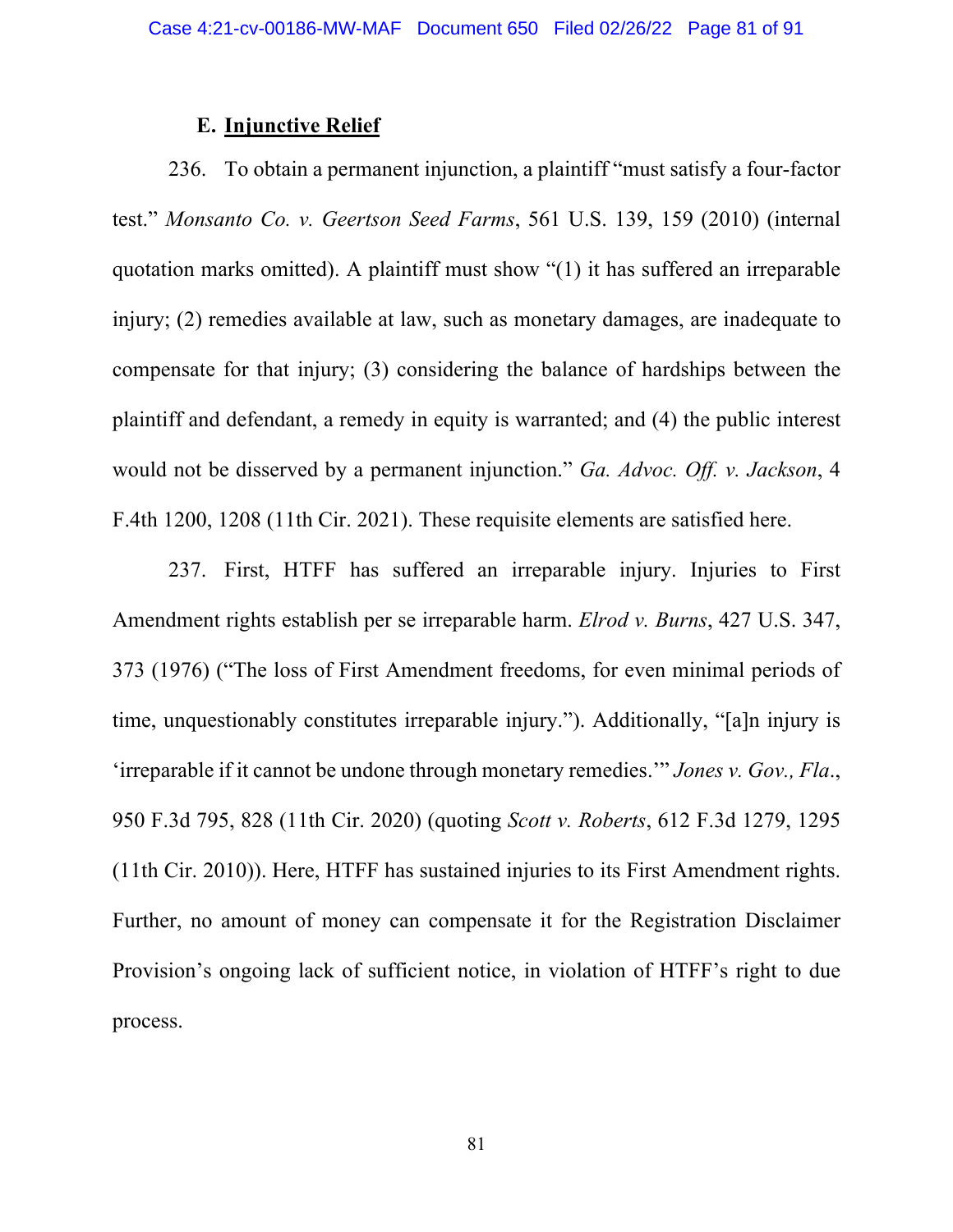### E. <u>Injunctive Relief</u>

236. To obtain a permanent injunction, a plaintiff "must satisfy a four-factor test." *Monsanto Co. v. Geertson Seed Farms*, 561 U.S. 139, 159 (2010) (internal quotation marks omitted). A plaintiff must show "(1) it has suffered an irreparable injury; (2) remedies available at law, such as monetary damages, are inadequate to compensate for that injury; (3) considering the balance of hardships between the plaintiff and defendant, a remedy in equity is warranted; and (4) the public interest would not be disserved by a permanent injunction." *Ga. Advoc. Off. v. Jackson*, 4 F.4th 1200, 1208 (11th Cir. 2021). These requisite elements are satisfied here.

237. First, HTFF has suffered an irreparable injury. Injuries to First Amendment rights establish per se irreparable harm. *Elrod v. Burns*, 427 U.S. 347, 373 (1976) ("The loss of First Amendment freedoms, for even minimal periods of time, unquestionably constitutes irreparable injury."). Additionally, "[a]n injury is 'irreparable if it cannot be undone through monetary remedies.'" *Jones v. Gov., Fla.*, 950 F.3d 795, 828 (11th Cir. 2020) (quoting *Scott v. Roberts*, 612 F.3d 1279, 1295 (11th Cir. 2010)). Here, HTFF has sustained injuries to its First Amendment rights. Further, no amount of money can compensate it for the Registration Disclaimer Provision's ongoing lack of sufficient notice, in violation of HTFF's right to due process.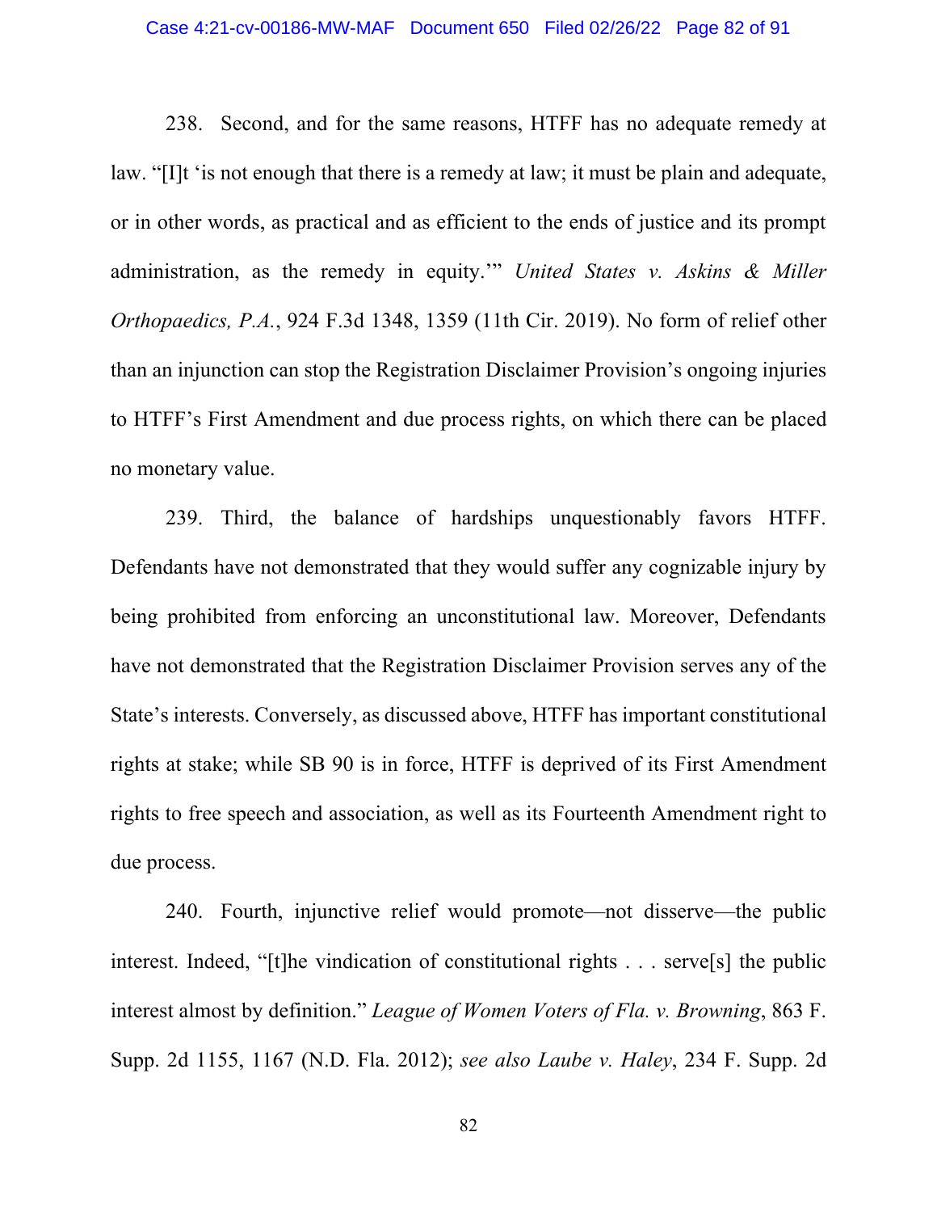238. Second, and for the same reasons, HTFF has no adequate remedy at law. "[I]t 'is not enough that there is a remedy at law; it must be plain and adequate, or in other words, as practical and as efficient to the ends of justice and its prompt administration, as the remedy in equity.'" *United States v. Askins & Miller Orthopaedics, P.A.*, 924 F.3d 1348, 1359 (11th Cir. 2019). No form of relief other than an injunction can stop the Registration Disclaimer Provision's ongoing injuries to HTFF's First Amendment and due process rights, on which there can be placed no monetary value.

239. Third, the balance of hardships unquestionably favors HTFF. Defendants have not demonstrated that they would suffer any cognizable injury by being prohibited from enforcing an unconstitutional law. Moreover, Defendants have not demonstrated that the Registration Disclaimer Provision serves any of the State's interests. Conversely, as discussed above, HTFF has important constitutional rights at stake; while SB 90 is in force, HTFF is deprived of its First Amendment rights to free speech and association, as well as its Fourteenth Amendment right to due process.

240. Fourth, injunctive relief would promote—not disserve—the public interest. Indeed, "[t]he vindication of constitutional rights . . . serve[s] the public interest almost by definition." *League of Women Voters of Fla. v. Browning*, 863 F. Supp. 2d 1155, 1167 (N.D. Fla. 2012); *see also Laube v. Haley*, 234 F. Supp. 2d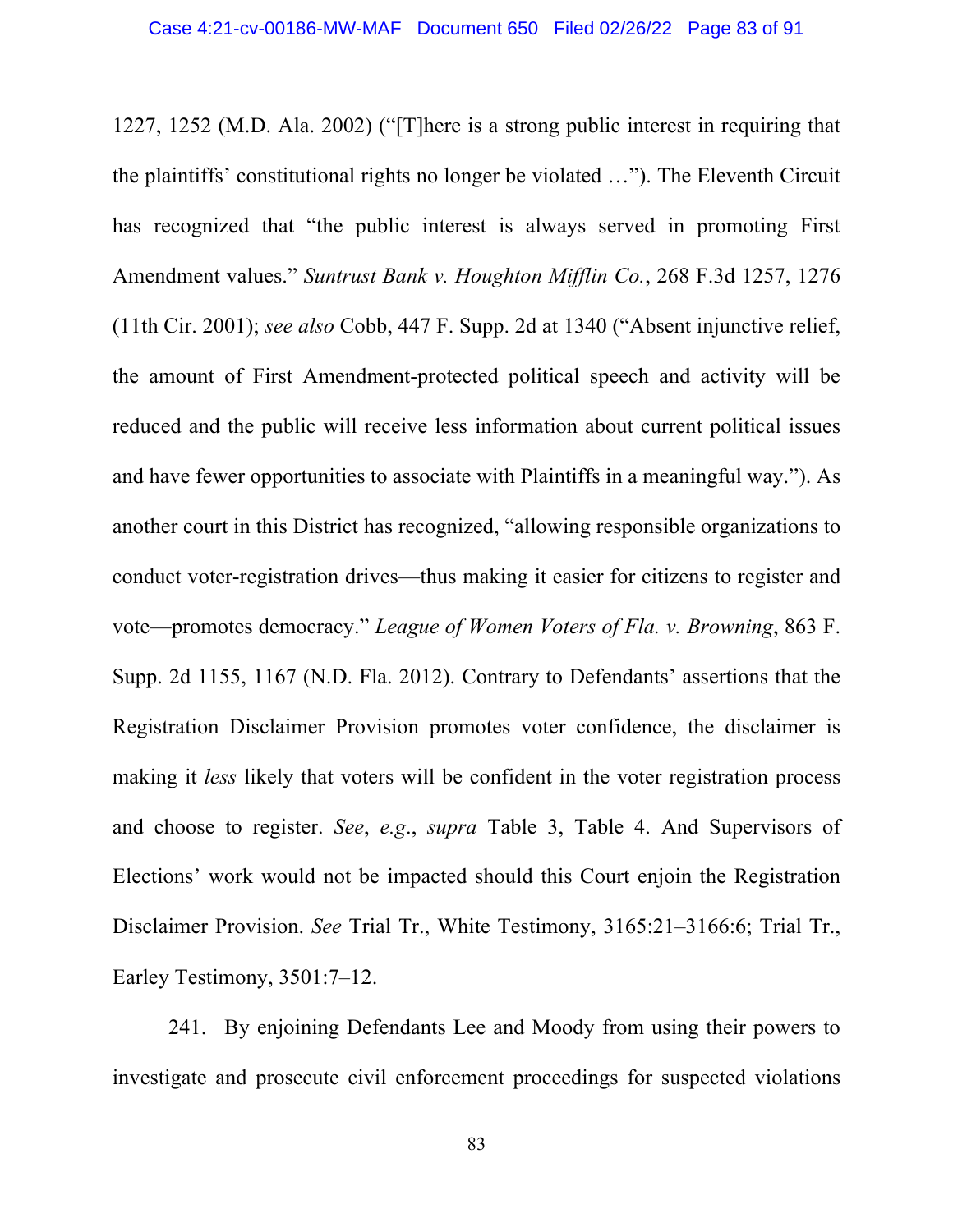1227, 1252 (M.D. Ala. 2002) ("[T]here is a strong public interest in requiring that the plaintiffs' constitutional rights no longer be violated …"). The Eleventh Circuit has recognized that "the public interest is always served in promoting First Amendment values." *Suntrust Bank v. Houghton Mifflin Co.*, 268 F.3d 1257, 1276 (11th Cir. 2001); *see also* Cobb, 447 F. Supp. 2d at 1340 ("Absent injunctive relief, the amount of First Amendment-protected political speech and activity will be reduced and the public will receive less information about current political issues and have fewer opportunities to associate with Plaintiffs in a meaningful way."). As another court in this District has recognized, "allowing responsible organizations to conduct voter-registration drives—thus making it easier for citizens to register and vote—promotes democracy." *League of Women Voters of Fla. v. Browning*, 863 F. Supp. 2d 1155, 1167 (N.D. Fla. 2012). Contrary to Defendants' assertions that the Registration Disclaimer Provision promotes voter confidence, the disclaimer is making it *less* likely that voters will be confident in the voter registration process and choose to register. *See*, *e.g.*, *supra* Table 3, Table 4. And Supervisors of Elections' work would not be impacted should this Court enjoin the Registration Disclaimer Provision. *See* Trial Tr., White Testimony, 3165:21–3166:6; Trial Tr., Earley Testimony, 3501:7–12.

241. By enjoining Defendants Lee and Moody from using their powers to investigate and prosecute civil enforcement proceedings for suspected violations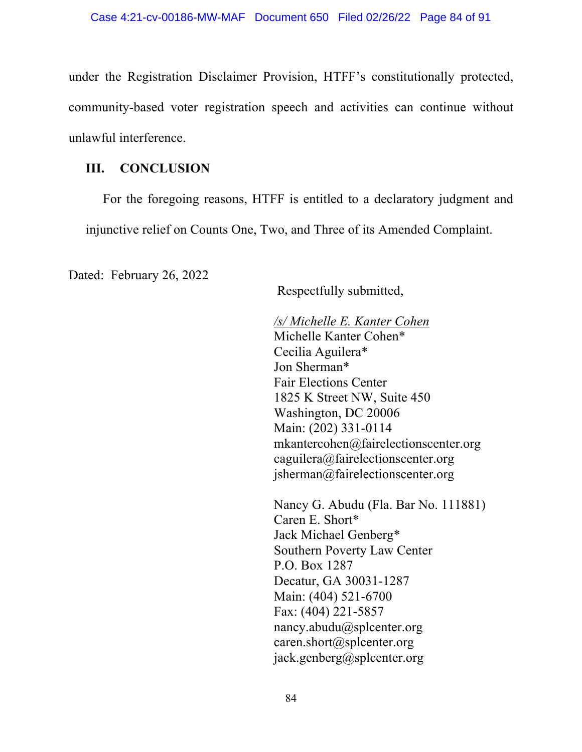under the Registration Disclaimer Provision, HTFF's constitutionally protected, community-based voter registration speech and activities can continue without unlawful interference.

## III. CONCLUSION

For the foregoing reasons, HTFF is entitled to a declaratory judgment and injunctive relief on Counts One, Two, and Three of its Amended Complaint.

Dated: February 26, 2022

Respectfully submitted,

*/s/ Michelle E. Kanter Cohen*
Michelle Kanter Cohen*
Cecilia Aguilera*
Jon Sherman*
Fair Elections Center
1825 K Street NW, Suite 450
Washington, DC 20006
Main: (202) 331-0114
mkantercohen@fairelectionscenter.org
caguilera@fairelectionscenter.org
jsherman@fairelectionscenter.org

Nancy G. Abudu (Fla. Bar No. 111881)
Caren E. Short*
Jack Michael Genberg*
Southern Poverty Law Center
P.O. Box 1287
Decatur, GA 30031-1287
Main: (404) 521-6700
Fax: (404) 221-5857
nancy.abudu@splcenter.org
caren.short@splcenter.org
jack.genberg@splcenter.org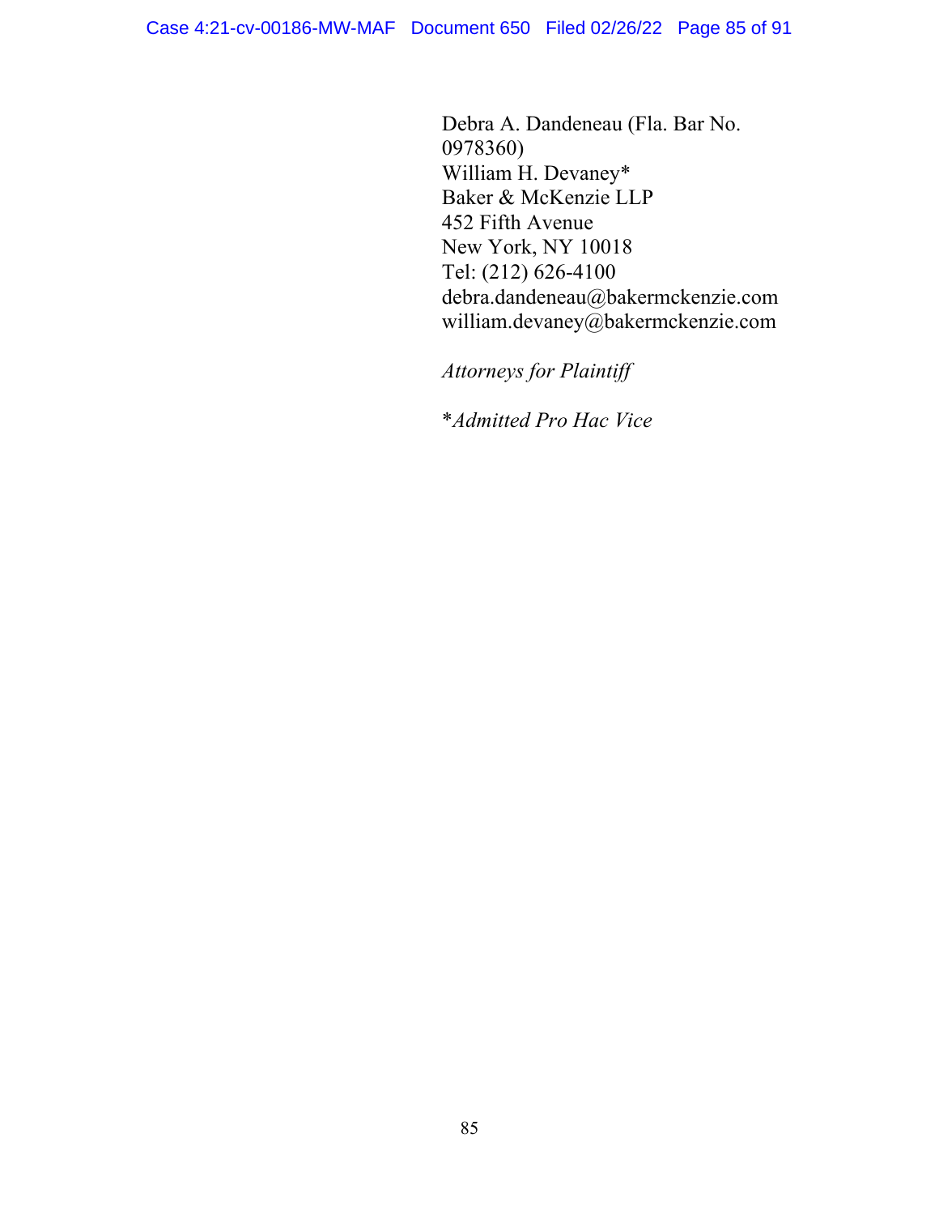Debra A. Dandeneau (Fla. Bar No. 0978360)
William H. Devaney*
Baker & McKenzie LLP
452 Fifth Avenue
New York, NY 10018
Tel: (212) 626-4100
debra.dandeneau@bakermckenzie.com
william.devaney@bakermckenzie.com

*Attorneys for Plaintiff*

**Admitted Pro Hac Vice*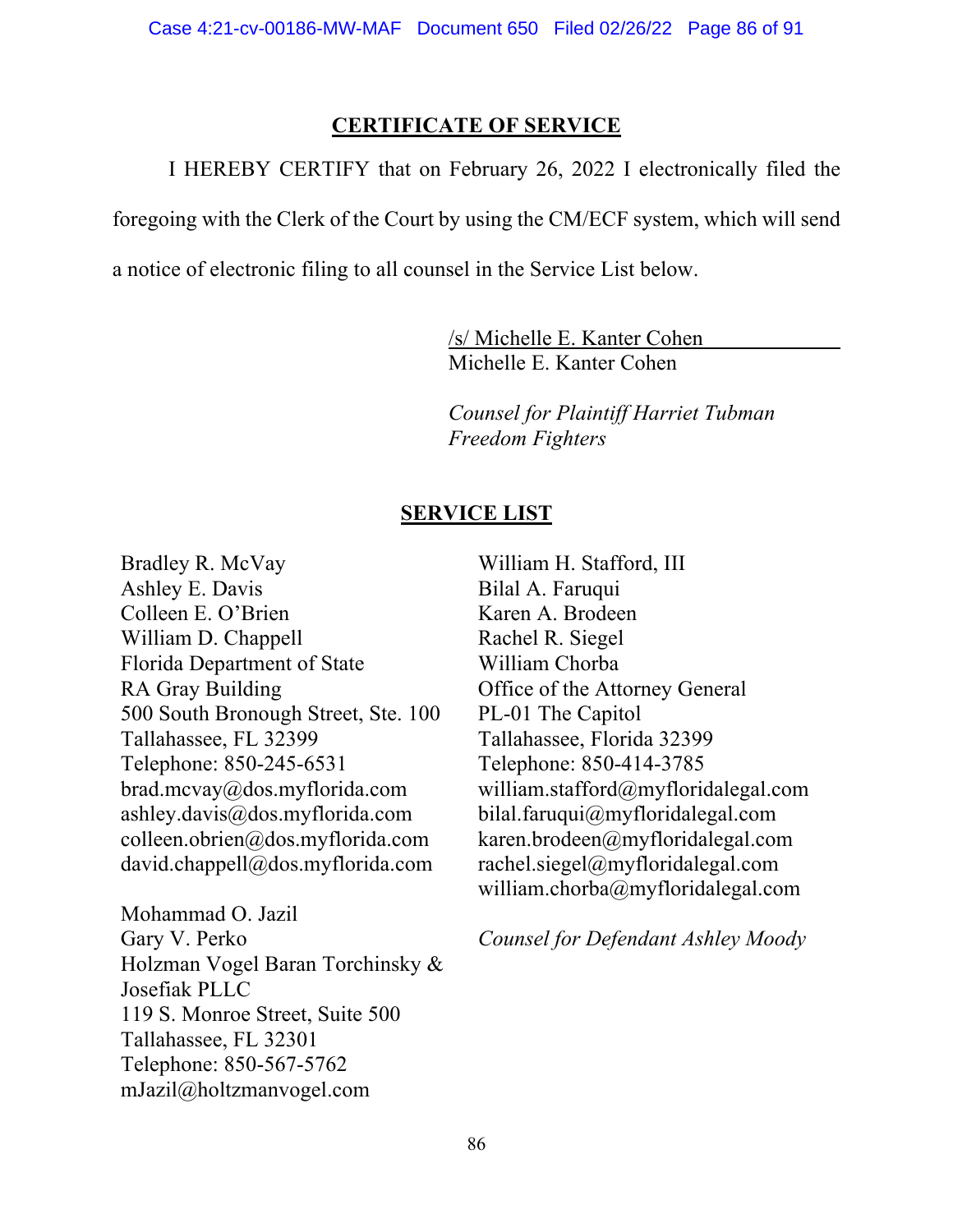## CERTIFICATE OF SERVICE

I HEREBY CERTIFY that on February 26, 2022 I electronically filed the foregoing with the Clerk of the Court by using the CM/ECF system, which will send a notice of electronic filing to all counsel in the Service List below.

/s/ Michelle E. Kanter Cohen
Michelle E. Kanter Cohen

*Counsel for Plaintiff Harriet Tubman Freedom Fighters*

## SERVICE LIST

Bradley R. McVay
Ashley E. Davis
Colleen E. O'Brien
William D. Chappell
Florida Department of State
RA Gray Building
500 South Bronough Street, Ste. 100
Tallahassee, FL 32399
Telephone: 850-245-6531
brad.mcvay@dos.myflorida.com
ashley.davis@dos.myflorida.com
colleen.obrien@dos.myflorida.com
david.chappell@dos.myflorida.com

Mohammad O. Jazil
Gary V. Perko
Holzman Vogel Baran Torchinsky & Josefiak PLLC
119 S. Monroe Street, Suite 500
Tallahassee, FL 32301
Telephone: 850-567-5762
mJazil@holtzmanvogel.com

William H. Stafford, III
Bilal A. Faruqui
Karen A. Brodeen
Rachel R. Siegel
William Chorba
Office of the Attorney General
PL-01 The Capitol
Tallahassee, Florida 32399
Telephone: 850-414-3785
william.stafford@myfloridalegal.com
bilal.faruqui@myfloridalegal.com
karen.brodeen@myfloridalegal.com
rachel.siegel@myfloridalegal.com
william.chorba@myfloridalegal.com

*Counsel for Defendant Ashley Moody*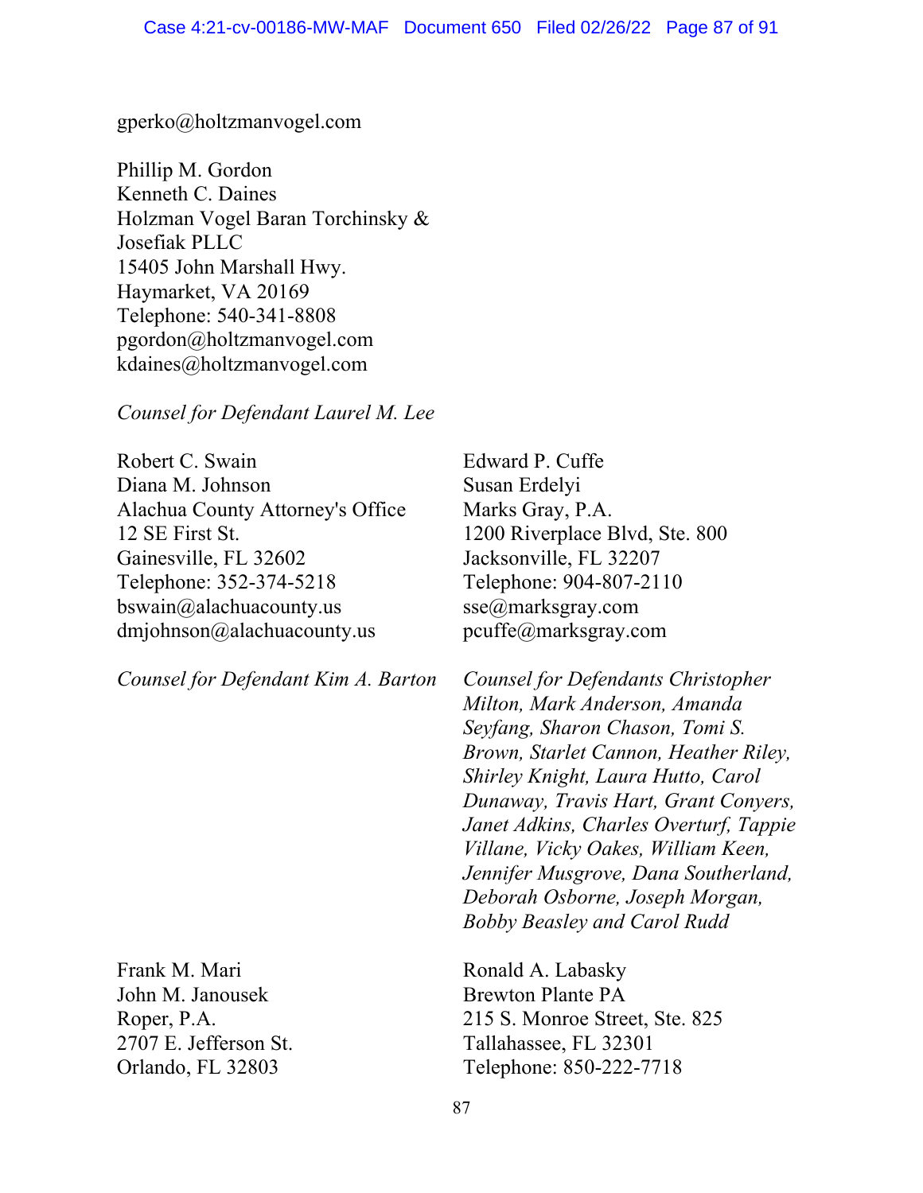gperko@holtzmanvogel.com

Phillip M. Gordon
Kenneth C. Daines
Holzman Vogel Baran Torchinsky &
Josefiak PLLC
15405 John Marshall Hwy.
Haymarket, VA 20169
Telephone: 540-341-8808
pgordon@holtzmanvogel.com
kdaines@holtzmanvogel.com

*Counsel for Defendant Laurel M. Lee*

Robert C. Swain
Diana M. Johnson
Alachua County Attorney's Office
12 SE First St.
Gainesville, FL 32602
Telephone: 352-374-5218
bswain@alachuacounty.us
dmjohnson@alachuacounty.us

*Counsel for Defendant Kim A. Barton*

Edward P. Cuffe
Susan Erdelyi
Marks Gray, P.A.
1200 Riverplace Blvd, Ste. 800
Jacksonville, FL 32207
Telephone: 904-807-2110
sse@marksgray.com
pcuffe@marksgray.com

*Counsel for Defendants Christopher Milton, Mark Anderson, Amanda Seyfang, Sharon Chason, Tomi S. Brown, Starlet Cannon, Heather Riley, Shirley Knight, Laura Hutto, Carol Dunaway, Travis Hart, Grant Conyers, Janet Adkins, Charles Overturf, Tappie Villane, Vicky Oakes, William Keen, Jennifer Musgrove, Dana Southerland, Deborah Osborne, Joseph Morgan, Bobby Beasley and Carol Rudd*

Frank M. Mari
John M. Janousek
Roper, P.A.
2707 E. Jefferson St.
Orlando, FL 32803

Ronald A. Labasky
Brewton Plante PA
215 S. Monroe Street, Ste. 825
Tallahassee, FL 32301
Telephone: 850-222-7718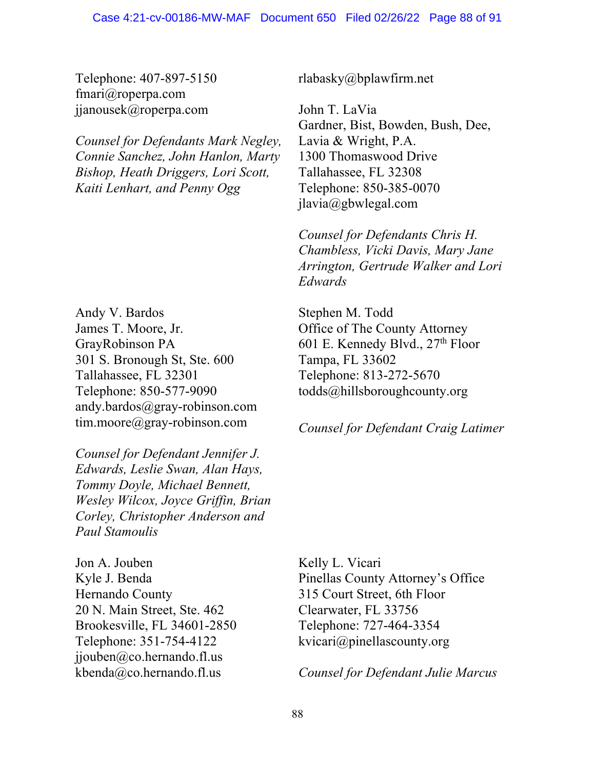Telephone: 407-897-5150
fmari@roperpa.com
jjanousek@roperpa.com

*Counsel for Defendants Mark Negley, Connie Sanchez, John Hanlon, Marty Bishop, Heath Driggers, Lori Scott, Kaiti Lenhart, and Penny Ogg*

rlabasky@bplawfirm.net

John T. LaVia
Gardner, Bist, Bowden, Bush, Dee, Lavia & Wright, P.A.
1300 Thomaswood Drive
Tallahassee, FL 32308
Telephone: 850-385-0070
jlavia@gbwlegal.com

*Counsel for Defendants Chris H. Chambless, Vicki Davis, Mary Jane Arrington, Gertrude Walker and Lori Edwards*

Andy V. Bardos
James T. Moore, Jr.
GrayRobinson PA
301 S. Bronough St, Ste. 600
Tallahassee, FL 32301
Telephone: 850-577-9090
andy.bardos@gray-robinson.com
tim.moore@gray-robinson.com

*Counsel for Defendant Jennifer J. Edwards, Leslie Swan, Alan Hays, Tommy Doyle, Michael Bennett, Wesley Wilcox, Joyce Griffin, Brian Corley, Christopher Anderson and Paul Stamoulis*

Stephen M. Todd
Office of The County Attorney
601 E. Kennedy Blvd., 27th Floor
Tampa, FL 33602
Telephone: 813-272-5670
todds@hillsboroughcounty.org

*Counsel for Defendant Craig Latimer*

Jon A. Jouben
Kyle J. Benda
Hernando County
20 N. Main Street, Ste. 462
Brookesville, FL 34601-2850
Telephone: 351-754-4122
jjouben@co.hernando.fl.us
kbenda@co.hernando.fl.us

Kelly L. Vicari
Pinellas County Attorney's Office
315 Court Street, 6th Floor
Clearwater, FL 33756
Telephone: 727-464-3354
kvicari@pinellascounty.org

*Counsel for Defendant Julie Marcus*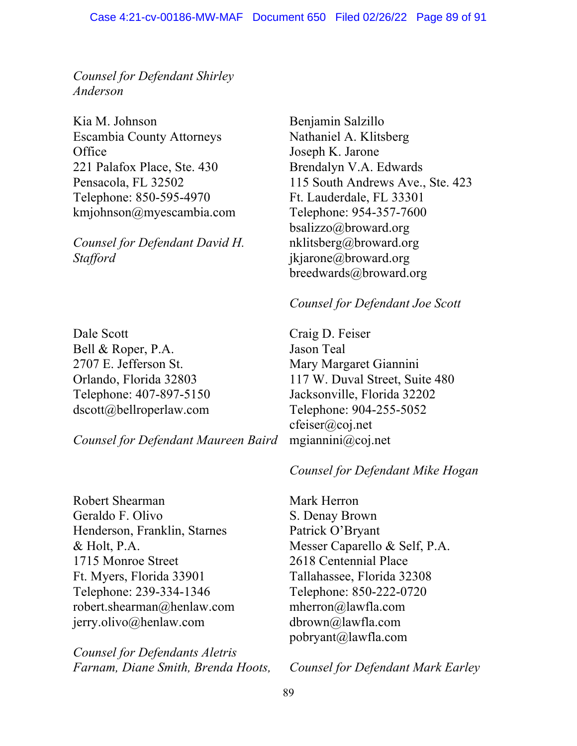*Counsel for Defendant Shirley Anderson*

Kia M. Johnson
Escambia County Attorneys Office
221 Palafox Place, Ste. 430
Pensacola, FL 32502
Telephone: 850-595-4970
kmjohnson@myescambia.com

*Counsel for Defendant David H. Stafford*

Benjamin Salzillo
Nathaniel A. Klitsberg
Joseph K. Jarone
Brendalyn V.A. Edwards
115 South Andrews Ave., Ste. 423
Ft. Lauderdale, FL 33301
Telephone: 954-357-7600
bsalizzo@broward.org
nklitsberg@broward.org
jkjarone@broward.org
breedwards@broward.org

*Counsel for Defendant Joe Scott*

Dale Scott
Bell & Roper, P.A.
2707 E. Jefferson St.
Orlando, Florida 32803
Telephone: 407-897-5150
dscott@bellroperlaw.com

*Counsel for Defendant Maureen Baird*

Craig D. Feiser
Jason Teal
Mary Margaret Giannini
117 W. Duval Street, Suite 480
Jacksonville, Florida 32202
Telephone: 904-255-5052
cfeiser@coj.net
mgiannini@coj.net

*Counsel for Defendant Mike Hogan*

Robert Shearman
Geraldo F. Olivo
Henderson, Franklin, Starnes & Holt, P.A.
1715 Monroe Street
Ft. Myers, Florida 33901
Telephone: 239-334-1346
robert.shearman@henlaw.com
jerry.olivo@henlaw.com

*Counsel for Defendants Aletris Farnam, Diane Smith, Brenda Hoots,*

Mark Herron
S. Denay Brown
Patrick O'Bryant
Messer Caparello & Self, P.A.
2618 Centennial Place
Tallahassee, Florida 32308
Telephone: 850-222-0720
mherron@lawfla.com
dbrown@lawfla.com
pobryant@lawfla.com

*Counsel for Defendant Mark Earley*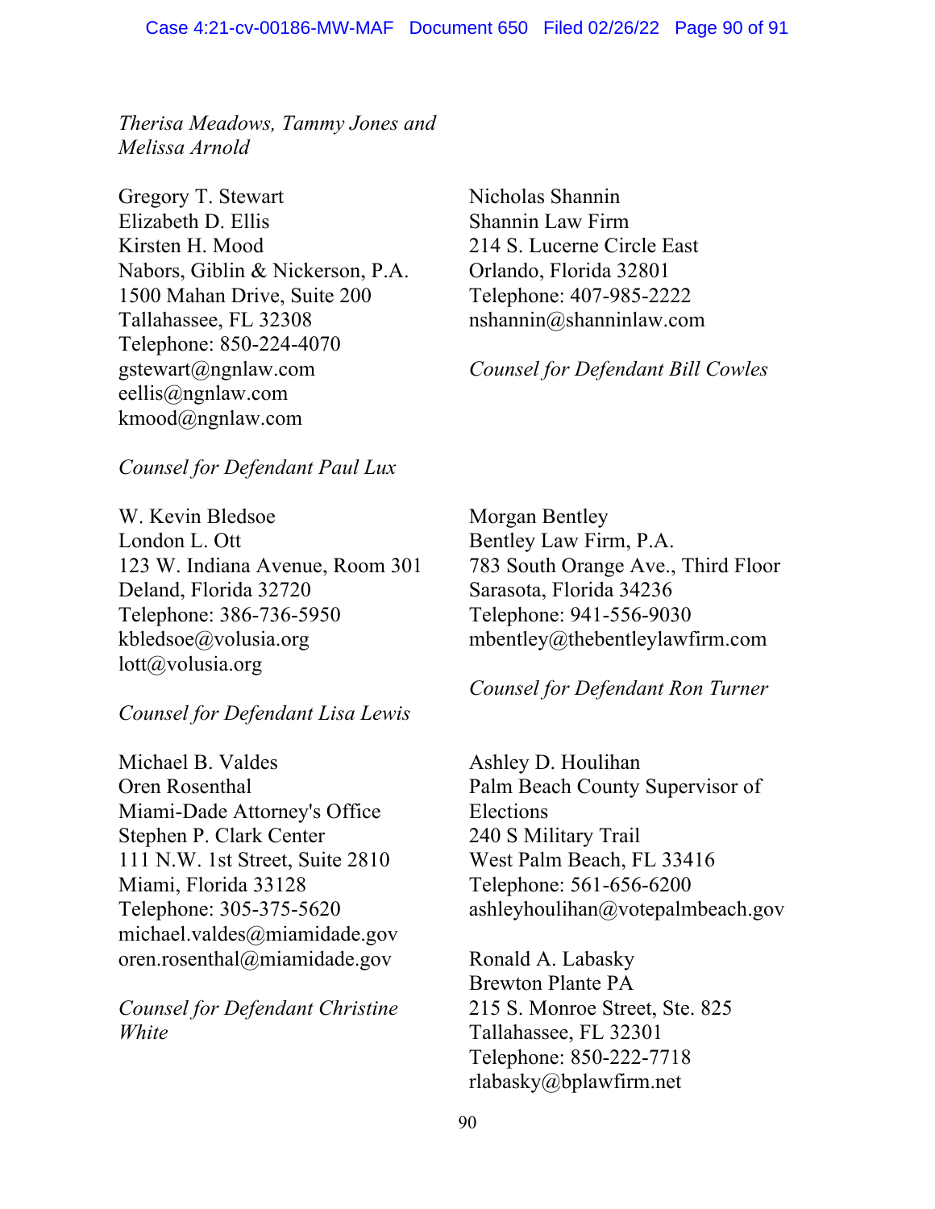*Therisa Meadows, Tammy Jones and Melissa Arnold*

Gregory T. Stewart
Elizabeth D. Ellis
Kirsten H. Mood
Nabors, Giblin & Nickerson, P.A.
1500 Mahan Drive, Suite 200
Tallahassee, FL 32308
Telephone: 850-224-4070
gstewart@ngnlaw.com
eellis@ngnlaw.com
kmood@ngnlaw.com

*Counsel for Defendant Paul Lux*

Nicholas Shannin
Shannin Law Firm
214 S. Lucerne Circle East
Orlando, Florida 32801
Telephone: 407-985-2222
nshannin@shanninlaw.com

*Counsel for Defendant Bill Cowles*

W. Kevin Bledsoe
London L. Ott
123 W. Indiana Avenue, Room 301
Deland, Florida 32720
Telephone: 386-736-5950
kbledsoe@volusia.org
lott@volusia.org

*Counsel for Defendant Lisa Lewis*

Morgan Bentley
Bentley Law Firm, P.A.
783 South Orange Ave., Third Floor
Sarasota, Florida 34236
Telephone: 941-556-9030
mbentley@thebentleylawfirm.com

*Counsel for Defendant Ron Turner*

Michael B. Valdes
Oren Rosenthal
Miami-Dade Attorney's Office
Stephen P. Clark Center
111 N.W. 1st Street, Suite 2810
Miami, Florida 33128
Telephone: 305-375-5620
michael.valdes@miamidade.gov
oren.rosenthal@miamidade.gov

*Counsel for Defendant Christine White*

Ashley D. Houlihan
Palm Beach County Supervisor of Elections
240 S Military Trail
West Palm Beach, FL 33416
Telephone: 561-656-6200
ashleyhoulihan@votepalmbeach.gov

Ronald A. Labasky
Brewton Plante PA
215 S. Monroe Street, Ste. 825
Tallahassee, FL 32301
Telephone: 850-222-7718
rlabasky@bplawfirm.net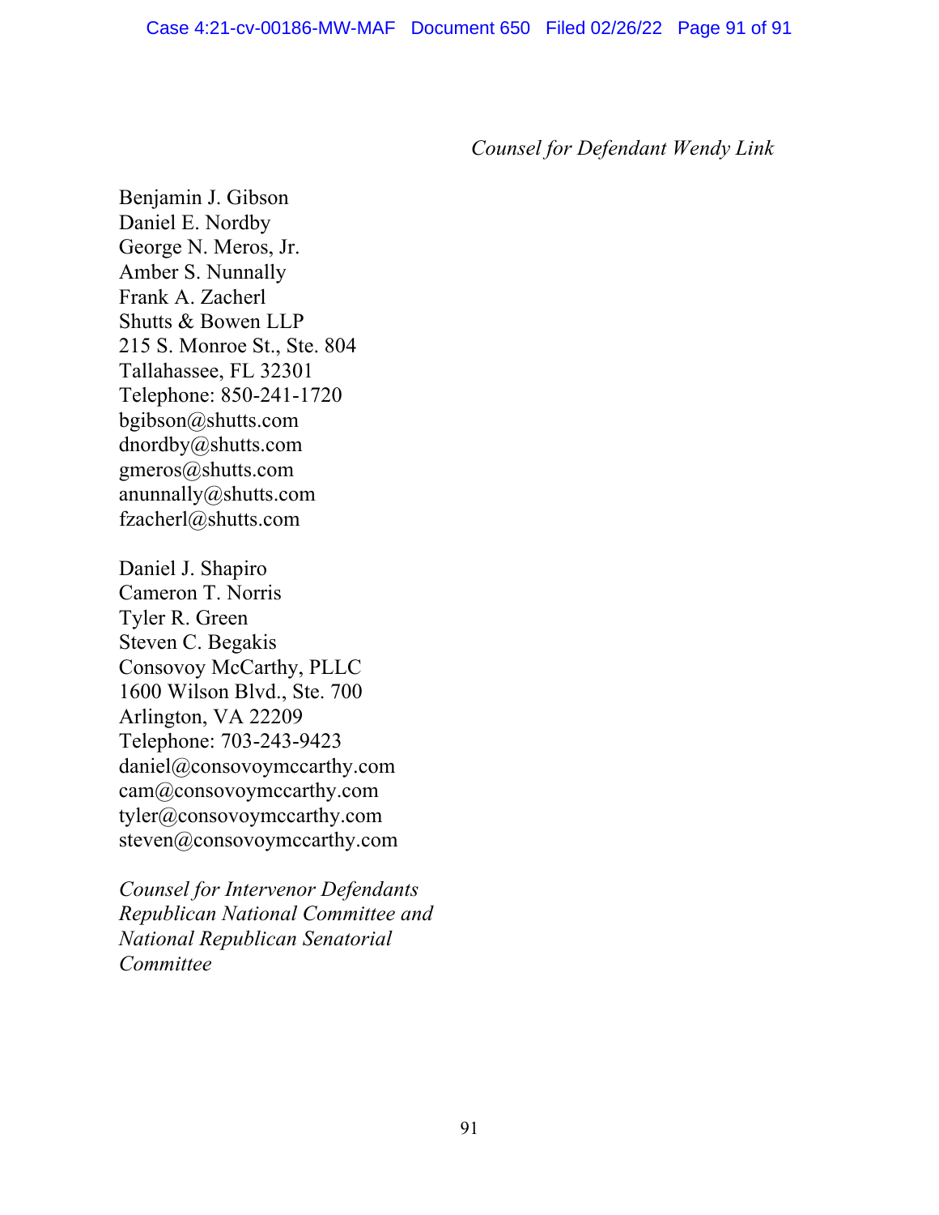*Counsel for Defendant Wendy Link*

Benjamin J. Gibson
Daniel E. Nordby
George N. Meros, Jr.
Amber S. Nunnally
Frank A. Zacherl
Shutts & Bowen LLP
215 S. Monroe St., Ste. 804
Tallahassee, FL 32301
Telephone: 850-241-1720
bgibson@shutts.com
dnordby@shutts.com
gmeros@shutts.com
anunnally@shutts.com
fzacherl@shutts.com

Daniel J. Shapiro
Cameron T. Norris
Tyler R. Green
Steven C. Begakis
Consovoy McCarthy, PLLC
1600 Wilson Blvd., Ste. 700
Arlington, VA 22209
Telephone: 703-243-9423
daniel@consovoymccarthy.com
cam@consovoymccarthy.com
tyler@consovoymccarthy.com
steven@consovoymccarthy.com

*Counsel for Intervenor Defendants Republican National Committee and National Republican Senatorial Committee*